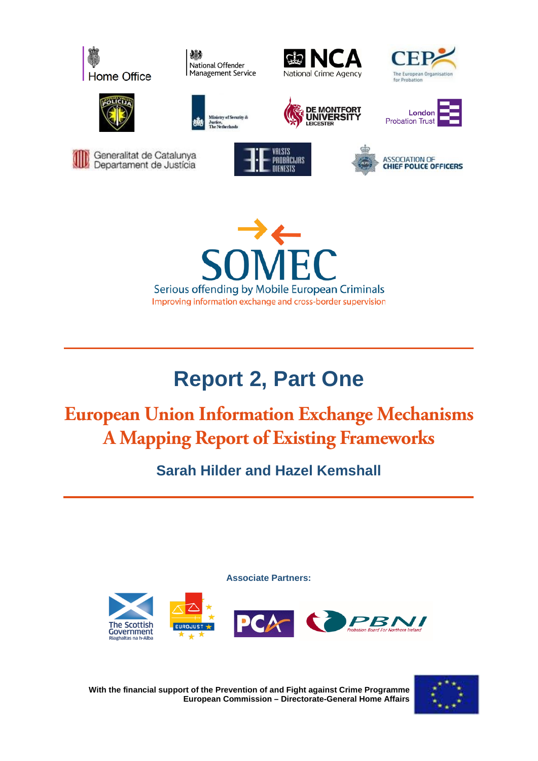Home Office

National Offender Management Service

NCA National Crime Agency

CEP The European Organisation for Probation

Ministry of Security & Justice, The Netherlands

DE MONTFORT UNIVERSITY LEICESTER

London Probation Trust

Generalitat de Catalunya Departament de Justícia

VALSTS PROBĀCIJAS DIENESTS

ASSOCIATION OF CHIEF POLICE OFFICERS

# SOMEC

Serious offending by Mobile European Criminals

Improving information exchange and cross-border supervision

# Report 2, Part One

## European Union Information Exchange Mechanisms A Mapping Report of Existing Frameworks

**Sarah Hilder and Hazel Kemshall**

**Associate Partners:**

The Scottish Government Riaghaltas na h-Alba

EUROJUST

PCA

PBNI Probation Board For Northern Ireland

**With the financial support of the Prevention of and Fight against Crime Programme European Commission – Directorate-General Home Affairs**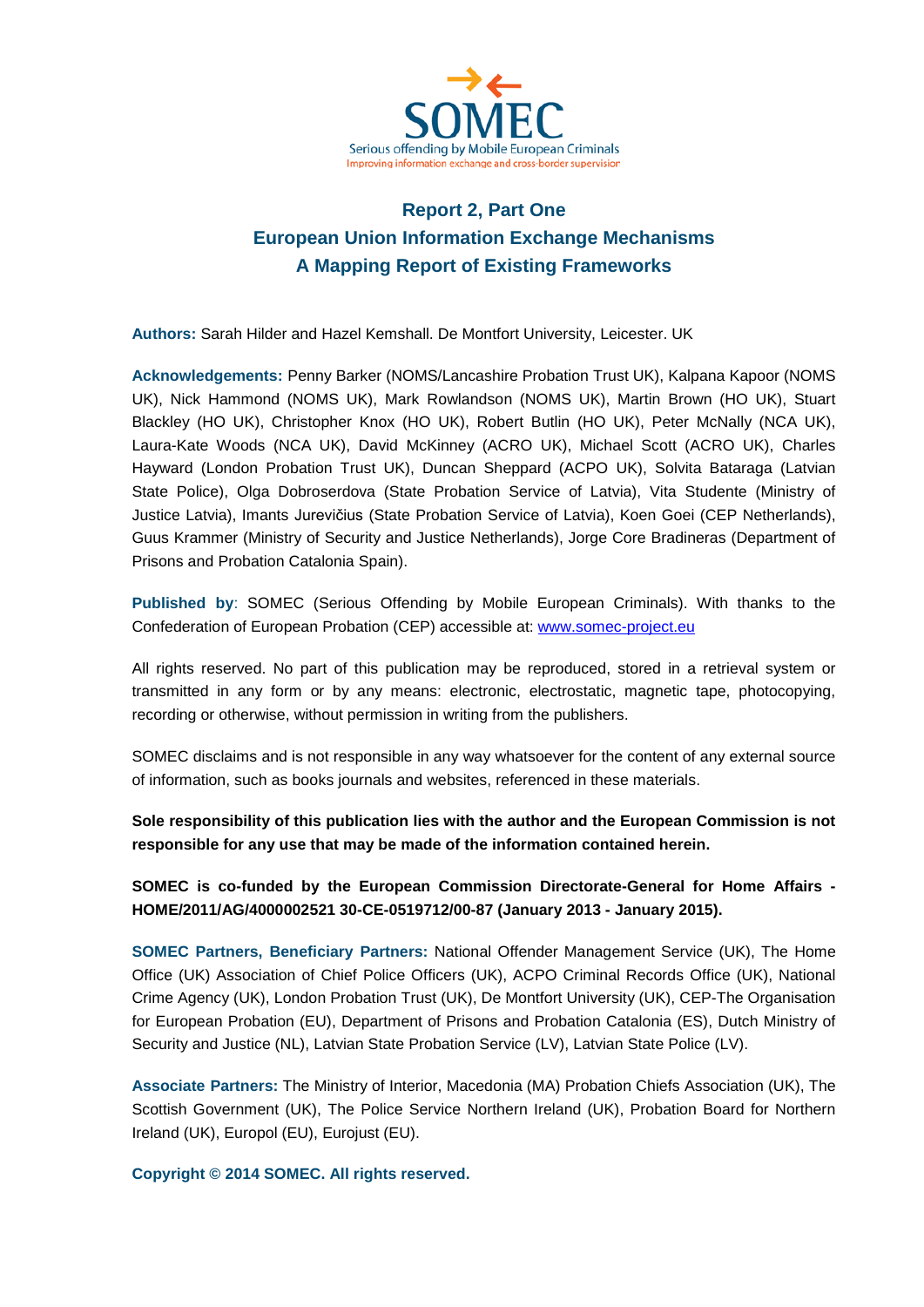SOMEC

Serious offending by Mobile European Criminals

Improving information exchange and cross-border supervision

# Report 2, Part One
# European Union Information Exchange Mechanisms
# A Mapping Report of Existing Frameworks

**Authors:** Sarah Hilder and Hazel Kemshall. De Montfort University, Leicester. UK

**Acknowledgements:** Penny Barker (NOMS/Lancashire Probation Trust UK), Kalpana Kapoor (NOMS UK), Nick Hammond (NOMS UK), Mark Rowlandson (NOMS UK), Martin Brown (HO UK), Stuart Blackley (HO UK), Christopher Knox (HO UK), Robert Butlin (HO UK), Peter McNally (NCA UK), Laura-Kate Woods (NCA UK), David McKinney (ACRO UK), Michael Scott (ACRO UK), Charles Hayward (London Probation Trust UK), Duncan Sheppard (ACPO UK), Solvita Bataraga (Latvian State Police), Olga Dobroserdova (State Probation Service of Latvia), Vita Studente (Ministry of Justice Latvia), Imants Jurevičius (State Probation Service of Latvia), Koen Goei (CEP Netherlands), Guus Krammer (Ministry of Security and Justice Netherlands), Jorge Core Bradineras (Department of Prisons and Probation Catalonia Spain).

**Published by**: SOMEC (Serious Offending by Mobile European Criminals). With thanks to the Confederation of European Probation (CEP) accessible at: www.somec-project.eu

All rights reserved. No part of this publication may be reproduced, stored in a retrieval system or transmitted in any form or by any means: electronic, electrostatic, magnetic tape, photocopying, recording or otherwise, without permission in writing from the publishers.

SOMEC disclaims and is not responsible in any way whatsoever for the content of any external source of information, such as books journals and websites, referenced in these materials.

**Sole responsibility of this publication lies with the author and the European Commission is not responsible for any use that may be made of the information contained herein.**

**SOMEC is co-funded by the European Commission Directorate-General for Home Affairs - HOME/2011/AG/4000002521 30-CE-0519712/00-87 (January 2013 - January 2015).**

**SOMEC Partners, Beneficiary Partners:** National Offender Management Service (UK), The Home Office (UK) Association of Chief Police Officers (UK), ACPO Criminal Records Office (UK), National Crime Agency (UK), London Probation Trust (UK), De Montfort University (UK), CEP-The Organisation for European Probation (EU), Department of Prisons and Probation Catalonia (ES), Dutch Ministry of Security and Justice (NL), Latvian State Probation Service (LV), Latvian State Police (LV).

**Associate Partners:** The Ministry of Interior, Macedonia (MA) Probation Chiefs Association (UK), The Scottish Government (UK), The Police Service Northern Ireland (UK), Probation Board for Northern Ireland (UK), Europol (EU), Eurojust (EU).

**Copyright © 2014 SOMEC. All rights reserved.**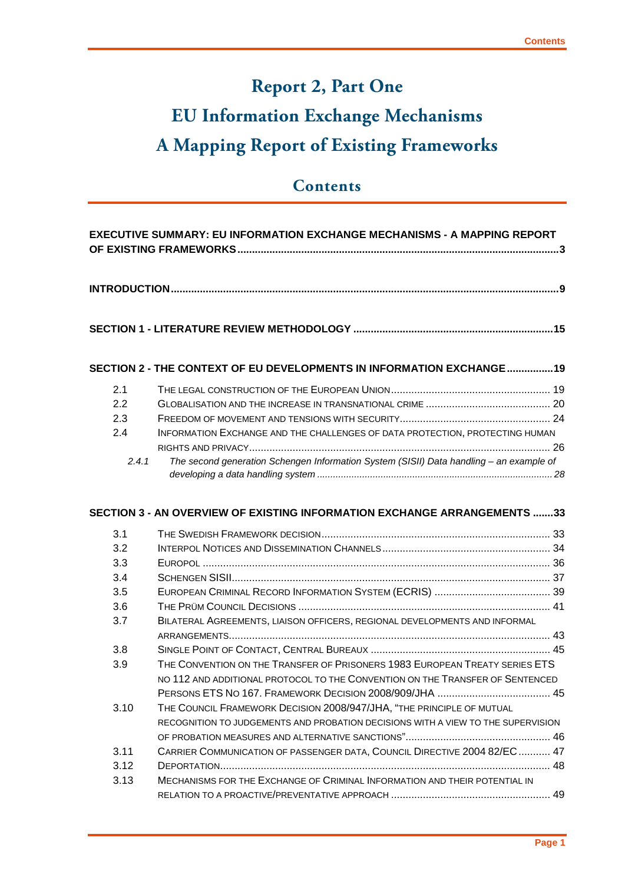# Report 2, Part One

# EU Information Exchange Mechanisms

# A Mapping Report of Existing Frameworks

## Contents

**EXECUTIVE SUMMARY: EU INFORMATION EXCHANGE MECHANISMS - A MAPPING REPORT OF EXISTING FRAMEWORKS** .......... 3

**INTRODUCTION** .......... 9

**SECTION 1 - LITERATURE REVIEW METHODOLOGY** .......... 15

**SECTION 2 - THE CONTEXT OF EU DEVELOPMENTS IN INFORMATION EXCHANGE** .......... 19

- 2.1 THE LEGAL CONSTRUCTION OF THE EUROPEAN UNION .......... 19
- 2.2 GLOBALISATION AND THE INCREASE IN TRANSNATIONAL CRIME .......... 20
- 2.3 FREEDOM OF MOVEMENT AND TENSIONS WITH SECURITY .......... 24
- 2.4 INFORMATION EXCHANGE AND THE CHALLENGES OF DATA PROTECTION, PROTECTING HUMAN RIGHTS AND PRIVACY .......... 26
  - *2.4.1 The second generation Schengen Information System (SISII) Data handling – an example of developing a data handling system .......... 28*

**SECTION 3 - AN OVERVIEW OF EXISTING INFORMATION EXCHANGE ARRANGEMENTS** .......... 33

- 3.1 THE SWEDISH FRAMEWORK DECISION .......... 33
- 3.2 INTERPOL NOTICES AND DISSEMINATION CHANNELS .......... 34
- 3.3 EUROPOL .......... 36
- 3.4 SCHENGEN SISII .......... 37
- 3.5 EUROPEAN CRIMINAL RECORD INFORMATION SYSTEM (ECRIS) .......... 39
- 3.6 THE PRÜM COUNCIL DECISIONS .......... 41
- 3.7 BILATERAL AGREEMENTS, LIAISON OFFICERS, REGIONAL DEVELOPMENTS AND INFORMAL ARRANGEMENTS .......... 43
- 3.8 SINGLE POINT OF CONTACT, CENTRAL BUREAUX .......... 45
- 3.9 THE CONVENTION ON THE TRANSFER OF PRISONERS 1983 EUROPEAN TREATY SERIES ETS NO 112 AND ADDITIONAL PROTOCOL TO THE CONVENTION ON THE TRANSFER OF SENTENCED PERSONS ETS NO 167. FRAMEWORK DECISION 2008/909/JHA .......... 45
- 3.10 THE COUNCIL FRAMEWORK DECISION 2008/947/JHA, "THE PRINCIPLE OF MUTUAL RECOGNITION TO JUDGEMENTS AND PROBATION DECISIONS WITH A VIEW TO THE SUPERVISION OF PROBATION MEASURES AND ALTERNATIVE SANCTIONS" .......... 46
- 3.11 CARRIER COMMUNICATION OF PASSENGER DATA, COUNCIL DIRECTIVE 2004 82/EC .......... 47
- 3.12 DEPORTATION .......... 48
- 3.13 MECHANISMS FOR THE EXCHANGE OF CRIMINAL INFORMATION AND THEIR POTENTIAL IN RELATION TO A PROACTIVE/PREVENTATIVE APPROACH .......... 49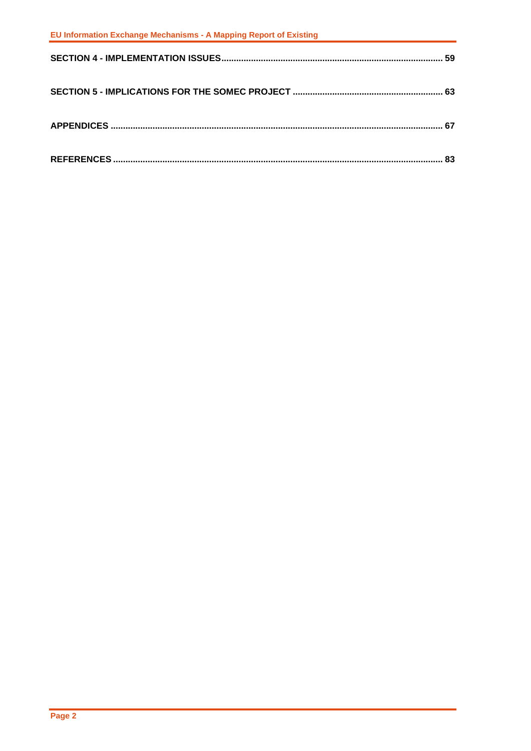**SECTION 4 - IMPLEMENTATION ISSUES** ........................................................................................ 59

**SECTION 5 - IMPLICATIONS FOR THE SOMEC PROJECT** ............................................................ 63

**APPENDICES** ..................................................................................................................................... 67

**REFERENCES** .................................................................................................................................... 83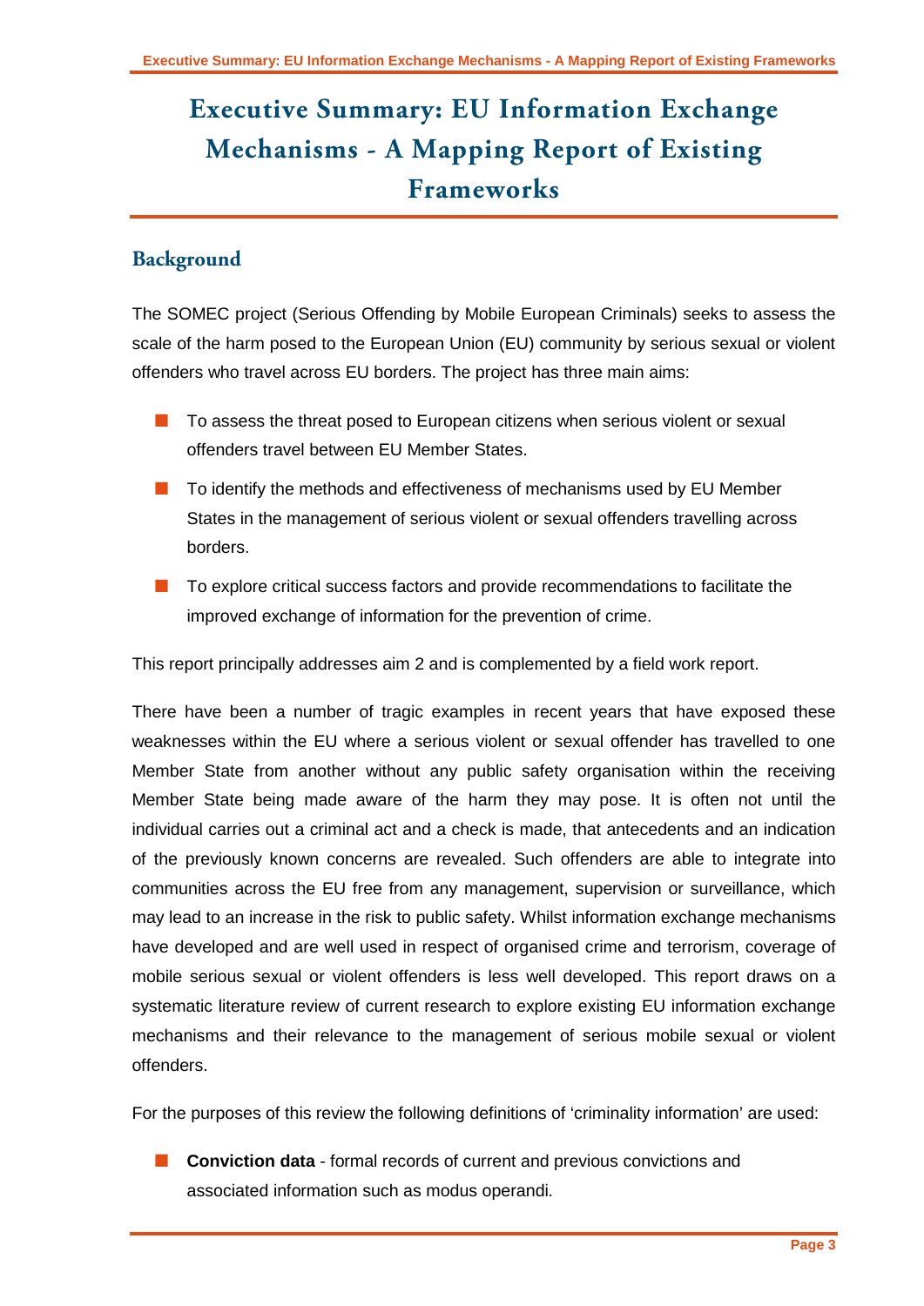# Executive Summary: EU Information Exchange Mechanisms - A Mapping Report of Existing Frameworks

## Background

The SOMEC project (Serious Offending by Mobile European Criminals) seeks to assess the scale of the harm posed to the European Union (EU) community by serious sexual or violent offenders who travel across EU borders. The project has three main aims:

- To assess the threat posed to European citizens when serious violent or sexual offenders travel between EU Member States.
- To identify the methods and effectiveness of mechanisms used by EU Member States in the management of serious violent or sexual offenders travelling across borders.
- To explore critical success factors and provide recommendations to facilitate the improved exchange of information for the prevention of crime.

This report principally addresses aim 2 and is complemented by a field work report.

There have been a number of tragic examples in recent years that have exposed these weaknesses within the EU where a serious violent or sexual offender has travelled to one Member State from another without any public safety organisation within the receiving Member State being made aware of the harm they may pose. It is often not until the individual carries out a criminal act and a check is made, that antecedents and an indication of the previously known concerns are revealed. Such offenders are able to integrate into communities across the EU free from any management, supervision or surveillance, which may lead to an increase in the risk to public safety. Whilst information exchange mechanisms have developed and are well used in respect of organised crime and terrorism, coverage of mobile serious sexual or violent offenders is less well developed. This report draws on a systematic literature review of current research to explore existing EU information exchange mechanisms and their relevance to the management of serious mobile sexual or violent offenders.

For the purposes of this review the following definitions of 'criminality information' are used:

- **Conviction data** - formal records of current and previous convictions and associated information such as modus operandi.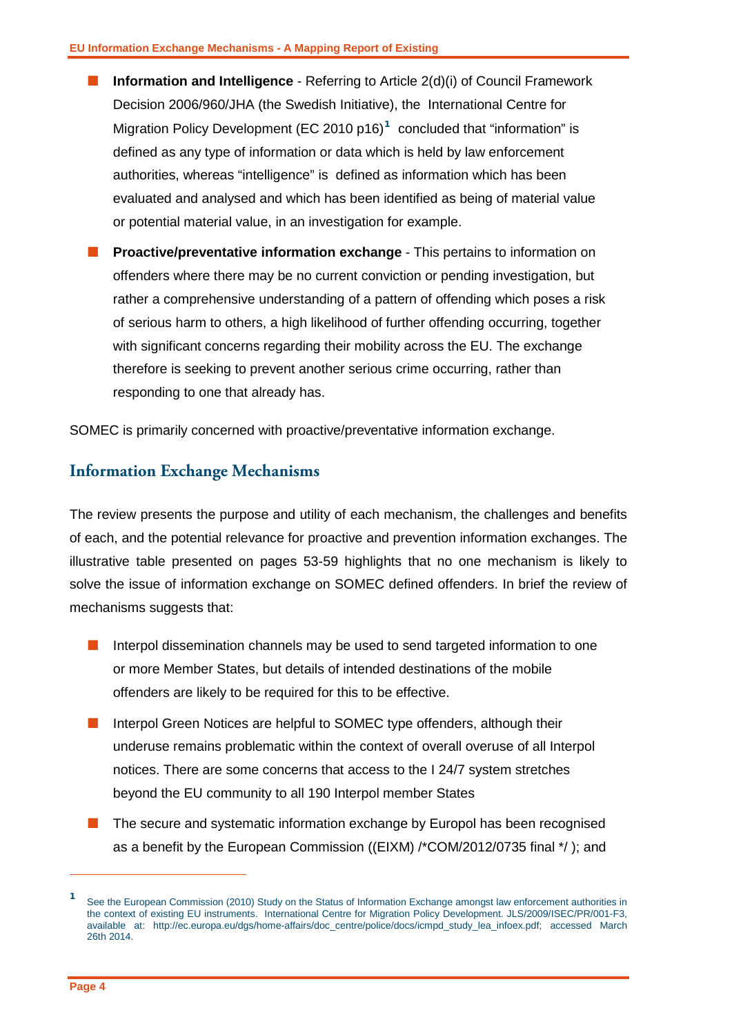- **Information and Intelligence** - Referring to Article 2(d)(i) of Council Framework Decision 2006/960/JHA (the Swedish Initiative), the International Centre for Migration Policy Development (EC 2010 p16)[1] concluded that "information" is defined as any type of information or data which is held by law enforcement authorities, whereas "intelligence" is defined as information which has been evaluated and analysed and which has been identified as being of material value or potential material value, in an investigation for example.

- **Proactive/preventative information exchange** - This pertains to information on offenders where there may be no current conviction or pending investigation, but rather a comprehensive understanding of a pattern of offending which poses a risk of serious harm to others, a high likelihood of further offending occurring, together with significant concerns regarding their mobility across the EU. The exchange therefore is seeking to prevent another serious crime occurring, rather than responding to one that already has.

SOMEC is primarily concerned with proactive/preventative information exchange.

## Information Exchange Mechanisms

The review presents the purpose and utility of each mechanism, the challenges and benefits of each, and the potential relevance for proactive and prevention information exchanges. The illustrative table presented on pages 53-59 highlights that no one mechanism is likely to solve the issue of information exchange on SOMEC defined offenders. In brief the review of mechanisms suggests that:

- Interpol dissemination channels may be used to send targeted information to one or more Member States, but details of intended destinations of the mobile offenders are likely to be required for this to be effective.

- Interpol Green Notices are helpful to SOMEC type offenders, although their underuse remains problematic within the context of overall overuse of all Interpol notices. There are some concerns that access to the I 24/7 system stretches beyond the EU community to all 190 Interpol member States

- The secure and systematic information exchange by Europol has been recognised as a benefit by the European Commission ((EIXM) /*COM/2012/0735 final */ ); and

---

[1] See the European Commission (2010) Study on the Status of Information Exchange amongst law enforcement authorities in the context of existing EU instruments. International Centre for Migration Policy Development. JLS/2009/ISEC/PR/001-F3, available at: http://ec.europa.eu/dgs/home-affairs/doc_centre/police/docs/icmpd_study_lea_infoex.pdf; accessed March 26th 2014.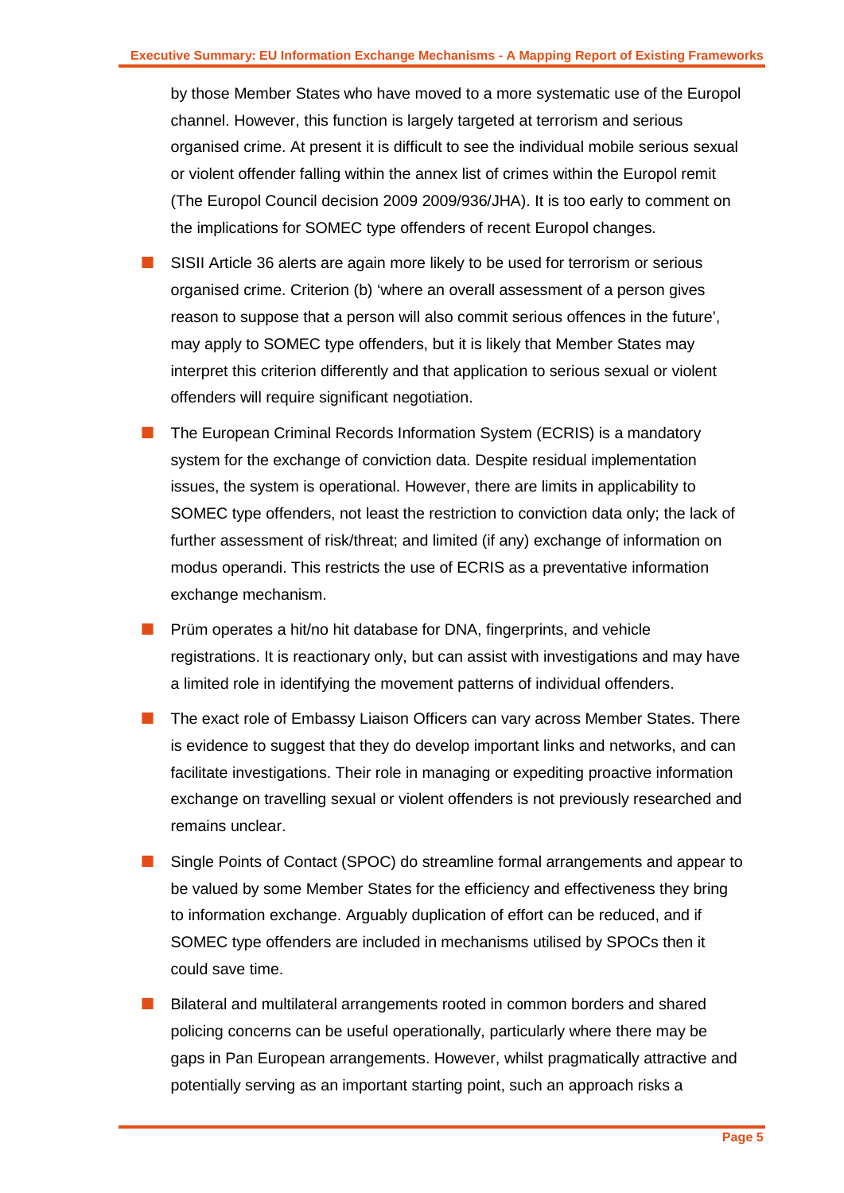by those Member States who have moved to a more systematic use of the Europol channel. However, this function is largely targeted at terrorism and serious organised crime. At present it is difficult to see the individual mobile serious sexual or violent offender falling within the annex list of crimes within the Europol remit (The Europol Council decision 2009 2009/936/JHA). It is too early to comment on the implications for SOMEC type offenders of recent Europol changes.

- SISII Article 36 alerts are again more likely to be used for terrorism or serious organised crime. Criterion (b) 'where an overall assessment of a person gives reason to suppose that a person will also commit serious offences in the future', may apply to SOMEC type offenders, but it is likely that Member States may interpret this criterion differently and that application to serious sexual or violent offenders will require significant negotiation.
- The European Criminal Records Information System (ECRIS) is a mandatory system for the exchange of conviction data. Despite residual implementation issues, the system is operational. However, there are limits in applicability to SOMEC type offenders, not least the restriction to conviction data only; the lack of further assessment of risk/threat; and limited (if any) exchange of information on modus operandi. This restricts the use of ECRIS as a preventative information exchange mechanism.
- Prüm operates a hit/no hit database for DNA, fingerprints, and vehicle registrations. It is reactionary only, but can assist with investigations and may have a limited role in identifying the movement patterns of individual offenders.
- The exact role of Embassy Liaison Officers can vary across Member States. There is evidence to suggest that they do develop important links and networks, and can facilitate investigations. Their role in managing or expediting proactive information exchange on travelling sexual or violent offenders is not previously researched and remains unclear.
- Single Points of Contact (SPOC) do streamline formal arrangements and appear to be valued by some Member States for the efficiency and effectiveness they bring to information exchange. Arguably duplication of effort can be reduced, and if SOMEC type offenders are included in mechanisms utilised by SPOCs then it could save time.
- Bilateral and multilateral arrangements rooted in common borders and shared policing concerns can be useful operationally, particularly where there may be gaps in Pan European arrangements. However, whilst pragmatically attractive and potentially serving as an important starting point, such an approach risks a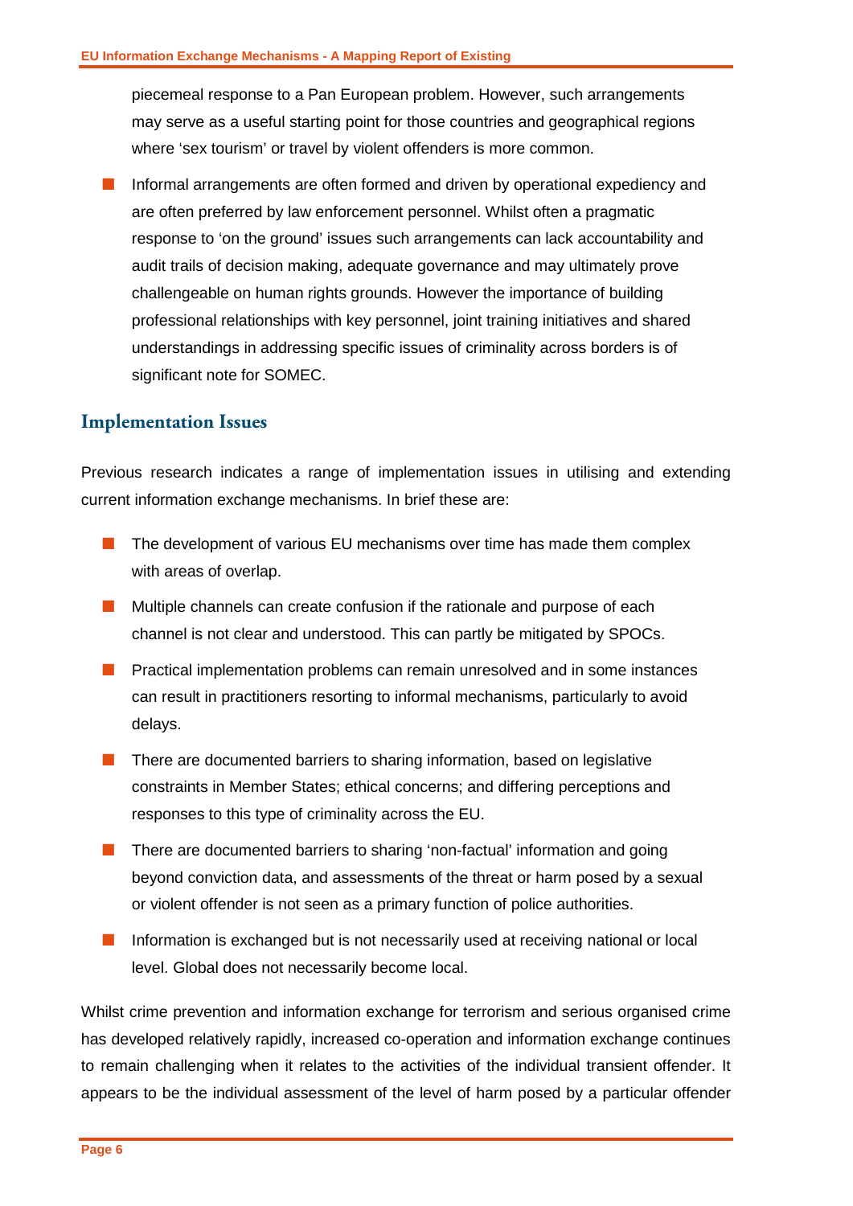piecemeal response to a Pan European problem. However, such arrangements may serve as a useful starting point for those countries and geographical regions where 'sex tourism' or travel by violent offenders is more common.

- Informal arrangements are often formed and driven by operational expediency and are often preferred by law enforcement personnel. Whilst often a pragmatic response to 'on the ground' issues such arrangements can lack accountability and audit trails of decision making, adequate governance and may ultimately prove challengeable on human rights grounds. However the importance of building professional relationships with key personnel, joint training initiatives and shared understandings in addressing specific issues of criminality across borders is of significant note for SOMEC.

## Implementation Issues

Previous research indicates a range of implementation issues in utilising and extending current information exchange mechanisms. In brief these are:

- The development of various EU mechanisms over time has made them complex with areas of overlap.
- Multiple channels can create confusion if the rationale and purpose of each channel is not clear and understood. This can partly be mitigated by SPOCs.
- Practical implementation problems can remain unresolved and in some instances can result in practitioners resorting to informal mechanisms, particularly to avoid delays.
- There are documented barriers to sharing information, based on legislative constraints in Member States; ethical concerns; and differing perceptions and responses to this type of criminality across the EU.
- There are documented barriers to sharing 'non-factual' information and going beyond conviction data, and assessments of the threat or harm posed by a sexual or violent offender is not seen as a primary function of police authorities.
- Information is exchanged but is not necessarily used at receiving national or local level. Global does not necessarily become local.

Whilst crime prevention and information exchange for terrorism and serious organised crime has developed relatively rapidly, increased co-operation and information exchange continues to remain challenging when it relates to the activities of the individual transient offender. It appears to be the individual assessment of the level of harm posed by a particular offender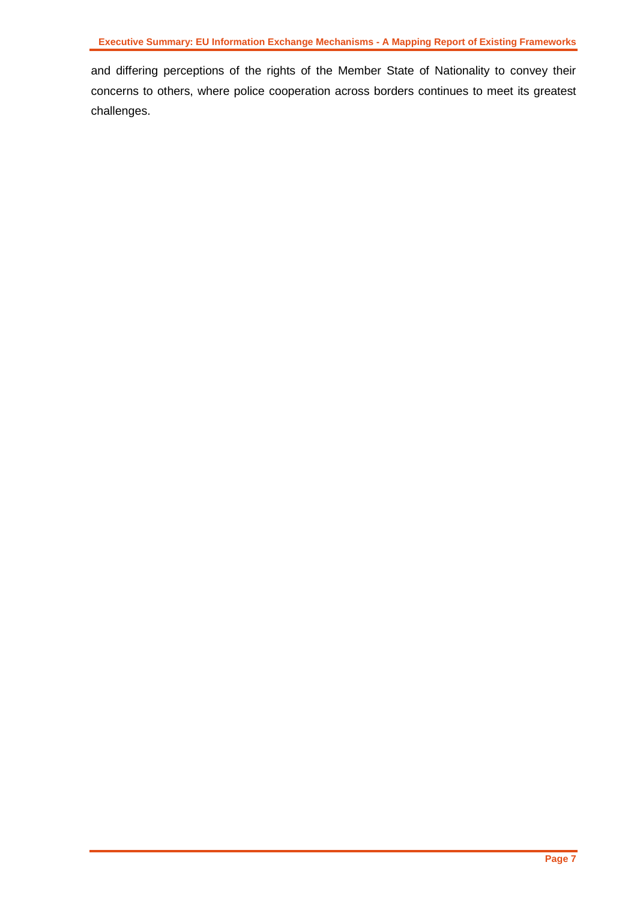and differing perceptions of the rights of the Member State of Nationality to convey their concerns to others, where police cooperation across borders continues to meet its greatest challenges.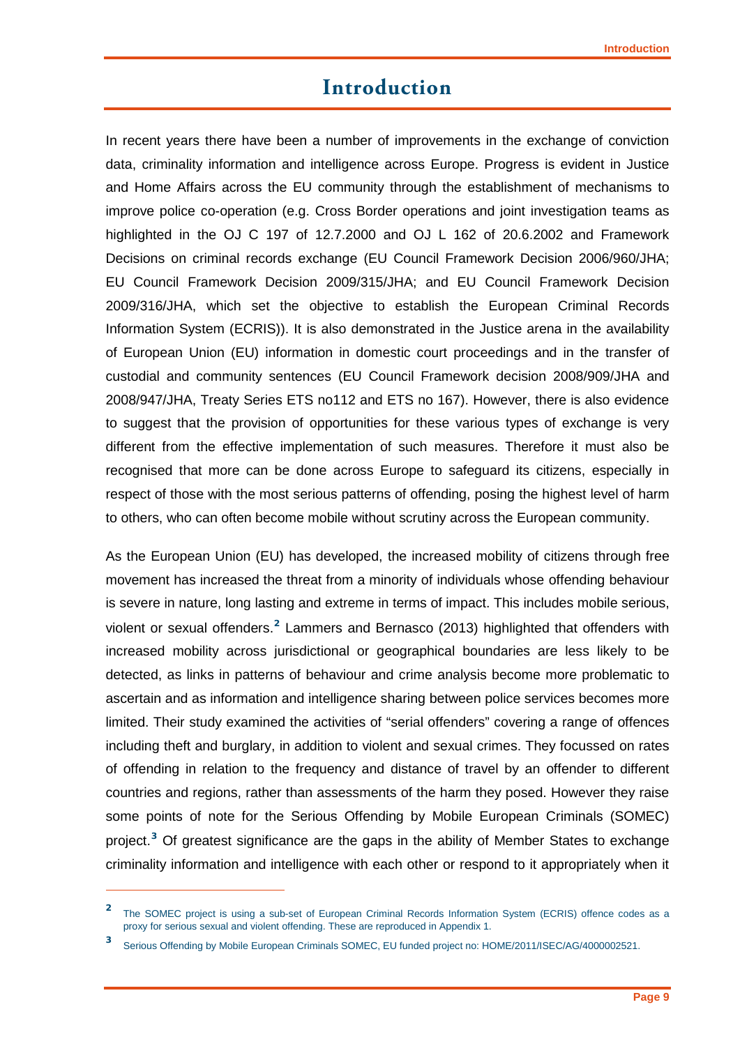# Introduction

In recent years there have been a number of improvements in the exchange of conviction data, criminality information and intelligence across Europe. Progress is evident in Justice and Home Affairs across the EU community through the establishment of mechanisms to improve police co-operation (e.g. Cross Border operations and joint investigation teams as highlighted in the OJ C 197 of 12.7.2000 and OJ L 162 of 20.6.2002 and Framework Decisions on criminal records exchange (EU Council Framework Decision 2006/960/JHA; EU Council Framework Decision 2009/315/JHA; and EU Council Framework Decision 2009/316/JHA, which set the objective to establish the European Criminal Records Information System (ECRIS)). It is also demonstrated in the Justice arena in the availability of European Union (EU) information in domestic court proceedings and in the transfer of custodial and community sentences (EU Council Framework decision 2008/909/JHA and 2008/947/JHA, Treaty Series ETS no112 and ETS no 167). However, there is also evidence to suggest that the provision of opportunities for these various types of exchange is very different from the effective implementation of such measures. Therefore it must also be recognised that more can be done across Europe to safeguard its citizens, especially in respect of those with the most serious patterns of offending, posing the highest level of harm to others, who can often become mobile without scrutiny across the European community.

As the European Union (EU) has developed, the increased mobility of citizens through free movement has increased the threat from a minority of individuals whose offending behaviour is severe in nature, long lasting and extreme in terms of impact. This includes mobile serious, violent or sexual offenders.[2] Lammers and Bernasco (2013) highlighted that offenders with increased mobility across jurisdictional or geographical boundaries are less likely to be detected, as links in patterns of behaviour and crime analysis become more problematic to ascertain and as information and intelligence sharing between police services becomes more limited. Their study examined the activities of "serial offenders" covering a range of offences including theft and burglary, in addition to violent and sexual crimes. They focussed on rates of offending in relation to the frequency and distance of travel by an offender to different countries and regions, rather than assessments of the harm they posed. However they raise some points of note for the Serious Offending by Mobile European Criminals (SOMEC) project.[3] Of greatest significance are the gaps in the ability of Member States to exchange criminality information and intelligence with each other or respond to it appropriately when it

---

[2] The SOMEC project is using a sub-set of European Criminal Records Information System (ECRIS) offence codes as a proxy for serious sexual and violent offending. These are reproduced in Appendix 1.

[3] Serious Offending by Mobile European Criminals SOMEC, EU funded project no: HOME/2011/ISEC/AG/4000002521.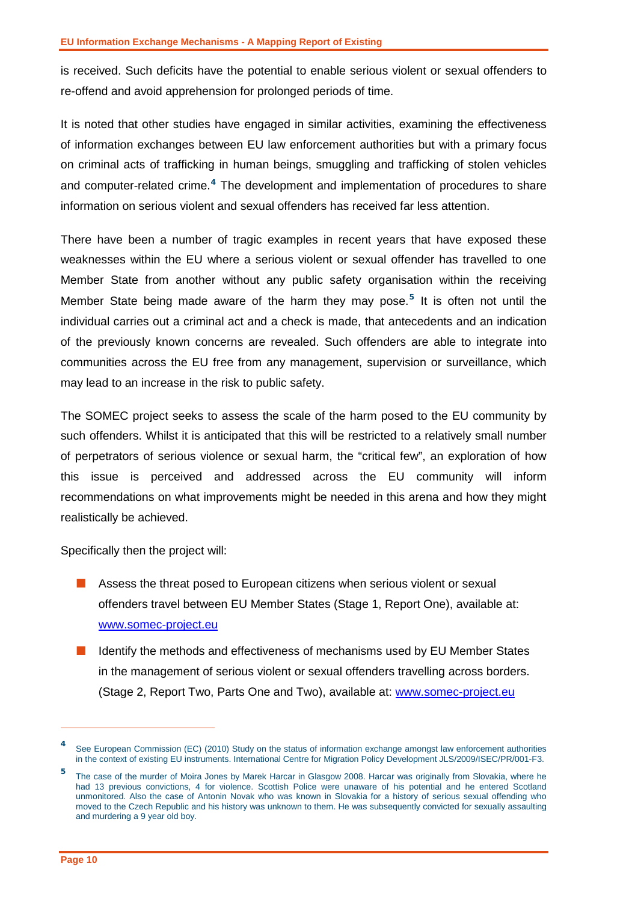is received. Such deficits have the potential to enable serious violent or sexual offenders to re-offend and avoid apprehension for prolonged periods of time.

It is noted that other studies have engaged in similar activities, examining the effectiveness of information exchanges between EU law enforcement authorities but with a primary focus on criminal acts of trafficking in human beings, smuggling and trafficking of stolen vehicles and computer-related crime.[4] The development and implementation of procedures to share information on serious violent and sexual offenders has received far less attention.

There have been a number of tragic examples in recent years that have exposed these weaknesses within the EU where a serious violent or sexual offender has travelled to one Member State from another without any public safety organisation within the receiving Member State being made aware of the harm they may pose.[5] It is often not until the individual carries out a criminal act and a check is made, that antecedents and an indication of the previously known concerns are revealed. Such offenders are able to integrate into communities across the EU free from any management, supervision or surveillance, which may lead to an increase in the risk to public safety.

The SOMEC project seeks to assess the scale of the harm posed to the EU community by such offenders. Whilst it is anticipated that this will be restricted to a relatively small number of perpetrators of serious violence or sexual harm, the "critical few", an exploration of how this issue is perceived and addressed across the EU community will inform recommendations on what improvements might be needed in this arena and how they might realistically be achieved.

Specifically then the project will:

- Assess the threat posed to European citizens when serious violent or sexual offenders travel between EU Member States (Stage 1, Report One), available at: www.somec-project.eu
- Identify the methods and effectiveness of mechanisms used by EU Member States in the management of serious violent or sexual offenders travelling across borders. (Stage 2, Report Two, Parts One and Two), available at: www.somec-project.eu

---

[4] See European Commission (EC) (2010) Study on the status of information exchange amongst law enforcement authorities in the context of existing EU instruments. International Centre for Migration Policy Development JLS/2009/ISEC/PR/001-F3.

[5] The case of the murder of Moira Jones by Marek Harcar in Glasgow 2008. Harcar was originally from Slovakia, where he had 13 previous convictions, 4 for violence. Scottish Police were unaware of his potential and he entered Scotland unmonitored. Also the case of Antonin Novak who was known in Slovakia for a history of serious sexual offending who moved to the Czech Republic and his history was unknown to them. He was subsequently convicted for sexually assaulting and murdering a 9 year old boy.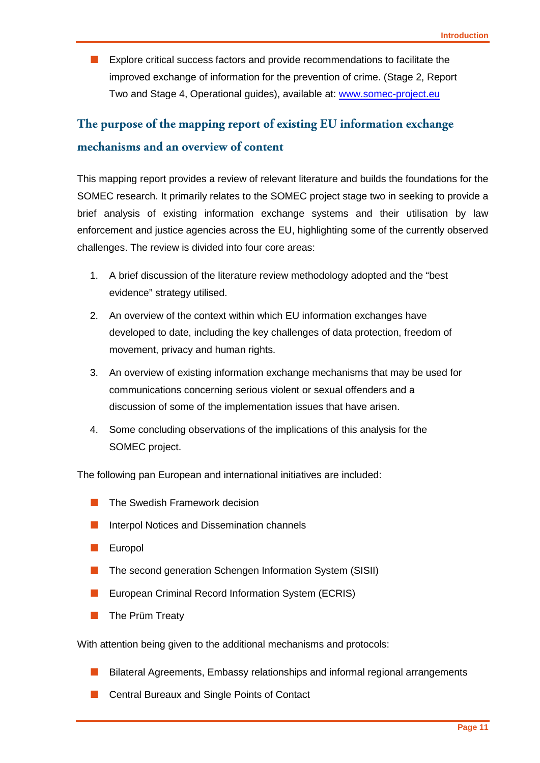- Explore critical success factors and provide recommendations to facilitate the improved exchange of information for the prevention of crime. (Stage 2, Report Two and Stage 4, Operational guides), available at: [www.somec-project.eu](www.somec-project.eu)

## The purpose of the mapping report of existing EU information exchange mechanisms and an overview of content

This mapping report provides a review of relevant literature and builds the foundations for the SOMEC research. It primarily relates to the SOMEC project stage two in seeking to provide a brief analysis of existing information exchange systems and their utilisation by law enforcement and justice agencies across the EU, highlighting some of the currently observed challenges. The review is divided into four core areas:

1. A brief discussion of the literature review methodology adopted and the "best evidence" strategy utilised.
2. An overview of the context within which EU information exchanges have developed to date, including the key challenges of data protection, freedom of movement, privacy and human rights.
3. An overview of existing information exchange mechanisms that may be used for communications concerning serious violent or sexual offenders and a discussion of some of the implementation issues that have arisen.
4. Some concluding observations of the implications of this analysis for the SOMEC project.

The following pan European and international initiatives are included:

- The Swedish Framework decision
- Interpol Notices and Dissemination channels
- Europol
- The second generation Schengen Information System (SISII)
- European Criminal Record Information System (ECRIS)
- The Prüm Treaty

With attention being given to the additional mechanisms and protocols:

- Bilateral Agreements, Embassy relationships and informal regional arrangements
- Central Bureaux and Single Points of Contact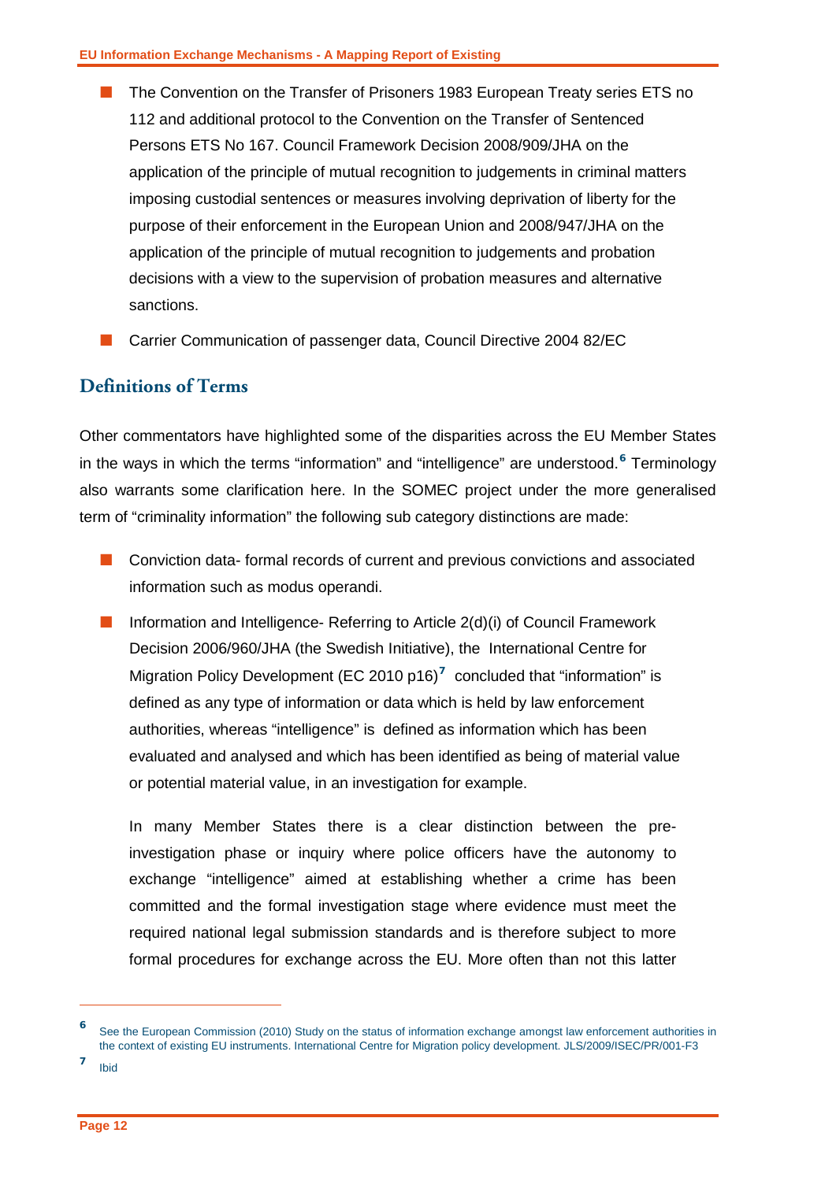- The Convention on the Transfer of Prisoners 1983 European Treaty series ETS no 112 and additional protocol to the Convention on the Transfer of Sentenced Persons ETS No 167. Council Framework Decision 2008/909/JHA on the application of the principle of mutual recognition to judgements in criminal matters imposing custodial sentences or measures involving deprivation of liberty for the purpose of their enforcement in the European Union and 2008/947/JHA on the application of the principle of mutual recognition to judgements and probation decisions with a view to the supervision of probation measures and alternative sanctions.
- Carrier Communication of passenger data, Council Directive 2004 82/EC

## Definitions of Terms

Other commentators have highlighted some of the disparities across the EU Member States in the ways in which the terms "information" and "intelligence" are understood.[6] Terminology also warrants some clarification here. In the SOMEC project under the more generalised term of "criminality information" the following sub category distinctions are made:

- Conviction data- formal records of current and previous convictions and associated information such as modus operandi.
- Information and Intelligence- Referring to Article 2(d)(i) of Council Framework Decision 2006/960/JHA (the Swedish Initiative), the International Centre for Migration Policy Development (EC 2010 p16)[7] concluded that "information" is defined as any type of information or data which is held by law enforcement authorities, whereas "intelligence" is defined as information which has been evaluated and analysed and which has been identified as being of material value or potential material value, in an investigation for example.

  In many Member States there is a clear distinction between the pre-investigation phase or inquiry where police officers have the autonomy to exchange "intelligence" aimed at establishing whether a crime has been committed and the formal investigation stage where evidence must meet the required national legal submission standards and is therefore subject to more formal procedures for exchange across the EU. More often than not this latter

---

[6] See the European Commission (2010) Study on the status of information exchange amongst law enforcement authorities in the context of existing EU instruments. International Centre for Migration policy development. JLS/2009/ISEC/PR/001-F3

[7] Ibid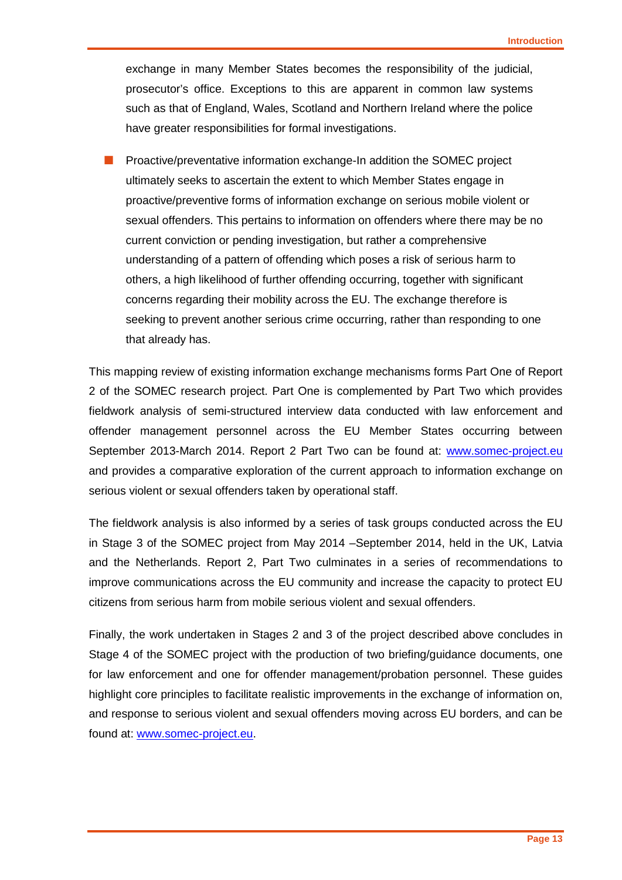exchange in many Member States becomes the responsibility of the judicial, prosecutor's office. Exceptions to this are apparent in common law systems such as that of England, Wales, Scotland and Northern Ireland where the police have greater responsibilities for formal investigations.

- Proactive/preventative information exchange-In addition the SOMEC project ultimately seeks to ascertain the extent to which Member States engage in proactive/preventive forms of information exchange on serious mobile violent or sexual offenders. This pertains to information on offenders where there may be no current conviction or pending investigation, but rather a comprehensive understanding of a pattern of offending which poses a risk of serious harm to others, a high likelihood of further offending occurring, together with significant concerns regarding their mobility across the EU. The exchange therefore is seeking to prevent another serious crime occurring, rather than responding to one that already has.

This mapping review of existing information exchange mechanisms forms Part One of Report 2 of the SOMEC research project. Part One is complemented by Part Two which provides fieldwork analysis of semi-structured interview data conducted with law enforcement and offender management personnel across the EU Member States occurring between September 2013-March 2014. Report 2 Part Two can be found at: [www.somec-project.eu](www.somec-project.eu) and provides a comparative exploration of the current approach to information exchange on serious violent or sexual offenders taken by operational staff.

The fieldwork analysis is also informed by a series of task groups conducted across the EU in Stage 3 of the SOMEC project from May 2014 –September 2014, held in the UK, Latvia and the Netherlands. Report 2, Part Two culminates in a series of recommendations to improve communications across the EU community and increase the capacity to protect EU citizens from serious harm from mobile serious violent and sexual offenders.

Finally, the work undertaken in Stages 2 and 3 of the project described above concludes in Stage 4 of the SOMEC project with the production of two briefing/guidance documents, one for law enforcement and one for offender management/probation personnel. These guides highlight core principles to facilitate realistic improvements in the exchange of information on, and response to serious violent and sexual offenders moving across EU borders, and can be found at: [www.somec-project.eu](www.somec-project.eu).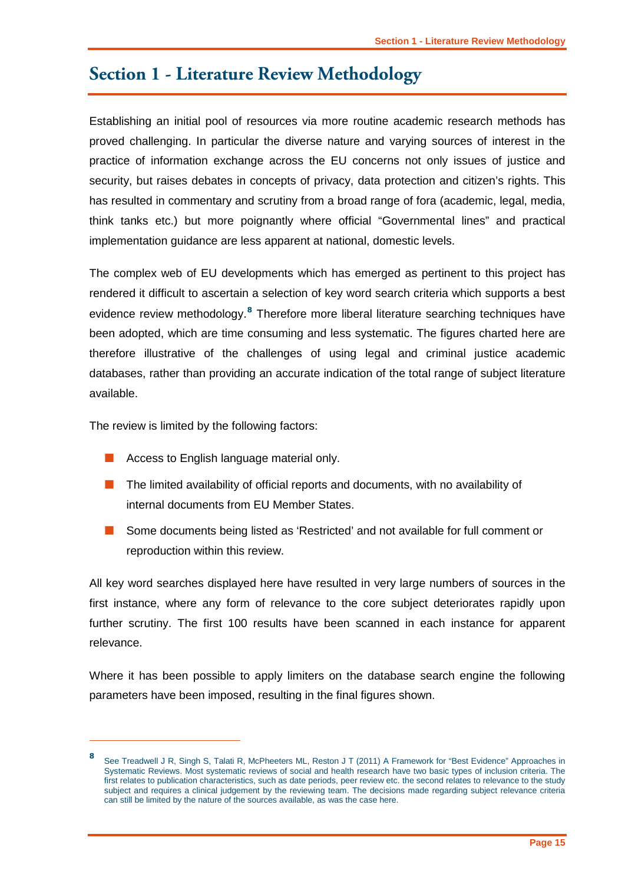# Section 1 - Literature Review Methodology

Establishing an initial pool of resources via more routine academic research methods has proved challenging. In particular the diverse nature and varying sources of interest in the practice of information exchange across the EU concerns not only issues of justice and security, but raises debates in concepts of privacy, data protection and citizen's rights. This has resulted in commentary and scrutiny from a broad range of fora (academic, legal, media, think tanks etc.) but more poignantly where official "Governmental lines" and practical implementation guidance are less apparent at national, domestic levels.

The complex web of EU developments which has emerged as pertinent to this project has rendered it difficult to ascertain a selection of key word search criteria which supports a best evidence review methodology.[8] Therefore more liberal literature searching techniques have been adopted, which are time consuming and less systematic. The figures charted here are therefore illustrative of the challenges of using legal and criminal justice academic databases, rather than providing an accurate indication of the total range of subject literature available.

The review is limited by the following factors:

- Access to English language material only.
- The limited availability of official reports and documents, with no availability of internal documents from EU Member States.
- Some documents being listed as 'Restricted' and not available for full comment or reproduction within this review.

All key word searches displayed here have resulted in very large numbers of sources in the first instance, where any form of relevance to the core subject deteriorates rapidly upon further scrutiny. The first 100 results have been scanned in each instance for apparent relevance.

Where it has been possible to apply limiters on the database search engine the following parameters have been imposed, resulting in the final figures shown.

---

[8] See Treadwell J R, Singh S, Talati R, McPheeters ML, Reston J T (2011) A Framework for "Best Evidence" Approaches in Systematic Reviews. Most systematic reviews of social and health research have two basic types of inclusion criteria. The first relates to publication characteristics, such as date periods, peer review etc. the second relates to relevance to the study subject and requires a clinical judgement by the reviewing team. The decisions made regarding subject relevance criteria can still be limited by the nature of the sources available, as was the case here.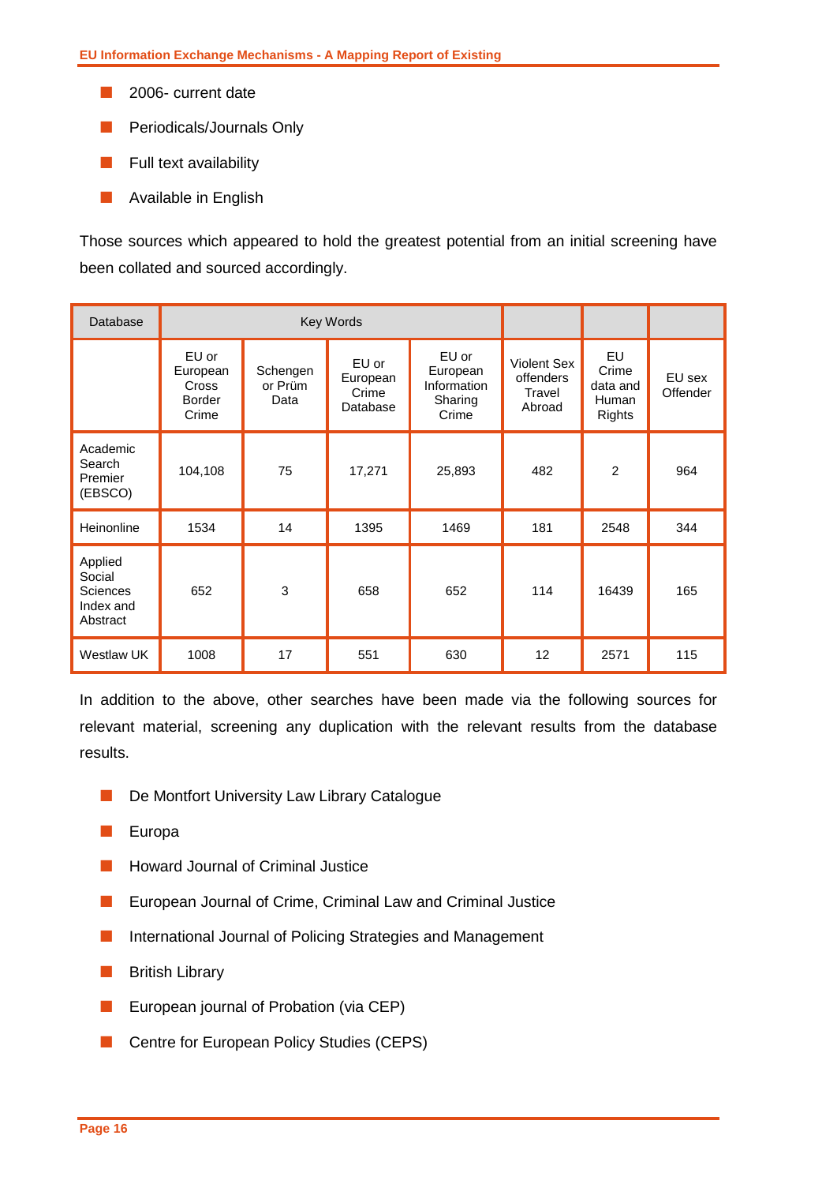- 2006- current date
- Periodicals/Journals Only
- Full text availability
- Available in English

Those sources which appeared to hold the greatest potential from an initial screening have been collated and sourced accordingly.

| Database | Key Words | | | | | | |
|---|---|---|---|---|---|---|---|
| | EU or European Cross Border Crime | Schengen or Prüm Data | EU or European Crime Database | EU or European Information Sharing Crime | Violent Sex offenders Travel Abroad | EU Crime data and Human Rights | EU sex Offender |
| Academic Search Premier (EBSCO) | 104,108 | 75 | 17,271 | 25,893 | 482 | 2 | 964 |
| Heinonline | 1534 | 14 | 1395 | 1469 | 181 | 2548 | 344 |
| Applied Social Sciences Index and Abstract | 652 | 3 | 658 | 652 | 114 | 16439 | 165 |
| Westlaw UK | 1008 | 17 | 551 | 630 | 12 | 2571 | 115 |

In addition to the above, other searches have been made via the following sources for relevant material, screening any duplication with the relevant results from the database results.

- De Montfort University Law Library Catalogue
- Europa
- Howard Journal of Criminal Justice
- European Journal of Crime, Criminal Law and Criminal Justice
- International Journal of Policing Strategies and Management
- British Library
- European journal of Probation (via CEP)
- Centre for European Policy Studies (CEPS)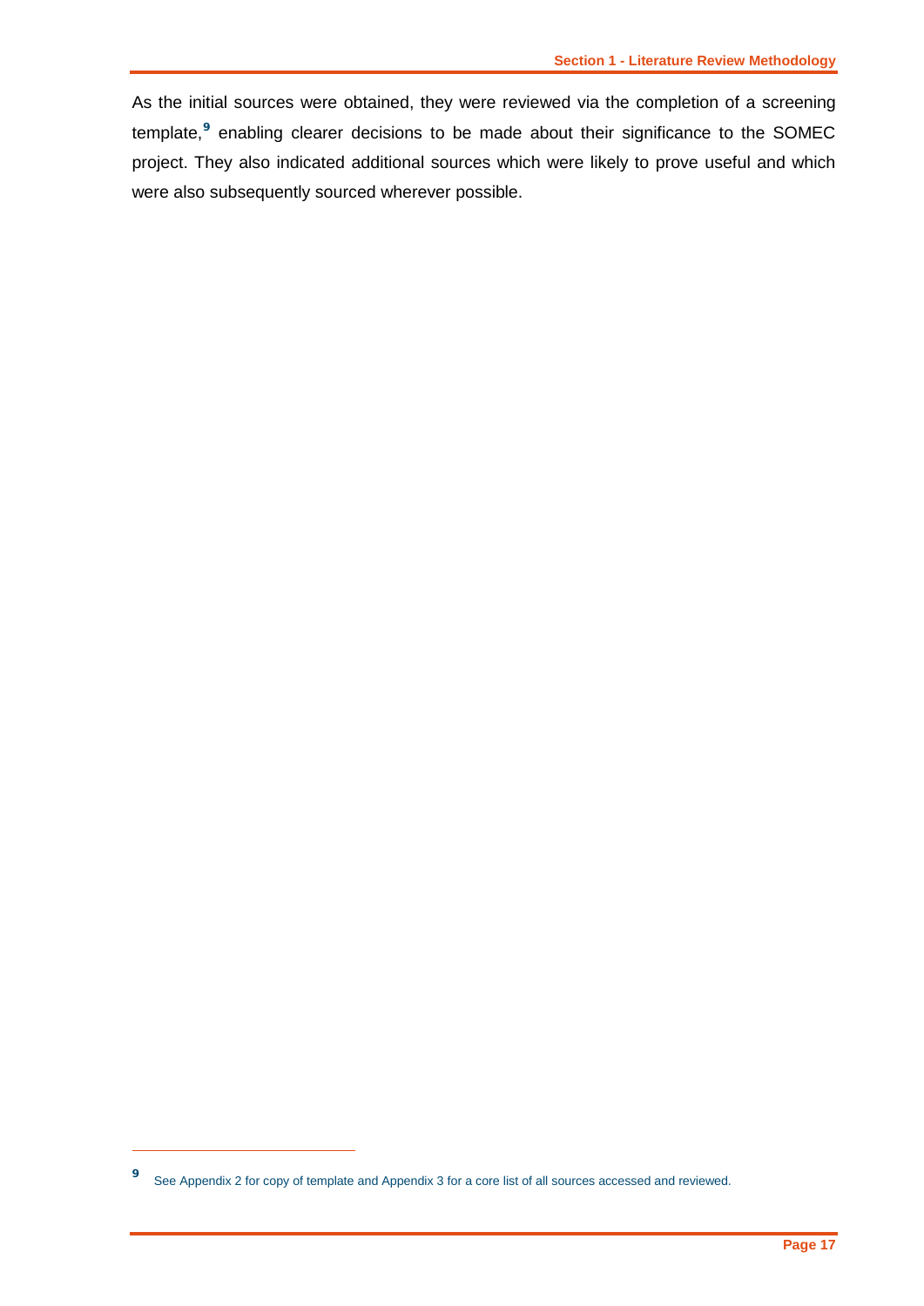As the initial sources were obtained, they were reviewed via the completion of a screening template,[9] enabling clearer decisions to be made about their significance to the SOMEC project. They also indicated additional sources which were likely to prove useful and which were also subsequently sourced wherever possible.

[9] See Appendix 2 for copy of template and Appendix 3 for a core list of all sources accessed and reviewed.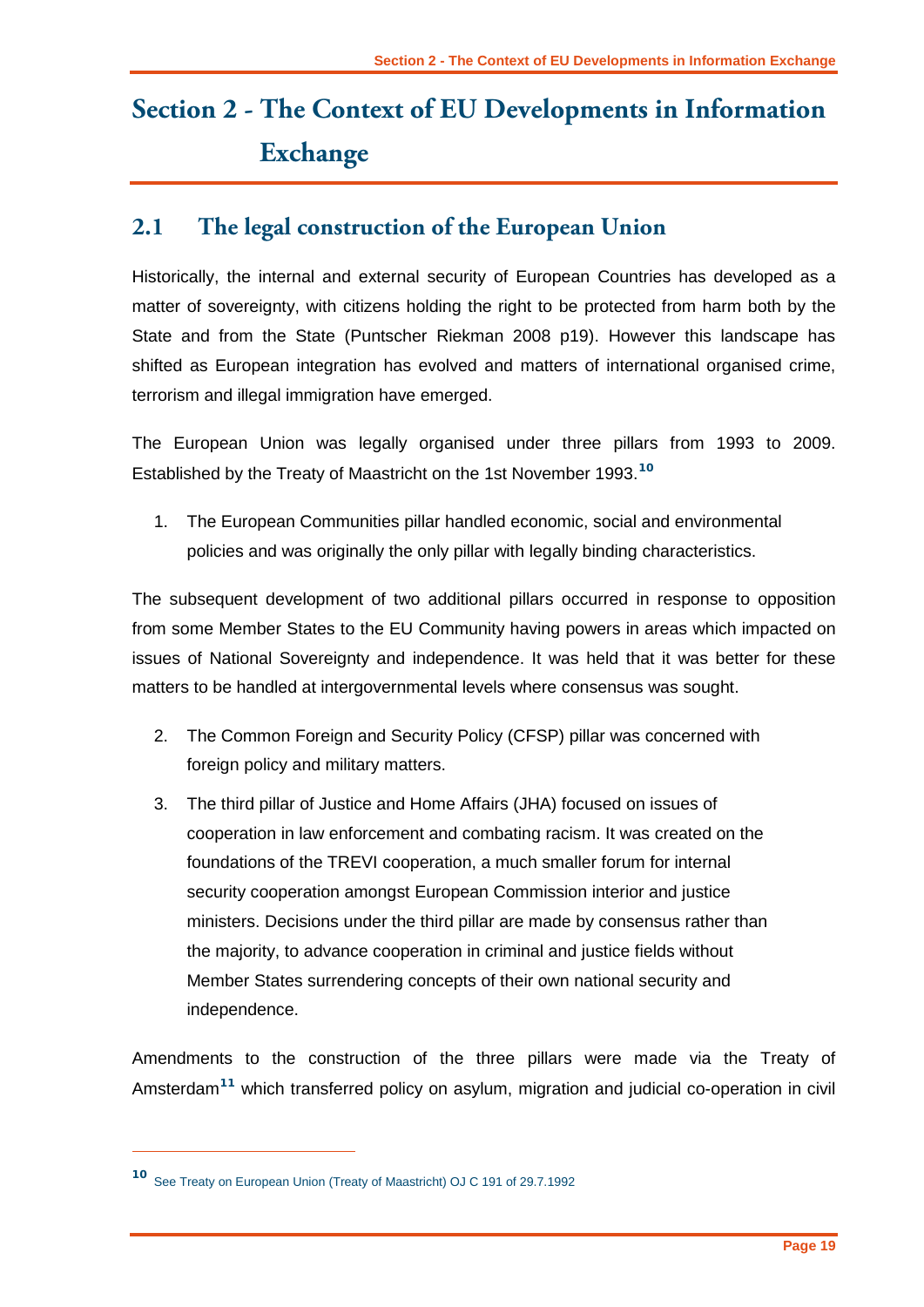# Section 2 - The Context of EU Developments in Information Exchange

## 2.1 The legal construction of the European Union

Historically, the internal and external security of European Countries has developed as a matter of sovereignty, with citizens holding the right to be protected from harm both by the State and from the State (Puntscher Riekman 2008 p19). However this landscape has shifted as European integration has evolved and matters of international organised crime, terrorism and illegal immigration have emerged.

The European Union was legally organised under three pillars from 1993 to 2009. Established by the Treaty of Maastricht on the 1st November 1993.[10]

1. The European Communities pillar handled economic, social and environmental policies and was originally the only pillar with legally binding characteristics.

The subsequent development of two additional pillars occurred in response to opposition from some Member States to the EU Community having powers in areas which impacted on issues of National Sovereignty and independence. It was held that it was better for these matters to be handled at intergovernmental levels where consensus was sought.

2. The Common Foreign and Security Policy (CFSP) pillar was concerned with foreign policy and military matters.
3. The third pillar of Justice and Home Affairs (JHA) focused on issues of cooperation in law enforcement and combating racism. It was created on the foundations of the TREVI cooperation, a much smaller forum for internal security cooperation amongst European Commission interior and justice ministers. Decisions under the third pillar are made by consensus rather than the majority, to advance cooperation in criminal and justice fields without Member States surrendering concepts of their own national security and independence.

Amendments to the construction of the three pillars were made via the Treaty of Amsterdam[11] which transferred policy on asylum, migration and judicial co-operation in civil

---

[10] See Treaty on European Union (Treaty of Maastricht) OJ C 191 of 29.7.1992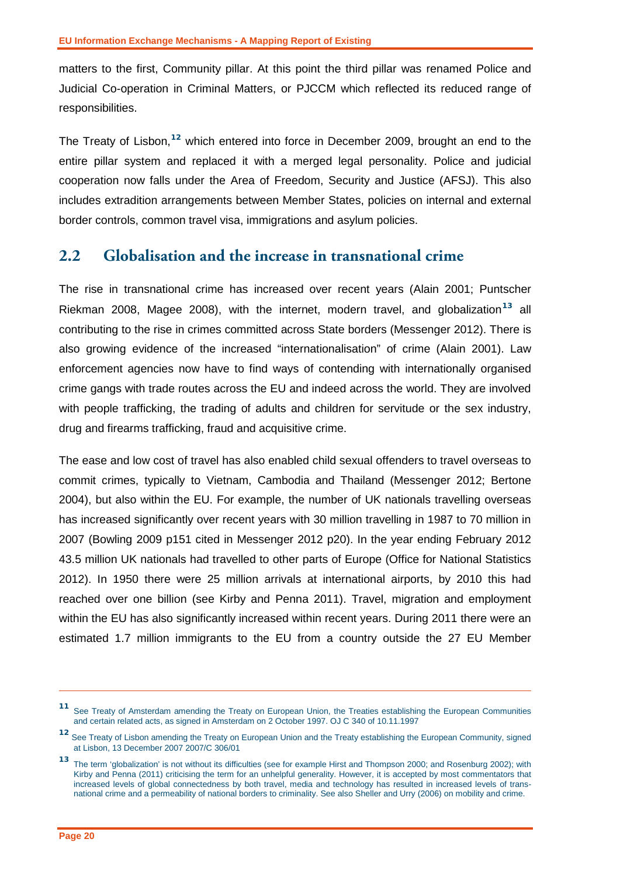matters to the first, Community pillar. At this point the third pillar was renamed Police and Judicial Co-operation in Criminal Matters, or PJCCM which reflected its reduced range of responsibilities.

The Treaty of Lisbon,[12] which entered into force in December 2009, brought an end to the entire pillar system and replaced it with a merged legal personality. Police and judicial cooperation now falls under the Area of Freedom, Security and Justice (AFSJ). This also includes extradition arrangements between Member States, policies on internal and external border controls, common travel visa, immigrations and asylum policies.

## 2.2 Globalisation and the increase in transnational crime

The rise in transnational crime has increased over recent years (Alain 2001; Puntscher Riekman 2008, Magee 2008), with the internet, modern travel, and globalization[13] all contributing to the rise in crimes committed across State borders (Messenger 2012). There is also growing evidence of the increased "internationalisation" of crime (Alain 2001). Law enforcement agencies now have to find ways of contending with internationally organised crime gangs with trade routes across the EU and indeed across the world. They are involved with people trafficking, the trading of adults and children for servitude or the sex industry, drug and firearms trafficking, fraud and acquisitive crime.

The ease and low cost of travel has also enabled child sexual offenders to travel overseas to commit crimes, typically to Vietnam, Cambodia and Thailand (Messenger 2012; Bertone 2004), but also within the EU. For example, the number of UK nationals travelling overseas has increased significantly over recent years with 30 million travelling in 1987 to 70 million in 2007 (Bowling 2009 p151 cited in Messenger 2012 p20). In the year ending February 2012 43.5 million UK nationals had travelled to other parts of Europe (Office for National Statistics 2012). In 1950 there were 25 million arrivals at international airports, by 2010 this had reached over one billion (see Kirby and Penna 2011). Travel, migration and employment within the EU has also significantly increased within recent years. During 2011 there were an estimated 1.7 million immigrants to the EU from a country outside the 27 EU Member

---

[11] See Treaty of Amsterdam amending the Treaty on European Union, the Treaties establishing the European Communities and certain related acts, as signed in Amsterdam on 2 October 1997. OJ C 340 of 10.11.1997

[12] See Treaty of Lisbon amending the Treaty on European Union and the Treaty establishing the European Community, signed at Lisbon, 13 December 2007 2007/C 306/01

[13] The term 'globalization' is not without its difficulties (see for example Hirst and Thompson 2000; and Rosenburg 2002); with Kirby and Penna (2011) criticising the term for an unhelpful generality. However, it is accepted by most commentators that increased levels of global connectedness by both travel, media and technology has resulted in increased levels of trans-national crime and a permeability of national borders to criminality. See also Sheller and Urry (2006) on mobility and crime.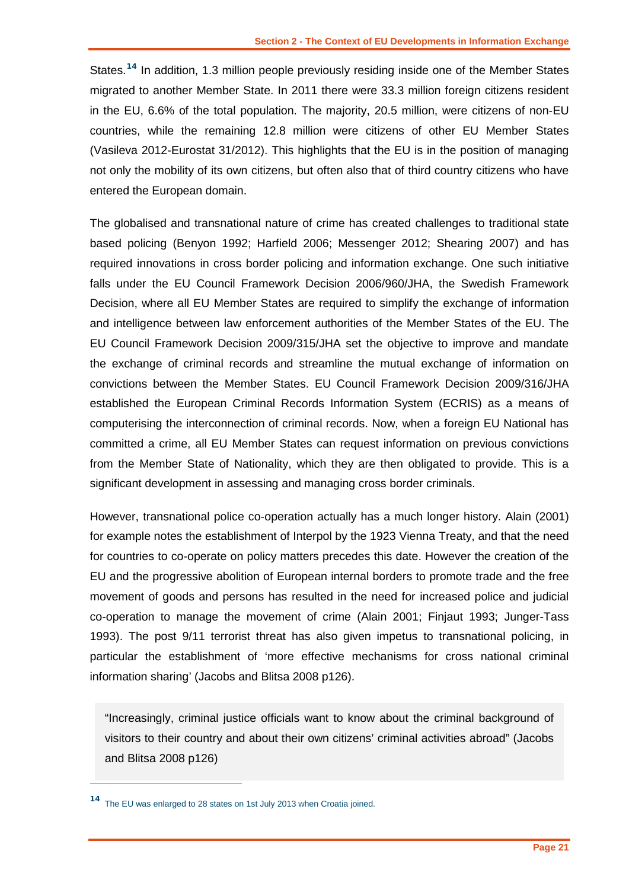States.[14] In addition, 1.3 million people previously residing inside one of the Member States migrated to another Member State. In 2011 there were 33.3 million foreign citizens resident in the EU, 6.6% of the total population. The majority, 20.5 million, were citizens of non-EU countries, while the remaining 12.8 million were citizens of other EU Member States (Vasileva 2012-Eurostat 31/2012). This highlights that the EU is in the position of managing not only the mobility of its own citizens, but often also that of third country citizens who have entered the European domain.

The globalised and transnational nature of crime has created challenges to traditional state based policing (Benyon 1992; Harfield 2006; Messenger 2012; Shearing 2007) and has required innovations in cross border policing and information exchange. One such initiative falls under the EU Council Framework Decision 2006/960/JHA, the Swedish Framework Decision, where all EU Member States are required to simplify the exchange of information and intelligence between law enforcement authorities of the Member States of the EU. The EU Council Framework Decision 2009/315/JHA set the objective to improve and mandate the exchange of criminal records and streamline the mutual exchange of information on convictions between the Member States. EU Council Framework Decision 2009/316/JHA established the European Criminal Records Information System (ECRIS) as a means of computerising the interconnection of criminal records. Now, when a foreign EU National has committed a crime, all EU Member States can request information on previous convictions from the Member State of Nationality, which they are then obligated to provide. This is a significant development in assessing and managing cross border criminals.

However, transnational police co-operation actually has a much longer history. Alain (2001) for example notes the establishment of Interpol by the 1923 Vienna Treaty, and that the need for countries to co-operate on policy matters precedes this date. However the creation of the EU and the progressive abolition of European internal borders to promote trade and the free movement of goods and persons has resulted in the need for increased police and judicial co-operation to manage the movement of crime (Alain 2001; Finjaut 1993; Junger-Tass 1993). The post 9/11 terrorist threat has also given impetus to transnational policing, in particular the establishment of 'more effective mechanisms for cross national criminal information sharing' (Jacobs and Blitsa 2008 p126).

> "Increasingly, criminal justice officials want to know about the criminal background of visitors to their country and about their own citizens' criminal activities abroad" (Jacobs and Blitsa 2008 p126)

[14] The EU was enlarged to 28 states on 1st July 2013 when Croatia joined.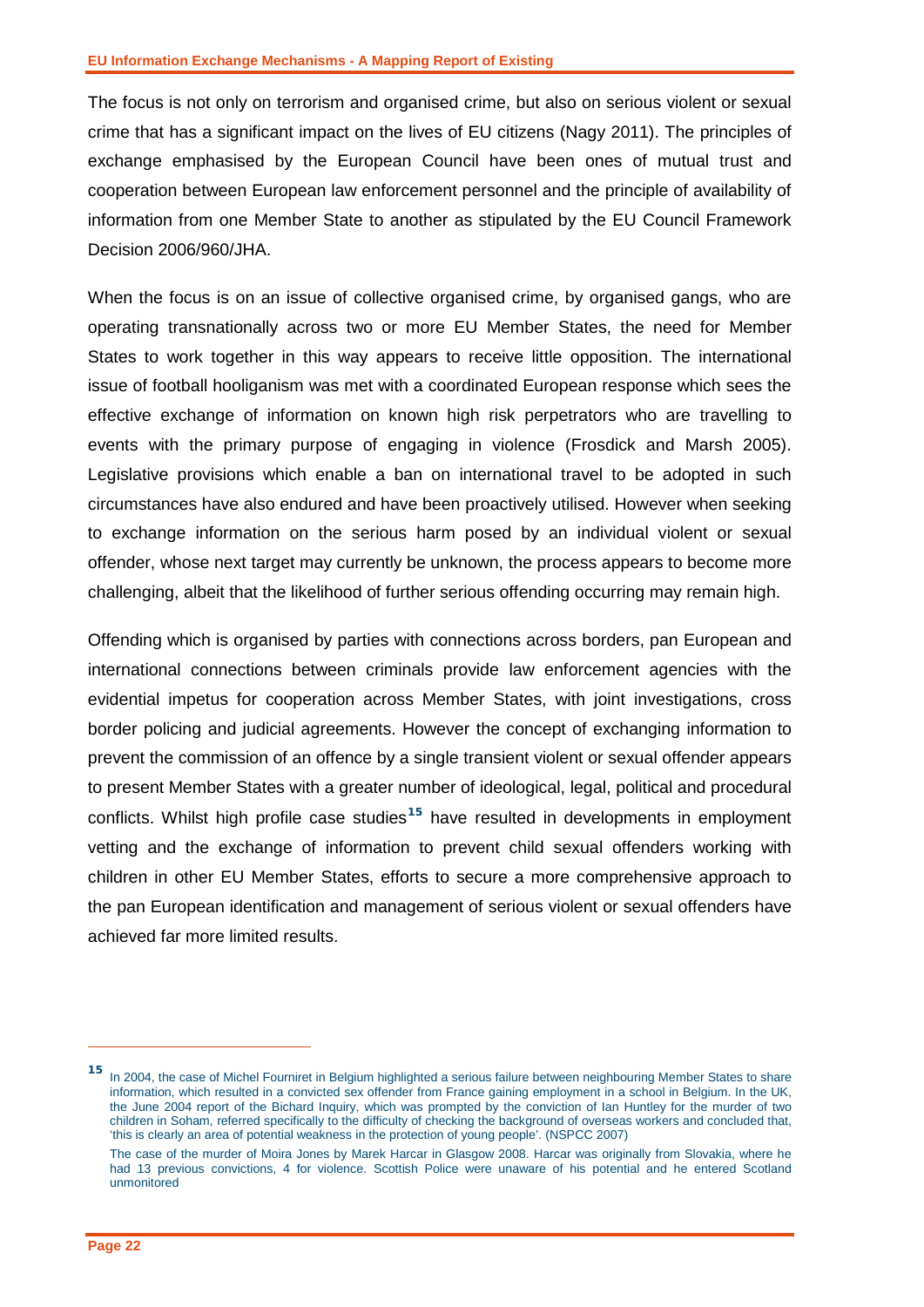The focus is not only on terrorism and organised crime, but also on serious violent or sexual crime that has a significant impact on the lives of EU citizens (Nagy 2011). The principles of exchange emphasised by the European Council have been ones of mutual trust and cooperation between European law enforcement personnel and the principle of availability of information from one Member State to another as stipulated by the EU Council Framework Decision 2006/960/JHA.

When the focus is on an issue of collective organised crime, by organised gangs, who are operating transnationally across two or more EU Member States, the need for Member States to work together in this way appears to receive little opposition. The international issue of football hooliganism was met with a coordinated European response which sees the effective exchange of information on known high risk perpetrators who are travelling to events with the primary purpose of engaging in violence (Frosdick and Marsh 2005). Legislative provisions which enable a ban on international travel to be adopted in such circumstances have also endured and have been proactively utilised. However when seeking to exchange information on the serious harm posed by an individual violent or sexual offender, whose next target may currently be unknown, the process appears to become more challenging, albeit that the likelihood of further serious offending occurring may remain high.

Offending which is organised by parties with connections across borders, pan European and international connections between criminals provide law enforcement agencies with the evidential impetus for cooperation across Member States, with joint investigations, cross border policing and judicial agreements. However the concept of exchanging information to prevent the commission of an offence by a single transient violent or sexual offender appears to present Member States with a greater number of ideological, legal, political and procedural conflicts. Whilst high profile case studies[15] have resulted in developments in employment vetting and the exchange of information to prevent child sexual offenders working with children in other EU Member States, efforts to secure a more comprehensive approach to the pan European identification and management of serious violent or sexual offenders have achieved far more limited results.

---

[15] In 2004, the case of Michel Fourniret in Belgium highlighted a serious failure between neighbouring Member States to share information, which resulted in a convicted sex offender from France gaining employment in a school in Belgium. In the UK, the June 2004 report of the Bichard Inquiry, which was prompted by the conviction of Ian Huntley for the murder of two children in Soham, referred specifically to the difficulty of checking the background of overseas workers and concluded that, 'this is clearly an area of potential weakness in the protection of young people'. (NSPCC 2007)

The case of the murder of Moira Jones by Marek Harcar in Glasgow 2008. Harcar was originally from Slovakia, where he had 13 previous convictions, 4 for violence. Scottish Police were unaware of his potential and he entered Scotland unmonitored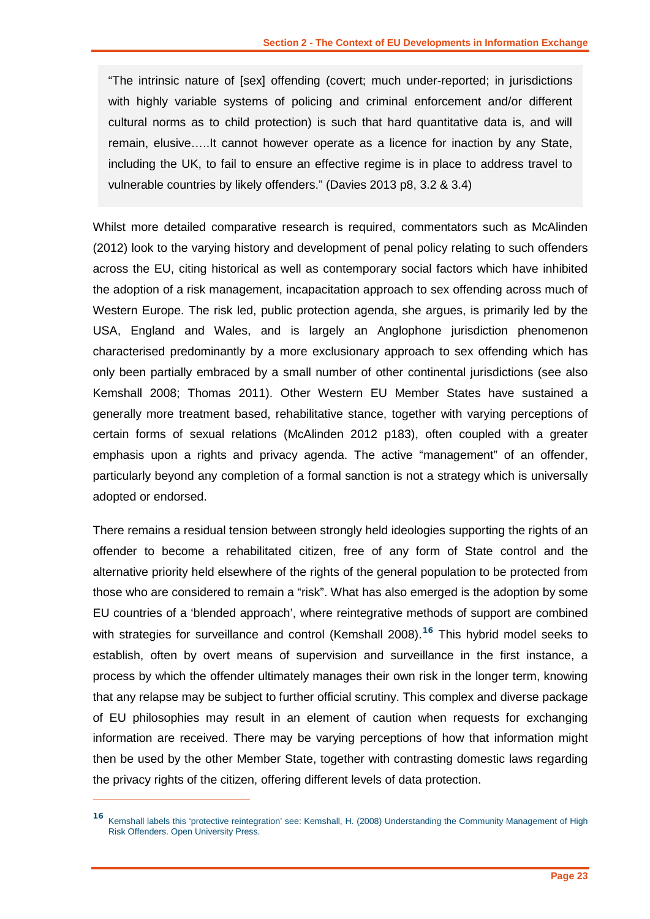> "The intrinsic nature of [sex] offending (covert; much under-reported; in jurisdictions with highly variable systems of policing and criminal enforcement and/or different cultural norms as to child protection) is such that hard quantitative data is, and will remain, elusive…..It cannot however operate as a licence for inaction by any State, including the UK, to fail to ensure an effective regime is in place to address travel to vulnerable countries by likely offenders." (Davies 2013 p8, 3.2 & 3.4)

Whilst more detailed comparative research is required, commentators such as McAlinden (2012) look to the varying history and development of penal policy relating to such offenders across the EU, citing historical as well as contemporary social factors which have inhibited the adoption of a risk management, incapacitation approach to sex offending across much of Western Europe. The risk led, public protection agenda, she argues, is primarily led by the USA, England and Wales, and is largely an Anglophone jurisdiction phenomenon characterised predominantly by a more exclusionary approach to sex offending which has only been partially embraced by a small number of other continental jurisdictions (see also Kemshall 2008; Thomas 2011). Other Western EU Member States have sustained a generally more treatment based, rehabilitative stance, together with varying perceptions of certain forms of sexual relations (McAlinden 2012 p183), often coupled with a greater emphasis upon a rights and privacy agenda. The active "management" of an offender, particularly beyond any completion of a formal sanction is not a strategy which is universally adopted or endorsed.

There remains a residual tension between strongly held ideologies supporting the rights of an offender to become a rehabilitated citizen, free of any form of State control and the alternative priority held elsewhere of the rights of the general population to be protected from those who are considered to remain a "risk". What has also emerged is the adoption by some EU countries of a 'blended approach', where reintegrative methods of support are combined with strategies for surveillance and control (Kemshall 2008).[16] This hybrid model seeks to establish, often by overt means of supervision and surveillance in the first instance, a process by which the offender ultimately manages their own risk in the longer term, knowing that any relapse may be subject to further official scrutiny. This complex and diverse package of EU philosophies may result in an element of caution when requests for exchanging information are received. There may be varying perceptions of how that information might then be used by the other Member State, together with contrasting domestic laws regarding the privacy rights of the citizen, offering different levels of data protection.

---

[16] Kemshall labels this 'protective reintegration' see: Kemshall, H. (2008) Understanding the Community Management of High Risk Offenders. Open University Press.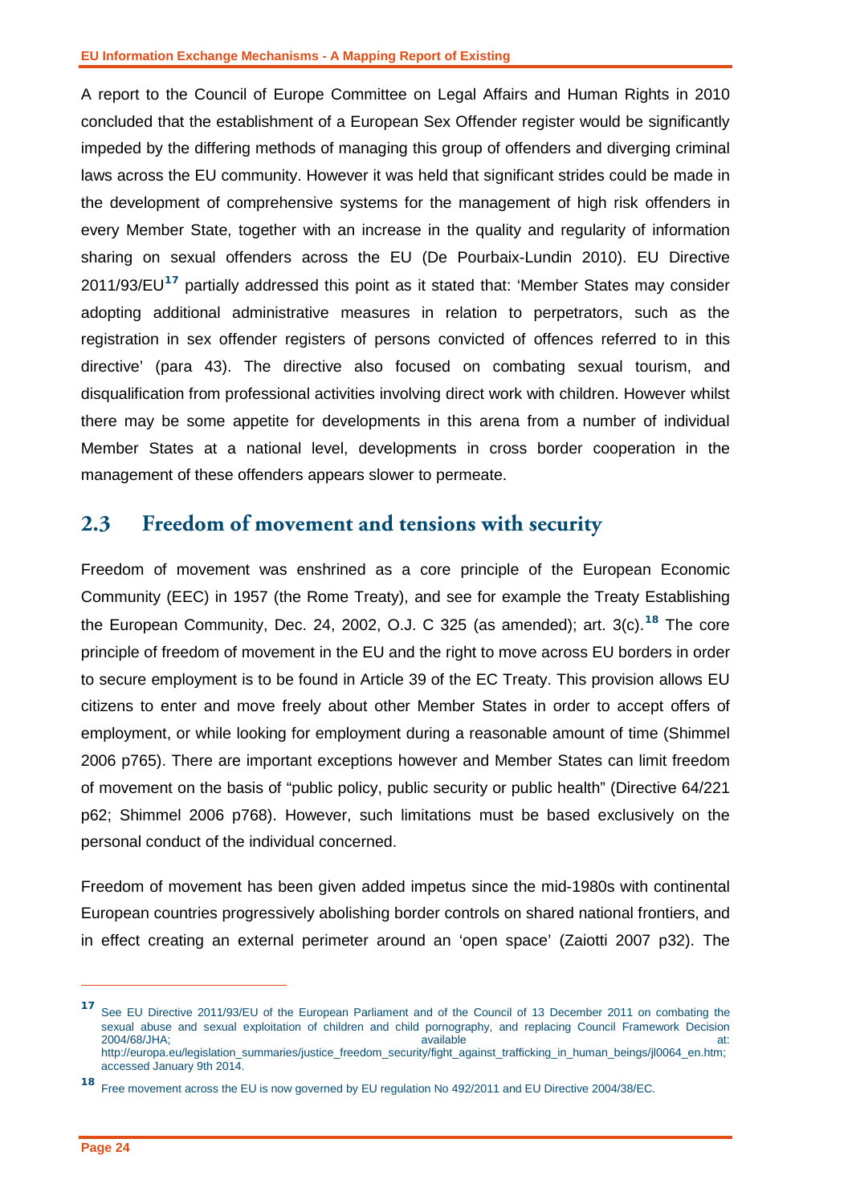A report to the Council of Europe Committee on Legal Affairs and Human Rights in 2010 concluded that the establishment of a European Sex Offender register would be significantly impeded by the differing methods of managing this group of offenders and diverging criminal laws across the EU community. However it was held that significant strides could be made in the development of comprehensive systems for the management of high risk offenders in every Member State, together with an increase in the quality and regularity of information sharing on sexual offenders across the EU (De Pourbaix-Lundin 2010). EU Directive 2011/93/EU[17] partially addressed this point as it stated that: 'Member States may consider adopting additional administrative measures in relation to perpetrators, such as the registration in sex offender registers of persons convicted of offences referred to in this directive' (para 43). The directive also focused on combating sexual tourism, and disqualification from professional activities involving direct work with children. However whilst there may be some appetite for developments in this arena from a number of individual Member States at a national level, developments in cross border cooperation in the management of these offenders appears slower to permeate.

## 2.3 Freedom of movement and tensions with security

Freedom of movement was enshrined as a core principle of the European Economic Community (EEC) in 1957 (the Rome Treaty), and see for example the Treaty Establishing the European Community, Dec. 24, 2002, O.J. C 325 (as amended); art. 3(c).[18] The core principle of freedom of movement in the EU and the right to move across EU borders in order to secure employment is to be found in Article 39 of the EC Treaty. This provision allows EU citizens to enter and move freely about other Member States in order to accept offers of employment, or while looking for employment during a reasonable amount of time (Shimmel 2006 p765). There are important exceptions however and Member States can limit freedom of movement on the basis of "public policy, public security or public health" (Directive 64/221 p62; Shimmel 2006 p768). However, such limitations must be based exclusively on the personal conduct of the individual concerned.

Freedom of movement has been given added impetus since the mid-1980s with continental European countries progressively abolishing border controls on shared national frontiers, and in effect creating an external perimeter around an 'open space' (Zaiotti 2007 p32). The

[17] See EU Directive 2011/93/EU of the European Parliament and of the Council of 13 December 2011 on combating the sexual abuse and sexual exploitation of children and child pornography, and replacing Council Framework Decision 2004/68/JHA; available at: http://europa.eu/legislation_summaries/justice_freedom_security/fight_against_trafficking_in_human_beings/jl0064_en.htm; accessed January 9th 2014.

[18] Free movement across the EU is now governed by EU regulation No 492/2011 and EU Directive 2004/38/EC.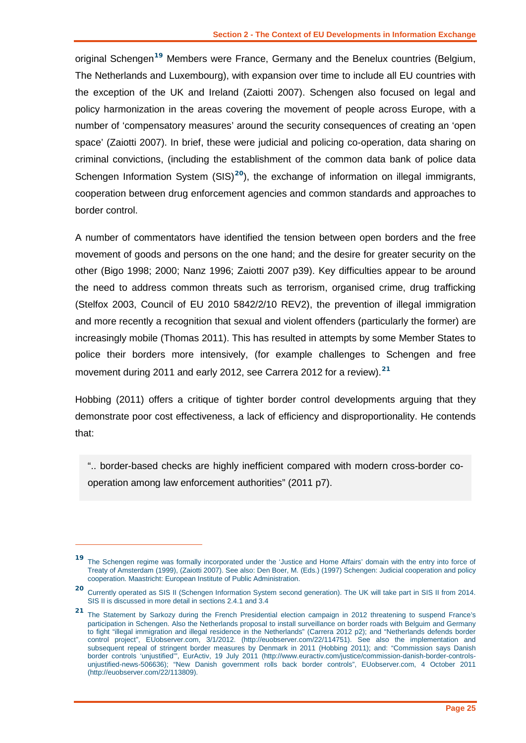original Schengen[19] Members were France, Germany and the Benelux countries (Belgium, The Netherlands and Luxembourg), with expansion over time to include all EU countries with the exception of the UK and Ireland (Zaiotti 2007). Schengen also focused on legal and policy harmonization in the areas covering the movement of people across Europe, with a number of 'compensatory measures' around the security consequences of creating an 'open space' (Zaiotti 2007). In brief, these were judicial and policing co-operation, data sharing on criminal convictions, (including the establishment of the common data bank of police data Schengen Information System (SIS)[20]), the exchange of information on illegal immigrants, cooperation between drug enforcement agencies and common standards and approaches to border control.

A number of commentators have identified the tension between open borders and the free movement of goods and persons on the one hand; and the desire for greater security on the other (Bigo 1998; 2000; Nanz 1996; Zaiotti 2007 p39). Key difficulties appear to be around the need to address common threats such as terrorism, organised crime, drug trafficking (Stelfox 2003, Council of EU 2010 5842/2/10 REV2), the prevention of illegal immigration and more recently a recognition that sexual and violent offenders (particularly the former) are increasingly mobile (Thomas 2011). This has resulted in attempts by some Member States to police their borders more intensively, (for example challenges to Schengen and free movement during 2011 and early 2012, see Carrera 2012 for a review).[21]

Hobbing (2011) offers a critique of tighter border control developments arguing that they demonstrate poor cost effectiveness, a lack of efficiency and disproportionality. He contends that:

> ".. border-based checks are highly inefficient compared with modern cross-border co-operation among law enforcement authorities" (2011 p7).

---

[19] The Schengen regime was formally incorporated under the 'Justice and Home Affairs' domain with the entry into force of Treaty of Amsterdam (1999), (Zaiotti 2007). See also: Den Boer, M. (Eds.) (1997) Schengen: Judicial cooperation and policy cooperation. Maastricht: European Institute of Public Administration.

[20] Currently operated as SIS II (Schengen Information System second generation). The UK will take part in SIS II from 2014. SIS II is discussed in more detail in sections 2.4.1 and 3.4

[21] The Statement by Sarkozy during the French Presidential election campaign in 2012 threatening to suspend France's participation in Schengen. Also the Netherlands proposal to install surveillance on border roads with Belguim and Germany to fight "illegal immigration and illegal residence in the Netherlands" (Carrera 2012 p2); and "Netherlands defends border control project", EUobserver.com, 3/1/2012. (http://euobserver.com/22/114751). See also the implementation and subsequent repeal of stringent border measures by Denmark in 2011 (Hobbing 2011); and: "Commission says Danish border controls 'unjustified'", EurActiv, 19 July 2011 (http://www.euractiv.com/justice/commission-danish-border-controls-unjustified-news-506636); "New Danish government rolls back border controls", EUobserver.com, 4 October 2011 (http://euobserver.com/22/113809).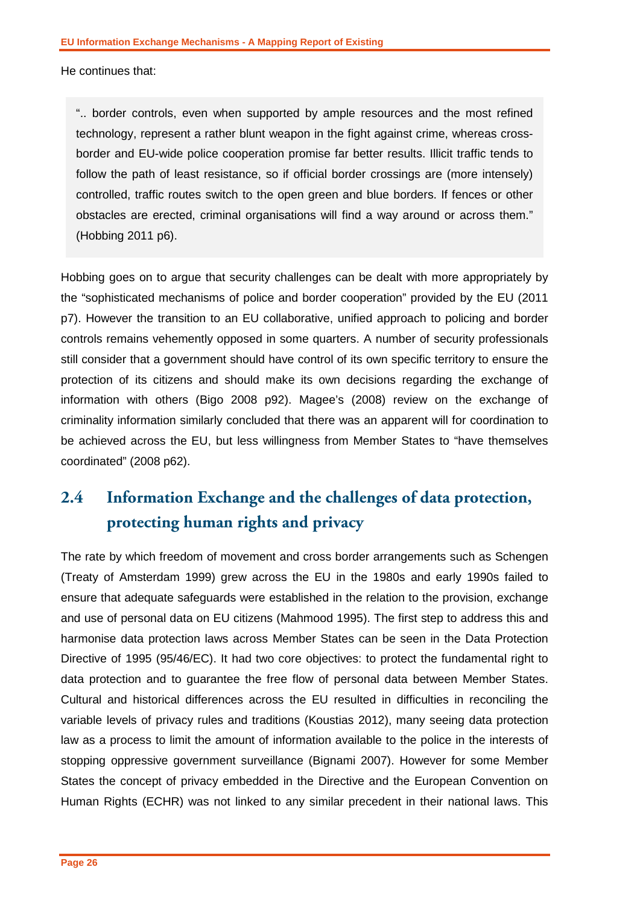He continues that:

> ".. border controls, even when supported by ample resources and the most refined technology, represent a rather blunt weapon in the fight against crime, whereas cross-border and EU-wide police cooperation promise far better results. Illicit traffic tends to follow the path of least resistance, so if official border crossings are (more intensely) controlled, traffic routes switch to the open green and blue borders. If fences or other obstacles are erected, criminal organisations will find a way around or across them." (Hobbing 2011 p6).

Hobbing goes on to argue that security challenges can be dealt with more appropriately by the "sophisticated mechanisms of police and border cooperation" provided by the EU (2011 p7). However the transition to an EU collaborative, unified approach to policing and border controls remains vehemently opposed in some quarters. A number of security professionals still consider that a government should have control of its own specific territory to ensure the protection of its citizens and should make its own decisions regarding the exchange of information with others (Bigo 2008 p92). Magee's (2008) review on the exchange of criminality information similarly concluded that there was an apparent will for coordination to be achieved across the EU, but less willingness from Member States to "have themselves coordinated" (2008 p62).

## 2.4 Information Exchange and the challenges of data protection, protecting human rights and privacy

The rate by which freedom of movement and cross border arrangements such as Schengen (Treaty of Amsterdam 1999) grew across the EU in the 1980s and early 1990s failed to ensure that adequate safeguards were established in the relation to the provision, exchange and use of personal data on EU citizens (Mahmood 1995). The first step to address this and harmonise data protection laws across Member States can be seen in the Data Protection Directive of 1995 (95/46/EC). It had two core objectives: to protect the fundamental right to data protection and to guarantee the free flow of personal data between Member States. Cultural and historical differences across the EU resulted in difficulties in reconciling the variable levels of privacy rules and traditions (Koustias 2012), many seeing data protection law as a process to limit the amount of information available to the police in the interests of stopping oppressive government surveillance (Bignami 2007). However for some Member States the concept of privacy embedded in the Directive and the European Convention on Human Rights (ECHR) was not linked to any similar precedent in their national laws. This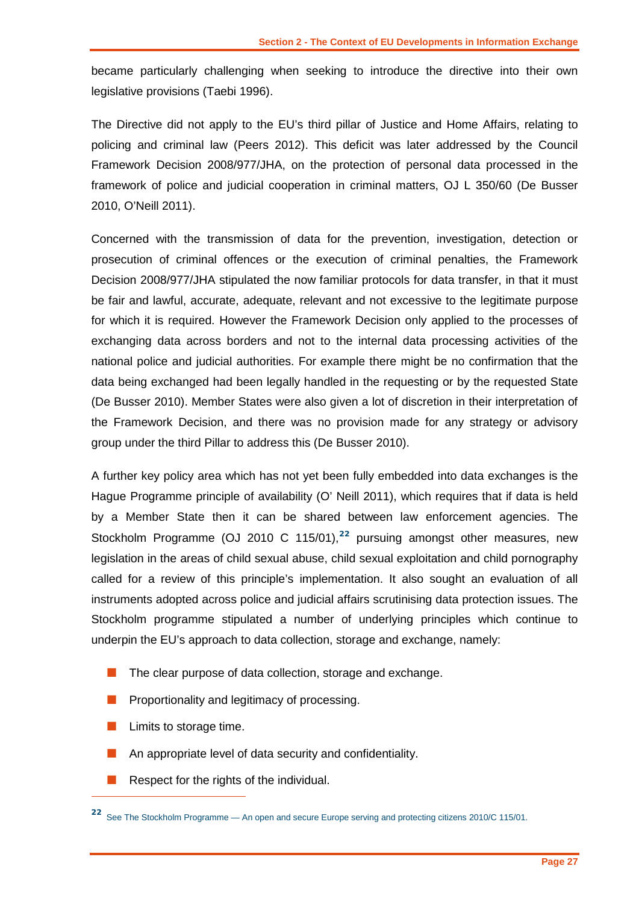became particularly challenging when seeking to introduce the directive into their own legislative provisions (Taebi 1996).

The Directive did not apply to the EU's third pillar of Justice and Home Affairs, relating to policing and criminal law (Peers 2012). This deficit was later addressed by the Council Framework Decision 2008/977/JHA, on the protection of personal data processed in the framework of police and judicial cooperation in criminal matters, OJ L 350/60 (De Busser 2010, O'Neill 2011).

Concerned with the transmission of data for the prevention, investigation, detection or prosecution of criminal offences or the execution of criminal penalties, the Framework Decision 2008/977/JHA stipulated the now familiar protocols for data transfer, in that it must be fair and lawful, accurate, adequate, relevant and not excessive to the legitimate purpose for which it is required. However the Framework Decision only applied to the processes of exchanging data across borders and not to the internal data processing activities of the national police and judicial authorities. For example there might be no confirmation that the data being exchanged had been legally handled in the requesting or by the requested State (De Busser 2010). Member States were also given a lot of discretion in their interpretation of the Framework Decision, and there was no provision made for any strategy or advisory group under the third Pillar to address this (De Busser 2010).

A further key policy area which has not yet been fully embedded into data exchanges is the Hague Programme principle of availability (O' Neill 2011), which requires that if data is held by a Member State then it can be shared between law enforcement agencies. The Stockholm Programme (OJ 2010 C 115/01),[22] pursuing amongst other measures, new legislation in the areas of child sexual abuse, child sexual exploitation and child pornography called for a review of this principle's implementation. It also sought an evaluation of all instruments adopted across police and judicial affairs scrutinising data protection issues. The Stockholm programme stipulated a number of underlying principles which continue to underpin the EU's approach to data collection, storage and exchange, namely:

- The clear purpose of data collection, storage and exchange.
- Proportionality and legitimacy of processing.
- Limits to storage time.
- An appropriate level of data security and confidentiality.
- Respect for the rights of the individual.

[22] See The Stockholm Programme — An open and secure Europe serving and protecting citizens 2010/C 115/01.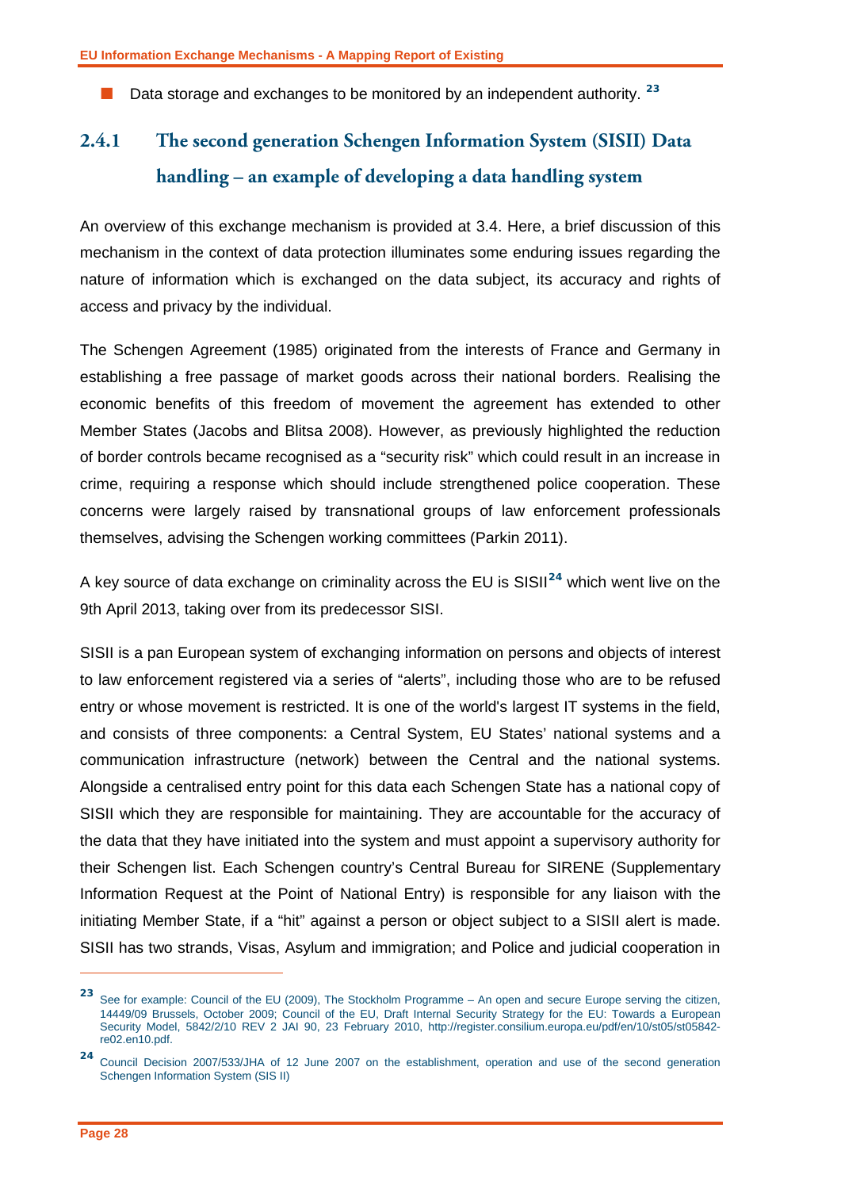- Data storage and exchanges to be monitored by an independent authority. [23]

### 2.4.1 The second generation Schengen Information System (SISII) Data handling – an example of developing a data handling system

An overview of this exchange mechanism is provided at 3.4. Here, a brief discussion of this mechanism in the context of data protection illuminates some enduring issues regarding the nature of information which is exchanged on the data subject, its accuracy and rights of access and privacy by the individual.

The Schengen Agreement (1985) originated from the interests of France and Germany in establishing a free passage of market goods across their national borders. Realising the economic benefits of this freedom of movement the agreement has extended to other Member States (Jacobs and Blitsa 2008). However, as previously highlighted the reduction of border controls became recognised as a "security risk" which could result in an increase in crime, requiring a response which should include strengthened police cooperation. These concerns were largely raised by transnational groups of law enforcement professionals themselves, advising the Schengen working committees (Parkin 2011).

A key source of data exchange on criminality across the EU is SISII[24] which went live on the 9th April 2013, taking over from its predecessor SISI.

SISII is a pan European system of exchanging information on persons and objects of interest to law enforcement registered via a series of "alerts", including those who are to be refused entry or whose movement is restricted. It is one of the world's largest IT systems in the field, and consists of three components: a Central System, EU States' national systems and a communication infrastructure (network) between the Central and the national systems. Alongside a centralised entry point for this data each Schengen State has a national copy of SISII which they are responsible for maintaining. They are accountable for the accuracy of the data that they have initiated into the system and must appoint a supervisory authority for their Schengen list. Each Schengen country's Central Bureau for SIRENE (Supplementary Information Request at the Point of National Entry) is responsible for any liaison with the initiating Member State, if a "hit" against a person or object subject to a SISII alert is made. SISII has two strands, Visas, Asylum and immigration; and Police and judicial cooperation in

---

[23] See for example: Council of the EU (2009), The Stockholm Programme – An open and secure Europe serving the citizen, 14449/09 Brussels, October 2009; Council of the EU, Draft Internal Security Strategy for the EU: Towards a European Security Model, 5842/2/10 REV 2 JAI 90, 23 February 2010, http://register.consilium.europa.eu/pdf/en/10/st05/st05842-re02.en10.pdf.

[24] Council Decision 2007/533/JHA of 12 June 2007 on the establishment, operation and use of the second generation Schengen Information System (SIS II)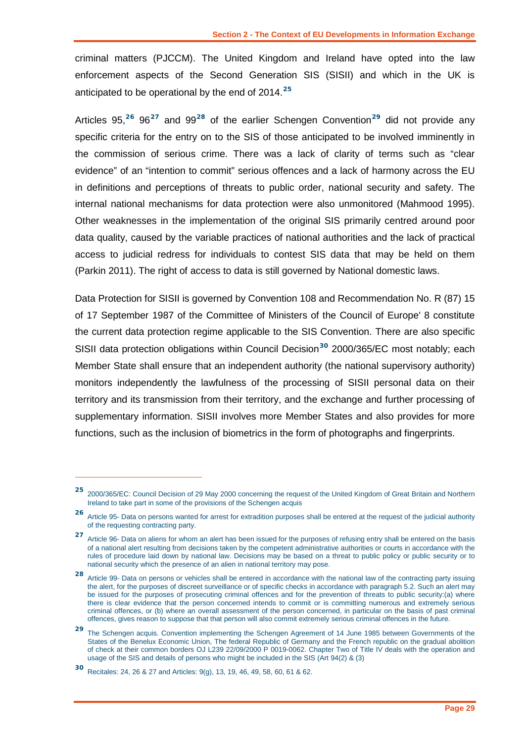criminal matters (PJCCM). The United Kingdom and Ireland have opted into the law enforcement aspects of the Second Generation SIS (SISII) and which in the UK is anticipated to be operational by the end of 2014.[25]

Articles 95,[26] 96[27] and 99[28] of the earlier Schengen Convention[29] did not provide any specific criteria for the entry on to the SIS of those anticipated to be involved imminently in the commission of serious crime. There was a lack of clarity of terms such as "clear evidence" of an "intention to commit" serious offences and a lack of harmony across the EU in definitions and perceptions of threats to public order, national security and safety. The internal national mechanisms for data protection were also unmonitored (Mahmood 1995). Other weaknesses in the implementation of the original SIS primarily centred around poor data quality, caused by the variable practices of national authorities and the lack of practical access to judicial redress for individuals to contest SIS data that may be held on them (Parkin 2011). The right of access to data is still governed by National domestic laws.

Data Protection for SISII is governed by Convention 108 and Recommendation No. R (87) 15 of 17 September 1987 of the Committee of Ministers of the Council of Europe' 8 constitute the current data protection regime applicable to the SIS Convention. There are also specific SISII data protection obligations within Council Decision[30] 2000/365/EC most notably; each Member State shall ensure that an independent authority (the national supervisory authority) monitors independently the lawfulness of the processing of SISII personal data on their territory and its transmission from their territory, and the exchange and further processing of supplementary information. SISII involves more Member States and also provides for more functions, such as the inclusion of biometrics in the form of photographs and fingerprints.

---

[25] 2000/365/EC: Council Decision of 29 May 2000 concerning the request of the United Kingdom of Great Britain and Northern Ireland to take part in some of the provisions of the Schengen acquis

[26] Article 95- Data on persons wanted for arrest for extradition purposes shall be entered at the request of the judicial authority of the requesting contracting party.

[27] Article 96- Data on aliens for whom an alert has been issued for the purposes of refusing entry shall be entered on the basis of a national alert resulting from decisions taken by the competent administrative authorities or courts in accordance with the rules of procedure laid down by national law. Decisions may be based on a threat to public policy or public security or to national security which the presence of an alien in national territory may pose.

[28] Article 99- Data on persons or vehicles shall be entered in accordance with the national law of the contracting party issuing the alert, for the purposes of discreet surveillance or of specific checks in accordance with paragraph 5.2. Such an alert may be issued for the purposes of prosecuting criminal offences and for the prevention of threats to public security:(a) where there is clear evidence that the person concerned intends to commit or is committing numerous and extremely serious criminal offences, or (b) where an overall assessment of the person concerned, in particular on the basis of past criminal offences, gives reason to suppose that that person will also commit extremely serious criminal offences in the future.

[29] The Schengen acquis. Convention implementing the Schengen Agreement of 14 June 1985 between Governments of the States of the Benelux Economic Union, The federal Republic of Germany and the French republic on the gradual abolition of check at their common borders OJ L239 22/09/2000 P 0019-0062. Chapter Two of Title IV deals with the operation and usage of the SIS and details of persons who might be included in the SIS (Art 94(2) & (3)

[30] Recitales: 24, 26 & 27 and Articles: 9(g), 13, 19, 46, 49, 58, 60, 61 & 62.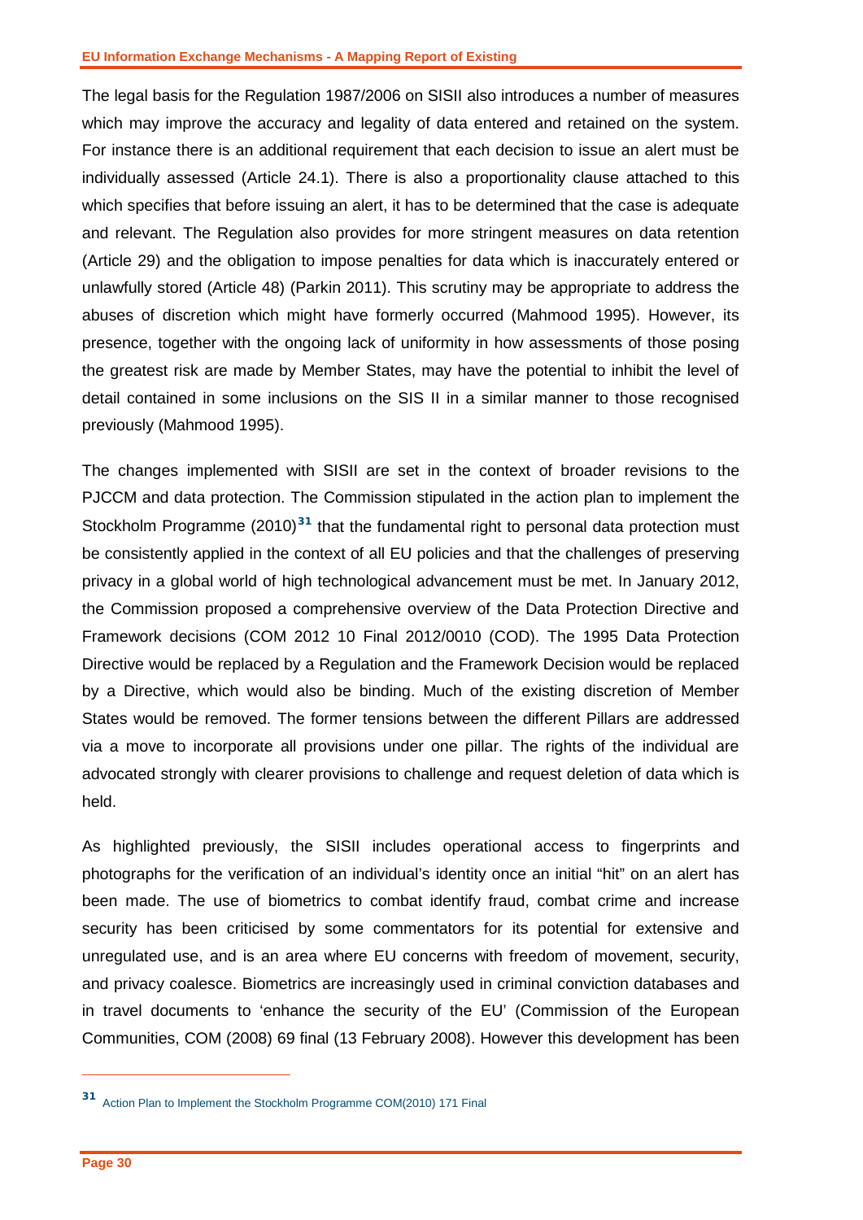The legal basis for the Regulation 1987/2006 on SISII also introduces a number of measures which may improve the accuracy and legality of data entered and retained on the system. For instance there is an additional requirement that each decision to issue an alert must be individually assessed (Article 24.1). There is also a proportionality clause attached to this which specifies that before issuing an alert, it has to be determined that the case is adequate and relevant. The Regulation also provides for more stringent measures on data retention (Article 29) and the obligation to impose penalties for data which is inaccurately entered or unlawfully stored (Article 48) (Parkin 2011). This scrutiny may be appropriate to address the abuses of discretion which might have formerly occurred (Mahmood 1995). However, its presence, together with the ongoing lack of uniformity in how assessments of those posing the greatest risk are made by Member States, may have the potential to inhibit the level of detail contained in some inclusions on the SIS II in a similar manner to those recognised previously (Mahmood 1995).

The changes implemented with SISII are set in the context of broader revisions to the PJCCM and data protection. The Commission stipulated in the action plan to implement the Stockholm Programme (2010)[31] that the fundamental right to personal data protection must be consistently applied in the context of all EU policies and that the challenges of preserving privacy in a global world of high technological advancement must be met. In January 2012, the Commission proposed a comprehensive overview of the Data Protection Directive and Framework decisions (COM 2012 10 Final 2012/0010 (COD). The 1995 Data Protection Directive would be replaced by a Regulation and the Framework Decision would be replaced by a Directive, which would also be binding. Much of the existing discretion of Member States would be removed. The former tensions between the different Pillars are addressed via a move to incorporate all provisions under one pillar. The rights of the individual are advocated strongly with clearer provisions to challenge and request deletion of data which is held.

As highlighted previously, the SISII includes operational access to fingerprints and photographs for the verification of an individual's identity once an initial "hit" on an alert has been made. The use of biometrics to combat identify fraud, combat crime and increase security has been criticised by some commentators for its potential for extensive and unregulated use, and is an area where EU concerns with freedom of movement, security, and privacy coalesce. Biometrics are increasingly used in criminal conviction databases and in travel documents to 'enhance the security of the EU' (Commission of the European Communities, COM (2008) 69 final (13 February 2008). However this development has been

[31] Action Plan to Implement the Stockholm Programme COM(2010) 171 Final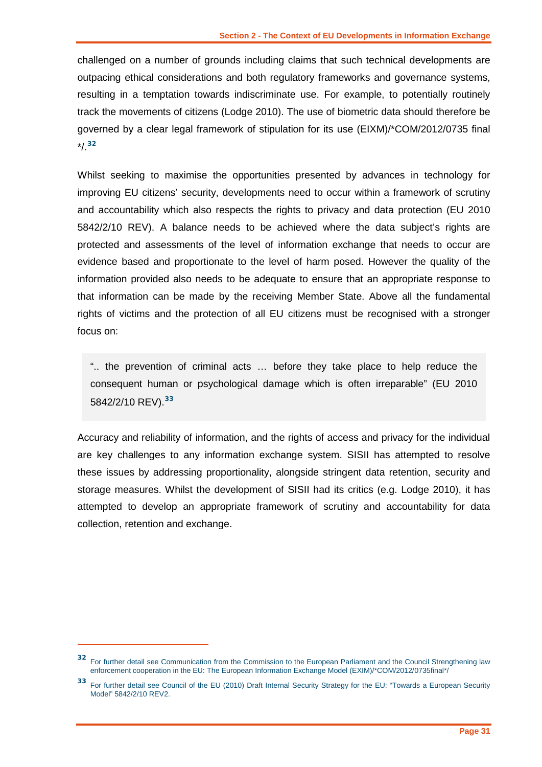challenged on a number of grounds including claims that such technical developments are outpacing ethical considerations and both regulatory frameworks and governance systems, resulting in a temptation towards indiscriminate use. For example, to potentially routinely track the movements of citizens (Lodge 2010). The use of biometric data should therefore be governed by a clear legal framework of stipulation for its use (EIXM)/*COM/2012/0735 final */.[32]

Whilst seeking to maximise the opportunities presented by advances in technology for improving EU citizens' security, developments need to occur within a framework of scrutiny and accountability which also respects the rights to privacy and data protection (EU 2010 5842/2/10 REV). A balance needs to be achieved where the data subject's rights are protected and assessments of the level of information exchange that needs to occur are evidence based and proportionate to the level of harm posed. However the quality of the information provided also needs to be adequate to ensure that an appropriate response to that information can be made by the receiving Member State. Above all the fundamental rights of victims and the protection of all EU citizens must be recognised with a stronger focus on:

> ".. the prevention of criminal acts … before they take place to help reduce the consequent human or psychological damage which is often irreparable" (EU 2010 5842/2/10 REV).[33]

Accuracy and reliability of information, and the rights of access and privacy for the individual are key challenges to any information exchange system. SISII has attempted to resolve these issues by addressing proportionality, alongside stringent data retention, security and storage measures. Whilst the development of SISII had its critics (e.g. Lodge 2010), it has attempted to develop an appropriate framework of scrutiny and accountability for data collection, retention and exchange.

---

[32] For further detail see Communication from the Commission to the European Parliament and the Council Strengthening law enforcement cooperation in the EU: The European Information Exchange Model (EXIM)/*COM/2012/0735final*/

[33] For further detail see Council of the EU (2010) Draft Internal Security Strategy for the EU: "Towards a European Security Model" 5842/2/10 REV2.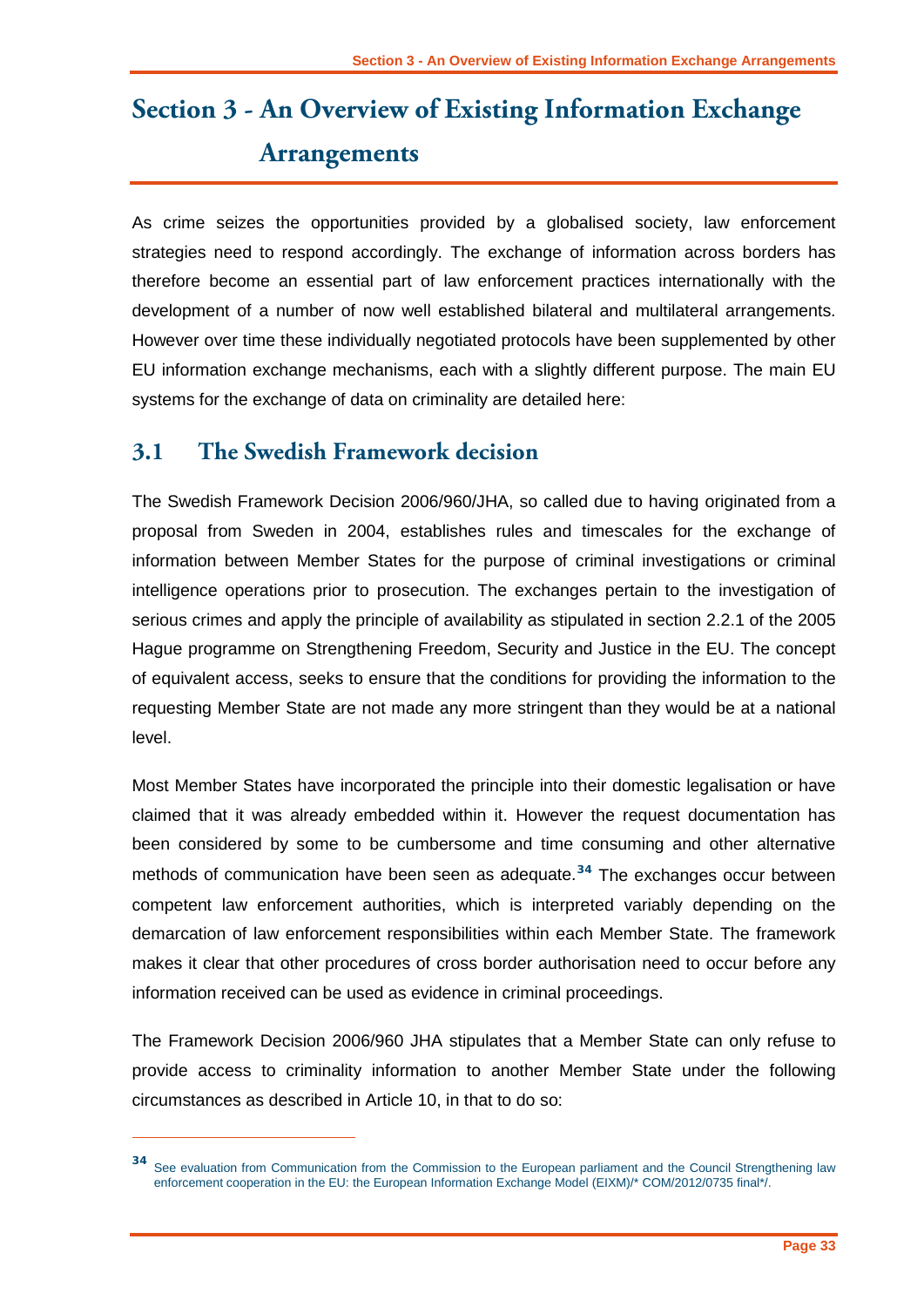# Section 3 - An Overview of Existing Information Exchange Arrangements

As crime seizes the opportunities provided by a globalised society, law enforcement strategies need to respond accordingly. The exchange of information across borders has therefore become an essential part of law enforcement practices internationally with the development of a number of now well established bilateral and multilateral arrangements. However over time these individually negotiated protocols have been supplemented by other EU information exchange mechanisms, each with a slightly different purpose. The main EU systems for the exchange of data on criminality are detailed here:

## 3.1 The Swedish Framework decision

The Swedish Framework Decision 2006/960/JHA, so called due to having originated from a proposal from Sweden in 2004, establishes rules and timescales for the exchange of information between Member States for the purpose of criminal investigations or criminal intelligence operations prior to prosecution. The exchanges pertain to the investigation of serious crimes and apply the principle of availability as stipulated in section 2.2.1 of the 2005 Hague programme on Strengthening Freedom, Security and Justice in the EU. The concept of equivalent access, seeks to ensure that the conditions for providing the information to the requesting Member State are not made any more stringent than they would be at a national level.

Most Member States have incorporated the principle into their domestic legalisation or have claimed that it was already embedded within it. However the request documentation has been considered by some to be cumbersome and time consuming and other alternative methods of communication have been seen as adequate.[34] The exchanges occur between competent law enforcement authorities, which is interpreted variably depending on the demarcation of law enforcement responsibilities within each Member State. The framework makes it clear that other procedures of cross border authorisation need to occur before any information received can be used as evidence in criminal proceedings.

The Framework Decision 2006/960 JHA stipulates that a Member State can only refuse to provide access to criminality information to another Member State under the following circumstances as described in Article 10, in that to do so:

---

[34] See evaluation from Communication from the Commission to the European parliament and the Council Strengthening law enforcement cooperation in the EU: the European Information Exchange Model (EIXM)/* COM/2012/0735 final*/.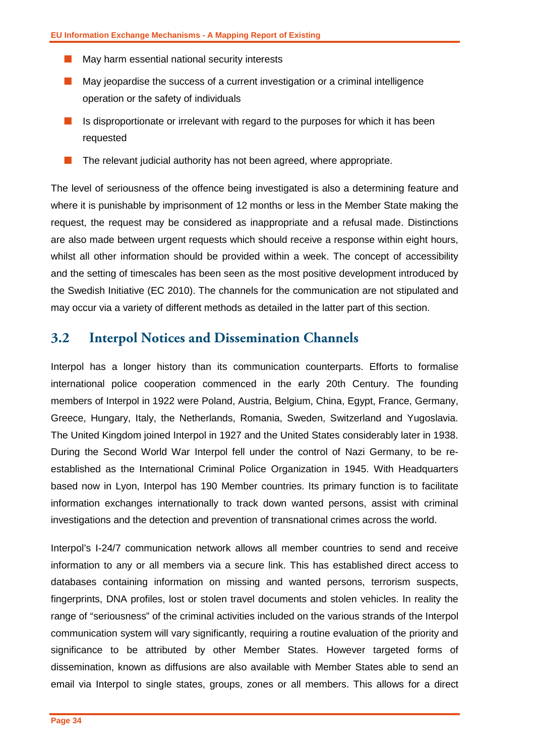- May harm essential national security interests
- May jeopardise the success of a current investigation or a criminal intelligence operation or the safety of individuals
- Is disproportionate or irrelevant with regard to the purposes for which it has been requested
- The relevant judicial authority has not been agreed, where appropriate.

The level of seriousness of the offence being investigated is also a determining feature and where it is punishable by imprisonment of 12 months or less in the Member State making the request, the request may be considered as inappropriate and a refusal made. Distinctions are also made between urgent requests which should receive a response within eight hours, whilst all other information should be provided within a week. The concept of accessibility and the setting of timescales has been seen as the most positive development introduced by the Swedish Initiative (EC 2010). The channels for the communication are not stipulated and may occur via a variety of different methods as detailed in the latter part of this section.

## 3.2 Interpol Notices and Dissemination Channels

Interpol has a longer history than its communication counterparts. Efforts to formalise international police cooperation commenced in the early 20th Century. The founding members of Interpol in 1922 were Poland, Austria, Belgium, China, Egypt, France, Germany, Greece, Hungary, Italy, the Netherlands, Romania, Sweden, Switzerland and Yugoslavia. The United Kingdom joined Interpol in 1927 and the United States considerably later in 1938. During the Second World War Interpol fell under the control of Nazi Germany, to be re-established as the International Criminal Police Organization in 1945. With Headquarters based now in Lyon, Interpol has 190 Member countries. Its primary function is to facilitate information exchanges internationally to track down wanted persons, assist with criminal investigations and the detection and prevention of transnational crimes across the world.

Interpol's I-24/7 communication network allows all member countries to send and receive information to any or all members via a secure link. This has established direct access to databases containing information on missing and wanted persons, terrorism suspects, fingerprints, DNA profiles, lost or stolen travel documents and stolen vehicles. In reality the range of "seriousness" of the criminal activities included on the various strands of the Interpol communication system will vary significantly, requiring a routine evaluation of the priority and significance to be attributed by other Member States. However targeted forms of dissemination, known as diffusions are also available with Member States able to send an email via Interpol to single states, groups, zones or all members. This allows for a direct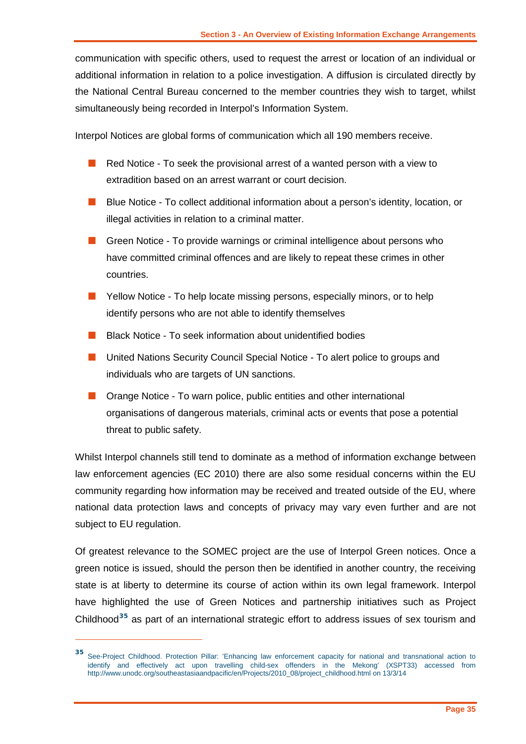communication with specific others, used to request the arrest or location of an individual or additional information in relation to a police investigation. A diffusion is circulated directly by the National Central Bureau concerned to the member countries they wish to target, whilst simultaneously being recorded in Interpol's Information System.

Interpol Notices are global forms of communication which all 190 members receive.

- Red Notice - To seek the provisional arrest of a wanted person with a view to extradition based on an arrest warrant or court decision.
- Blue Notice - To collect additional information about a person's identity, location, or illegal activities in relation to a criminal matter.
- Green Notice - To provide warnings or criminal intelligence about persons who have committed criminal offences and are likely to repeat these crimes in other countries.
- Yellow Notice - To help locate missing persons, especially minors, or to help identify persons who are not able to identify themselves
- Black Notice - To seek information about unidentified bodies
- United Nations Security Council Special Notice - To alert police to groups and individuals who are targets of UN sanctions.
- Orange Notice - To warn police, public entities and other international organisations of dangerous materials, criminal acts or events that pose a potential threat to public safety.

Whilst Interpol channels still tend to dominate as a method of information exchange between law enforcement agencies (EC 2010) there are also some residual concerns within the EU community regarding how information may be received and treated outside of the EU, where national data protection laws and concepts of privacy may vary even further and are not subject to EU regulation.

Of greatest relevance to the SOMEC project are the use of Interpol Green notices. Once a green notice is issued, should the person then be identified in another country, the receiving state is at liberty to determine its course of action within its own legal framework. Interpol have highlighted the use of Green Notices and partnership initiatives such as Project Childhood[35] as part of an international strategic effort to address issues of sex tourism and

---

[35] See-Project Childhood. Protection Pillar: 'Enhancing law enforcement capacity for national and transnational action to identify and effectively act upon travelling child-sex offenders in the Mekong' (XSPT33) accessed from http://www.unodc.org/southeastasiaandpacific/en/Projects/2010_08/project_childhood.html on 13/3/14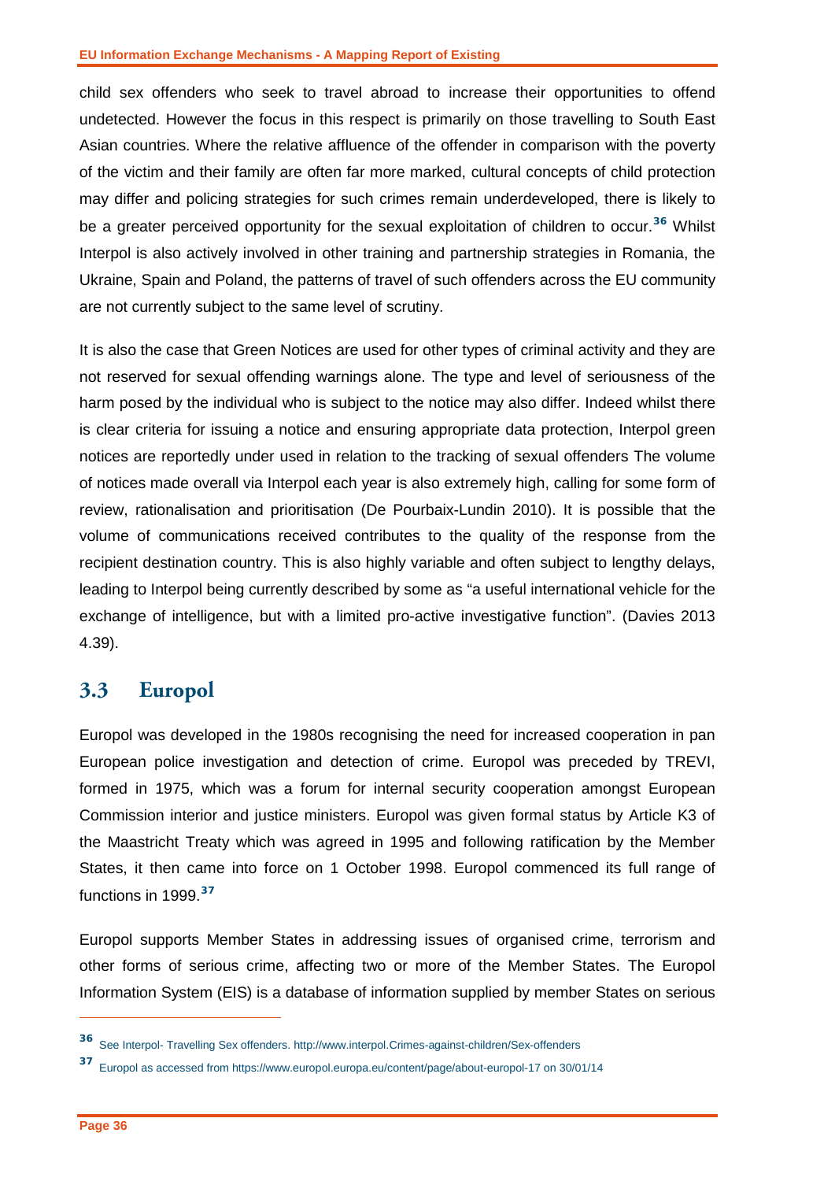child sex offenders who seek to travel abroad to increase their opportunities to offend undetected. However the focus in this respect is primarily on those travelling to South East Asian countries. Where the relative affluence of the offender in comparison with the poverty of the victim and their family are often far more marked, cultural concepts of child protection may differ and policing strategies for such crimes remain underdeveloped, there is likely to be a greater perceived opportunity for the sexual exploitation of children to occur.[36] Whilst Interpol is also actively involved in other training and partnership strategies in Romania, the Ukraine, Spain and Poland, the patterns of travel of such offenders across the EU community are not currently subject to the same level of scrutiny.

It is also the case that Green Notices are used for other types of criminal activity and they are not reserved for sexual offending warnings alone. The type and level of seriousness of the harm posed by the individual who is subject to the notice may also differ. Indeed whilst there is clear criteria for issuing a notice and ensuring appropriate data protection, Interpol green notices are reportedly under used in relation to the tracking of sexual offenders The volume of notices made overall via Interpol each year is also extremely high, calling for some form of review, rationalisation and prioritisation (De Pourbaix-Lundin 2010). It is possible that the volume of communications received contributes to the quality of the response from the recipient destination country. This is also highly variable and often subject to lengthy delays, leading to Interpol being currently described by some as "a useful international vehicle for the exchange of intelligence, but with a limited pro-active investigative function". (Davies 2013 4.39).

## 3.3 Europol

Europol was developed in the 1980s recognising the need for increased cooperation in pan European police investigation and detection of crime. Europol was preceded by TREVI, formed in 1975, which was a forum for internal security cooperation amongst European Commission interior and justice ministers. Europol was given formal status by Article K3 of the Maastricht Treaty which was agreed in 1995 and following ratification by the Member States, it then came into force on 1 October 1998. Europol commenced its full range of functions in 1999.[37]

Europol supports Member States in addressing issues of organised crime, terrorism and other forms of serious crime, affecting two or more of the Member States. The Europol Information System (EIS) is a database of information supplied by member States on serious

---

[36] See Interpol- Travelling Sex offenders. http://www.interpol.Crimes-against-children/Sex-offenders

[37] Europol as accessed from https://www.europol.europa.eu/content/page/about-europol-17 on 30/01/14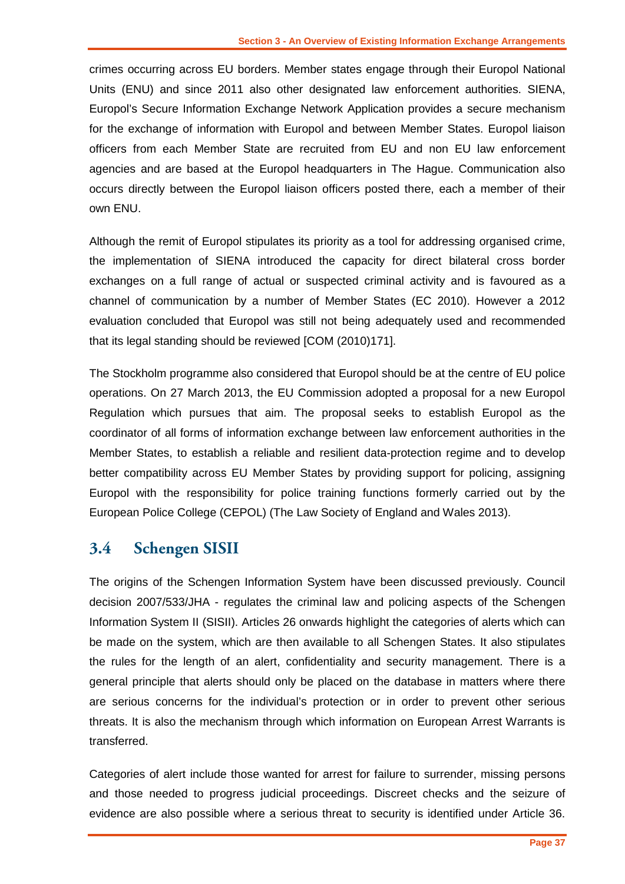crimes occurring across EU borders. Member states engage through their Europol National Units (ENU) and since 2011 also other designated law enforcement authorities. SIENA, Europol's Secure Information Exchange Network Application provides a secure mechanism for the exchange of information with Europol and between Member States. Europol liaison officers from each Member State are recruited from EU and non EU law enforcement agencies and are based at the Europol headquarters in The Hague. Communication also occurs directly between the Europol liaison officers posted there, each a member of their own ENU.

Although the remit of Europol stipulates its priority as a tool for addressing organised crime, the implementation of SIENA introduced the capacity for direct bilateral cross border exchanges on a full range of actual or suspected criminal activity and is favoured as a channel of communication by a number of Member States (EC 2010). However a 2012 evaluation concluded that Europol was still not being adequately used and recommended that its legal standing should be reviewed [COM (2010)171].

The Stockholm programme also considered that Europol should be at the centre of EU police operations. On 27 March 2013, the EU Commission adopted a proposal for a new Europol Regulation which pursues that aim. The proposal seeks to establish Europol as the coordinator of all forms of information exchange between law enforcement authorities in the Member States, to establish a reliable and resilient data-protection regime and to develop better compatibility across EU Member States by providing support for policing, assigning Europol with the responsibility for police training functions formerly carried out by the European Police College (CEPOL) (The Law Society of England and Wales 2013).

## 3.4 Schengen SISII

The origins of the Schengen Information System have been discussed previously. Council decision 2007/533/JHA - regulates the criminal law and policing aspects of the Schengen Information System II (SISII). Articles 26 onwards highlight the categories of alerts which can be made on the system, which are then available to all Schengen States. It also stipulates the rules for the length of an alert, confidentiality and security management. There is a general principle that alerts should only be placed on the database in matters where there are serious concerns for the individual's protection or in order to prevent other serious threats. It is also the mechanism through which information on European Arrest Warrants is transferred.

Categories of alert include those wanted for arrest for failure to surrender, missing persons and those needed to progress judicial proceedings. Discreet checks and the seizure of evidence are also possible where a serious threat to security is identified under Article 36.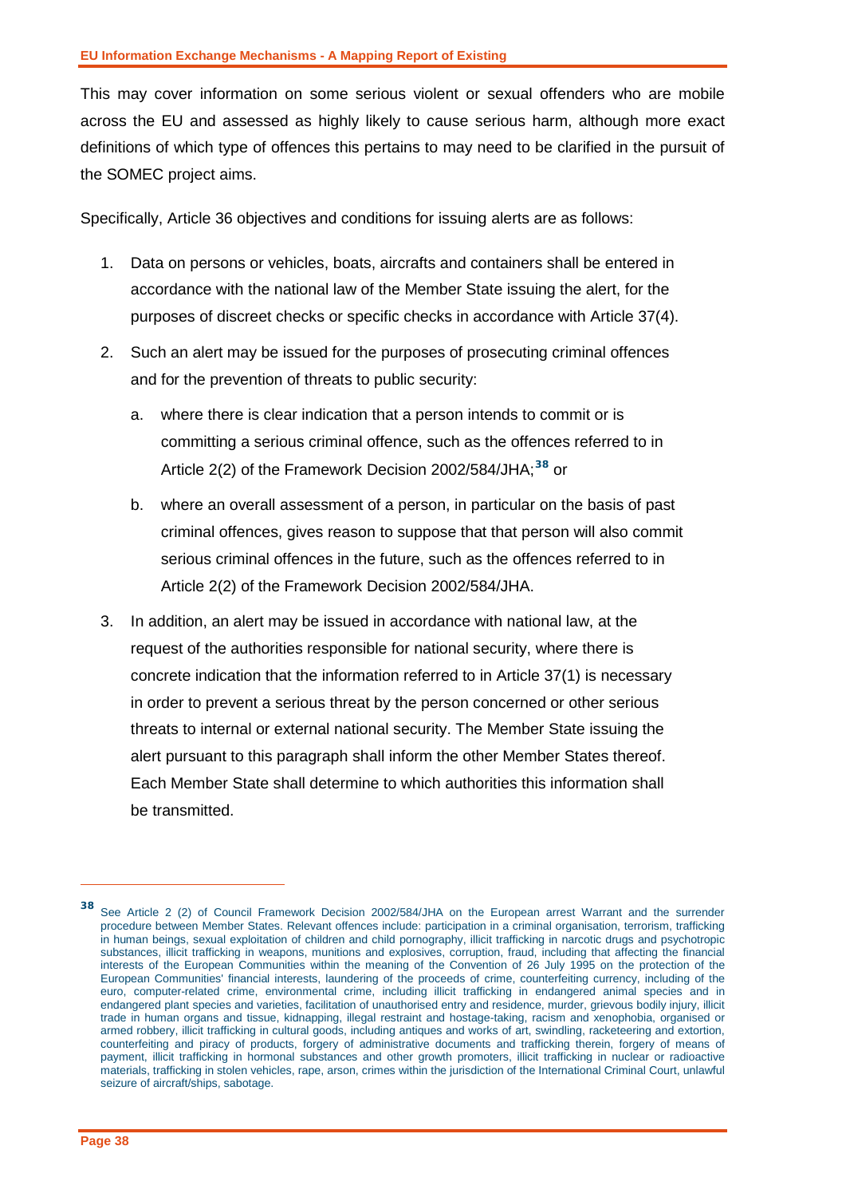This may cover information on some serious violent or sexual offenders who are mobile across the EU and assessed as highly likely to cause serious harm, although more exact definitions of which type of offences this pertains to may need to be clarified in the pursuit of the SOMEC project aims.

Specifically, Article 36 objectives and conditions for issuing alerts are as follows:

1. Data on persons or vehicles, boats, aircrafts and containers shall be entered in accordance with the national law of the Member State issuing the alert, for the purposes of discreet checks or specific checks in accordance with Article 37(4).
2. Such an alert may be issued for the purposes of prosecuting criminal offences and for the prevention of threats to public security:
   a. where there is clear indication that a person intends to commit or is committing a serious criminal offence, such as the offences referred to in Article 2(2) of the Framework Decision 2002/584/JHA;[38] or
   b. where an overall assessment of a person, in particular on the basis of past criminal offences, gives reason to suppose that that person will also commit serious criminal offences in the future, such as the offences referred to in Article 2(2) of the Framework Decision 2002/584/JHA.
3. In addition, an alert may be issued in accordance with national law, at the request of the authorities responsible for national security, where there is concrete indication that the information referred to in Article 37(1) is necessary in order to prevent a serious threat by the person concerned or other serious threats to internal or external national security. The Member State issuing the alert pursuant to this paragraph shall inform the other Member States thereof. Each Member State shall determine to which authorities this information shall be transmitted.

[38] See Article 2 (2) of Council Framework Decision 2002/584/JHA on the European arrest Warrant and the surrender procedure between Member States. Relevant offences include: participation in a criminal organisation, terrorism, trafficking in human beings, sexual exploitation of children and child pornography, illicit trafficking in narcotic drugs and psychotropic substances, illicit trafficking in weapons, munitions and explosives, corruption, fraud, including that affecting the financial interests of the European Communities within the meaning of the Convention of 26 July 1995 on the protection of the European Communities' financial interests, laundering of the proceeds of crime, counterfeiting currency, including of the euro, computer-related crime, environmental crime, including illicit trafficking in endangered animal species and in endangered plant species and varieties, facilitation of unauthorised entry and residence, murder, grievous bodily injury, illicit trade in human organs and tissue, kidnapping, illegal restraint and hostage-taking, racism and xenophobia, organised or armed robbery, illicit trafficking in cultural goods, including antiques and works of art, swindling, racketeering and extortion, counterfeiting and piracy of products, forgery of administrative documents and trafficking therein, forgery of means of payment, illicit trafficking in hormonal substances and other growth promoters, illicit trafficking in nuclear or radioactive materials, trafficking in stolen vehicles, rape, arson, crimes within the jurisdiction of the International Criminal Court, unlawful seizure of aircraft/ships, sabotage.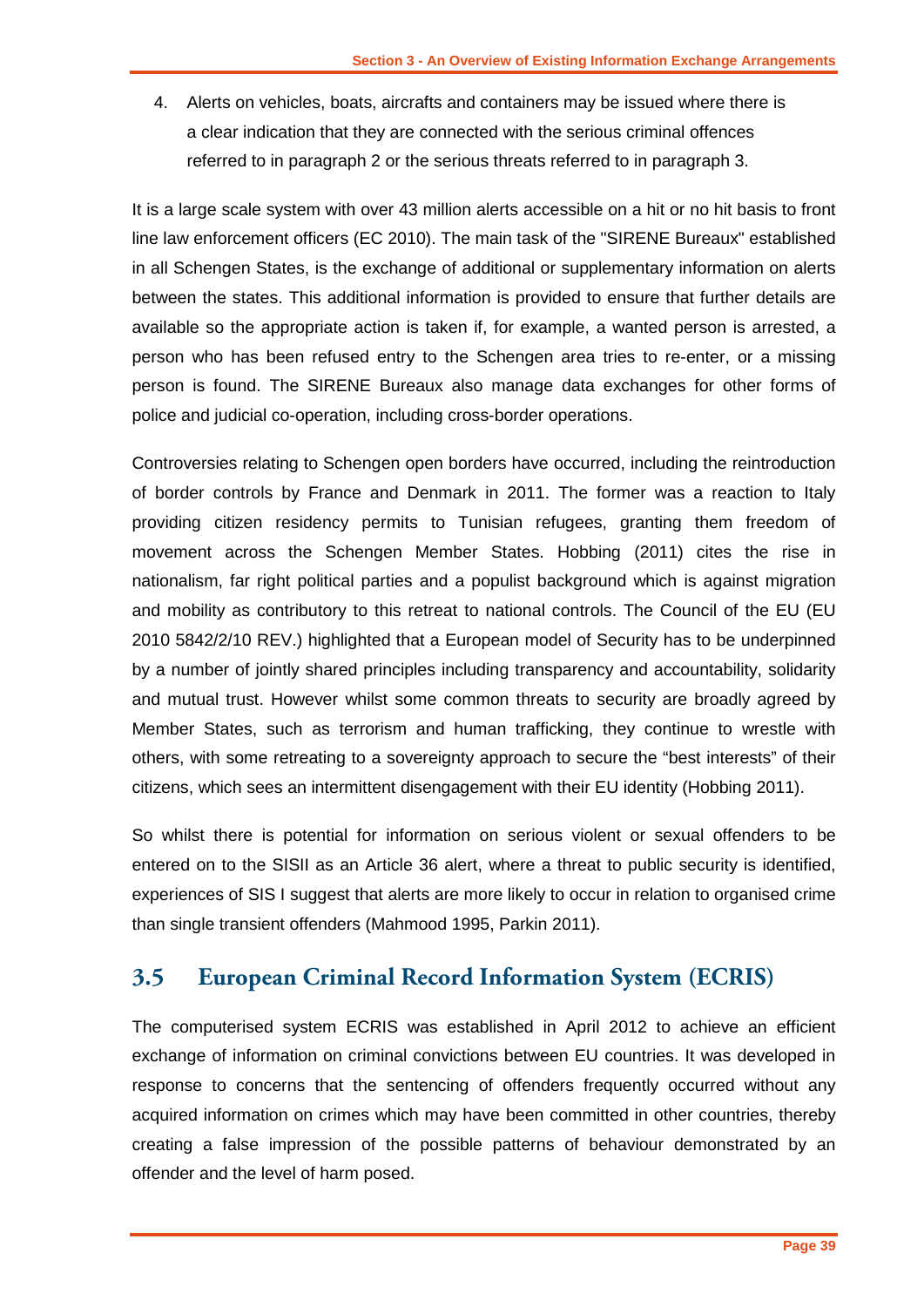4. Alerts on vehicles, boats, aircrafts and containers may be issued where there is a clear indication that they are connected with the serious criminal offences referred to in paragraph 2 or the serious threats referred to in paragraph 3.

It is a large scale system with over 43 million alerts accessible on a hit or no hit basis to front line law enforcement officers (EC 2010). The main task of the "SIRENE Bureaux" established in all Schengen States, is the exchange of additional or supplementary information on alerts between the states. This additional information is provided to ensure that further details are available so the appropriate action is taken if, for example, a wanted person is arrested, a person who has been refused entry to the Schengen area tries to re-enter, or a missing person is found. The SIRENE Bureaux also manage data exchanges for other forms of police and judicial co-operation, including cross-border operations.

Controversies relating to Schengen open borders have occurred, including the reintroduction of border controls by France and Denmark in 2011. The former was a reaction to Italy providing citizen residency permits to Tunisian refugees, granting them freedom of movement across the Schengen Member States. Hobbing (2011) cites the rise in nationalism, far right political parties and a populist background which is against migration and mobility as contributory to this retreat to national controls. The Council of the EU (EU 2010 5842/2/10 REV.) highlighted that a European model of Security has to be underpinned by a number of jointly shared principles including transparency and accountability, solidarity and mutual trust. However whilst some common threats to security are broadly agreed by Member States, such as terrorism and human trafficking, they continue to wrestle with others, with some retreating to a sovereignty approach to secure the "best interests" of their citizens, which sees an intermittent disengagement with their EU identity (Hobbing 2011).

So whilst there is potential for information on serious violent or sexual offenders to be entered on to the SISII as an Article 36 alert, where a threat to public security is identified, experiences of SIS I suggest that alerts are more likely to occur in relation to organised crime than single transient offenders (Mahmood 1995, Parkin 2011).

## 3.5 European Criminal Record Information System (ECRIS)

The computerised system ECRIS was established in April 2012 to achieve an efficient exchange of information on criminal convictions between EU countries. It was developed in response to concerns that the sentencing of offenders frequently occurred without any acquired information on crimes which may have been committed in other countries, thereby creating a false impression of the possible patterns of behaviour demonstrated by an offender and the level of harm posed.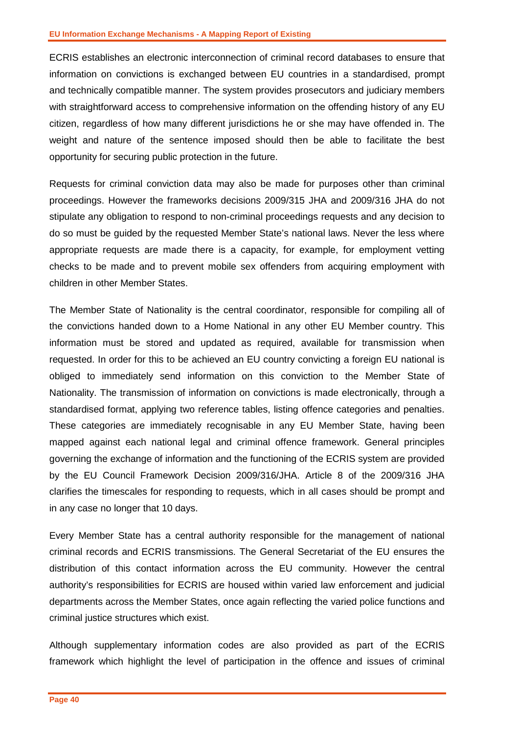ECRIS establishes an electronic interconnection of criminal record databases to ensure that information on convictions is exchanged between EU countries in a standardised, prompt and technically compatible manner. The system provides prosecutors and judiciary members with straightforward access to comprehensive information on the offending history of any EU citizen, regardless of how many different jurisdictions he or she may have offended in. The weight and nature of the sentence imposed should then be able to facilitate the best opportunity for securing public protection in the future.

Requests for criminal conviction data may also be made for purposes other than criminal proceedings. However the frameworks decisions 2009/315 JHA and 2009/316 JHA do not stipulate any obligation to respond to non-criminal proceedings requests and any decision to do so must be guided by the requested Member State's national laws. Never the less where appropriate requests are made there is a capacity, for example, for employment vetting checks to be made and to prevent mobile sex offenders from acquiring employment with children in other Member States.

The Member State of Nationality is the central coordinator, responsible for compiling all of the convictions handed down to a Home National in any other EU Member country. This information must be stored and updated as required, available for transmission when requested. In order for this to be achieved an EU country convicting a foreign EU national is obliged to immediately send information on this conviction to the Member State of Nationality. The transmission of information on convictions is made electronically, through a standardised format, applying two reference tables, listing offence categories and penalties. These categories are immediately recognisable in any EU Member State, having been mapped against each national legal and criminal offence framework. General principles governing the exchange of information and the functioning of the ECRIS system are provided by the EU Council Framework Decision 2009/316/JHA. Article 8 of the 2009/316 JHA clarifies the timescales for responding to requests, which in all cases should be prompt and in any case no longer that 10 days.

Every Member State has a central authority responsible for the management of national criminal records and ECRIS transmissions. The General Secretariat of the EU ensures the distribution of this contact information across the EU community. However the central authority's responsibilities for ECRIS are housed within varied law enforcement and judicial departments across the Member States, once again reflecting the varied police functions and criminal justice structures which exist.

Although supplementary information codes are also provided as part of the ECRIS framework which highlight the level of participation in the offence and issues of criminal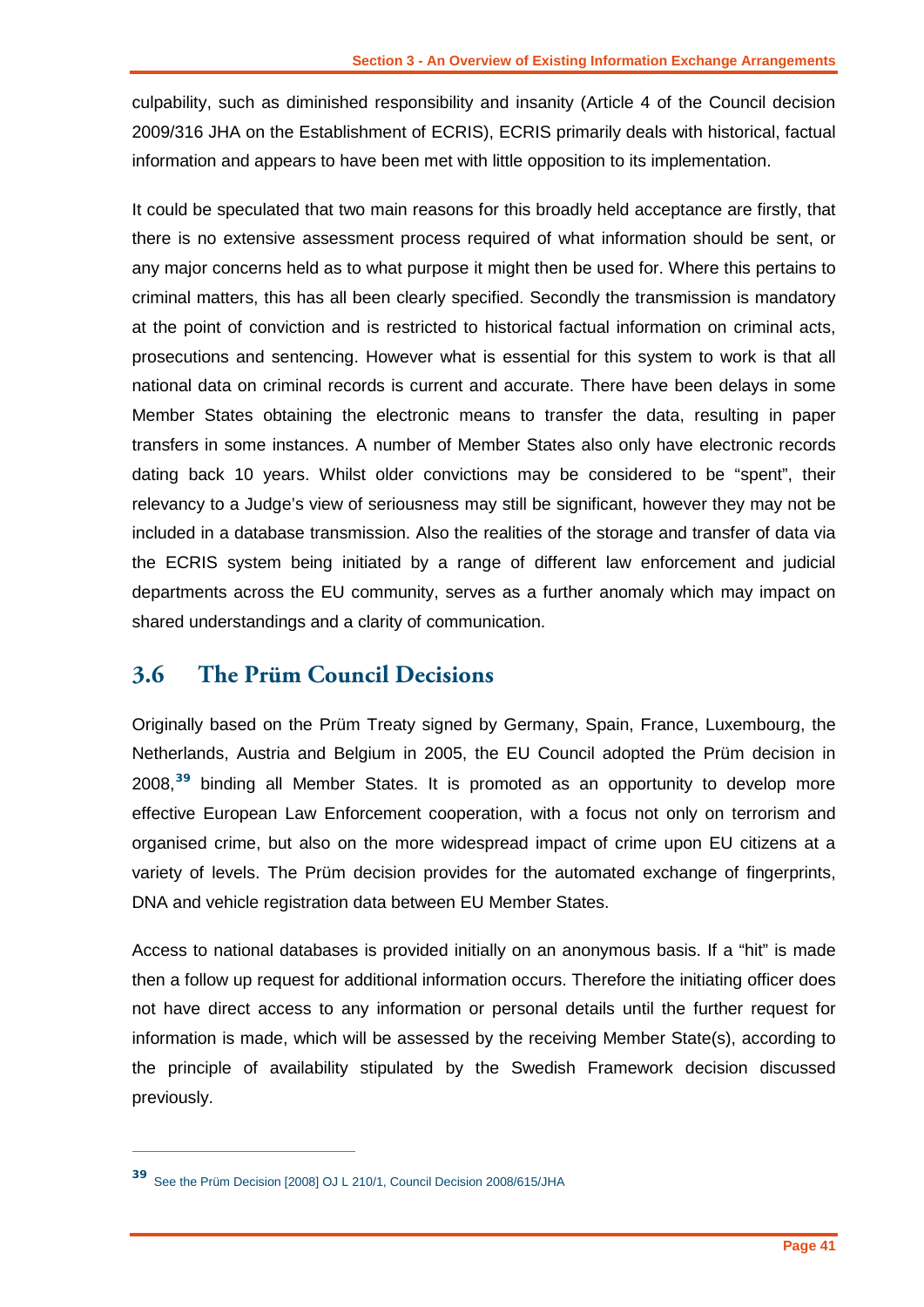culpability, such as diminished responsibility and insanity (Article 4 of the Council decision 2009/316 JHA on the Establishment of ECRIS), ECRIS primarily deals with historical, factual information and appears to have been met with little opposition to its implementation.

It could be speculated that two main reasons for this broadly held acceptance are firstly, that there is no extensive assessment process required of what information should be sent, or any major concerns held as to what purpose it might then be used for. Where this pertains to criminal matters, this has all been clearly specified. Secondly the transmission is mandatory at the point of conviction and is restricted to historical factual information on criminal acts, prosecutions and sentencing. However what is essential for this system to work is that all national data on criminal records is current and accurate. There have been delays in some Member States obtaining the electronic means to transfer the data, resulting in paper transfers in some instances. A number of Member States also only have electronic records dating back 10 years. Whilst older convictions may be considered to be "spent", their relevancy to a Judge's view of seriousness may still be significant, however they may not be included in a database transmission. Also the realities of the storage and transfer of data via the ECRIS system being initiated by a range of different law enforcement and judicial departments across the EU community, serves as a further anomaly which may impact on shared understandings and a clarity of communication.

## 3.6 The Prüm Council Decisions

Originally based on the Prüm Treaty signed by Germany, Spain, France, Luxembourg, the Netherlands, Austria and Belgium in 2005, the EU Council adopted the Prüm decision in 2008,[39] binding all Member States. It is promoted as an opportunity to develop more effective European Law Enforcement cooperation, with a focus not only on terrorism and organised crime, but also on the more widespread impact of crime upon EU citizens at a variety of levels. The Prüm decision provides for the automated exchange of fingerprints, DNA and vehicle registration data between EU Member States.

Access to national databases is provided initially on an anonymous basis. If a "hit" is made then a follow up request for additional information occurs. Therefore the initiating officer does not have direct access to any information or personal details until the further request for information is made, which will be assessed by the receiving Member State(s), according to the principle of availability stipulated by the Swedish Framework decision discussed previously.

---

[39] See the Prüm Decision [2008] OJ L 210/1, Council Decision 2008/615/JHA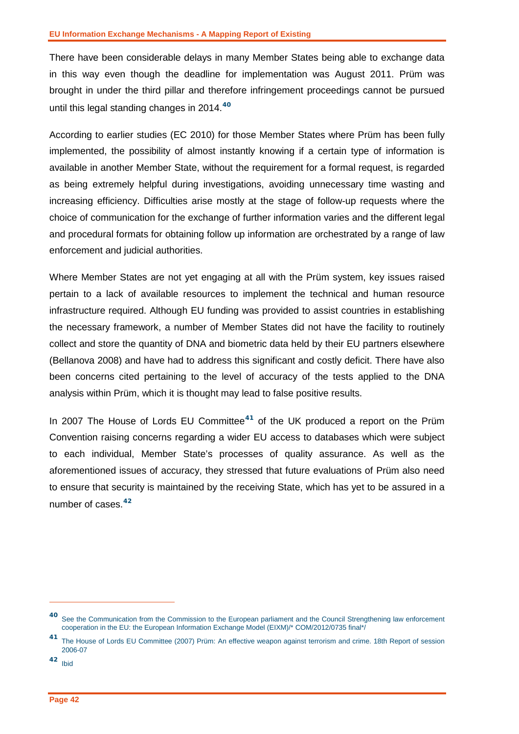There have been considerable delays in many Member States being able to exchange data in this way even though the deadline for implementation was August 2011. Prüm was brought in under the third pillar and therefore infringement proceedings cannot be pursued until this legal standing changes in 2014.[40]

According to earlier studies (EC 2010) for those Member States where Prüm has been fully implemented, the possibility of almost instantly knowing if a certain type of information is available in another Member State, without the requirement for a formal request, is regarded as being extremely helpful during investigations, avoiding unnecessary time wasting and increasing efficiency. Difficulties arise mostly at the stage of follow-up requests where the choice of communication for the exchange of further information varies and the different legal and procedural formats for obtaining follow up information are orchestrated by a range of law enforcement and judicial authorities.

Where Member States are not yet engaging at all with the Prüm system, key issues raised pertain to a lack of available resources to implement the technical and human resource infrastructure required. Although EU funding was provided to assist countries in establishing the necessary framework, a number of Member States did not have the facility to routinely collect and store the quantity of DNA and biometric data held by their EU partners elsewhere (Bellanova 2008) and have had to address this significant and costly deficit. There have also been concerns cited pertaining to the level of accuracy of the tests applied to the DNA analysis within Prüm, which it is thought may lead to false positive results.

In 2007 The House of Lords EU Committee[41] of the UK produced a report on the Prüm Convention raising concerns regarding a wider EU access to databases which were subject to each individual, Member State's processes of quality assurance. As well as the aforementioned issues of accuracy, they stressed that future evaluations of Prüm also need to ensure that security is maintained by the receiving State, which has yet to be assured in a number of cases.[42]

---

[40] See the Communication from the Commission to the European parliament and the Council Strengthening law enforcement cooperation in the EU: the European Information Exchange Model (EIXM)/* COM/2012/0735 final*/

[41] The House of Lords EU Committee (2007) Prüm: An effective weapon against terrorism and crime. 18th Report of session 2006-07

[42] Ibid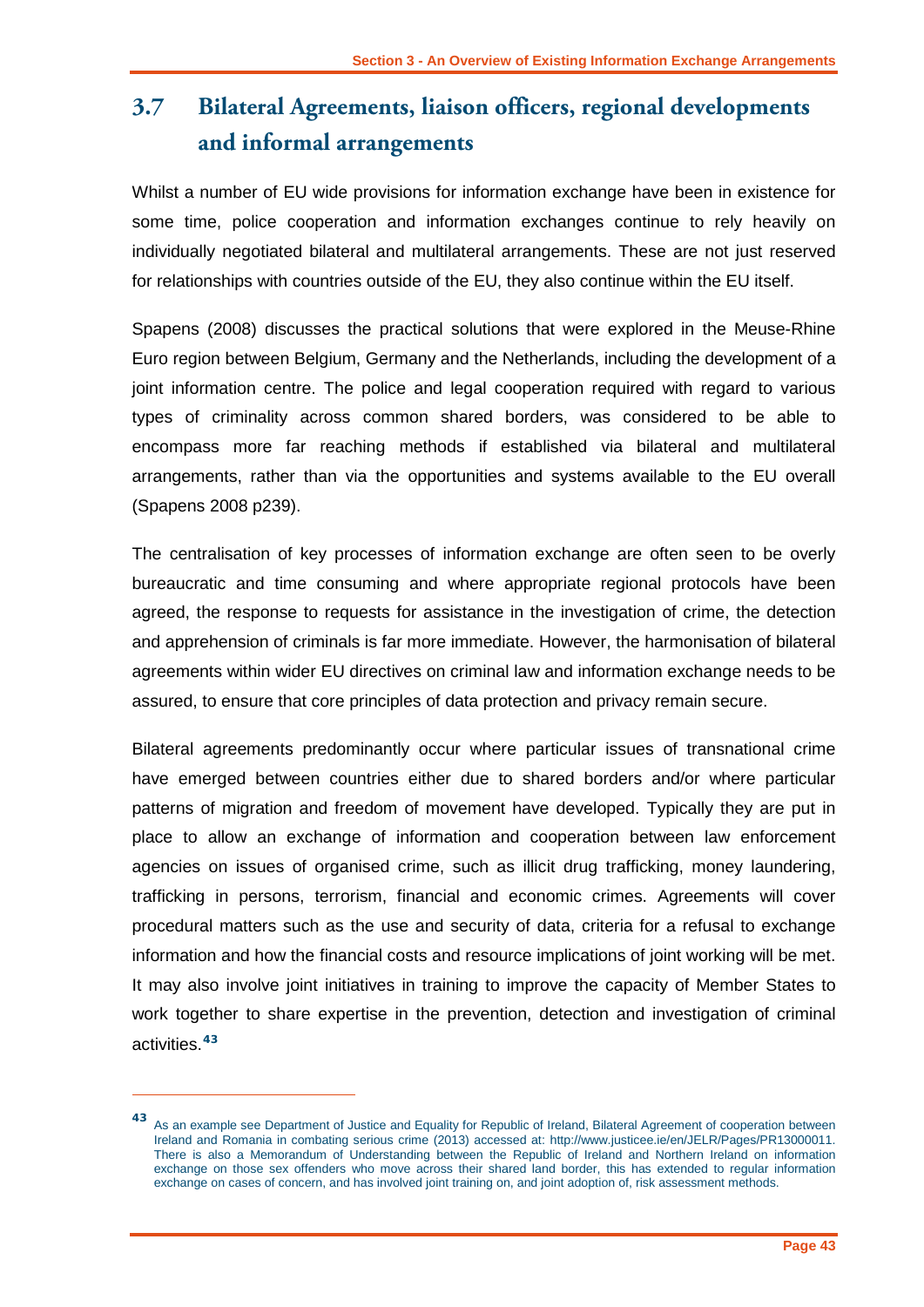## 3.7 Bilateral Agreements, liaison officers, regional developments and informal arrangements

Whilst a number of EU wide provisions for information exchange have been in existence for some time, police cooperation and information exchanges continue to rely heavily on individually negotiated bilateral and multilateral arrangements. These are not just reserved for relationships with countries outside of the EU, they also continue within the EU itself.

Spapens (2008) discusses the practical solutions that were explored in the Meuse-Rhine Euro region between Belgium, Germany and the Netherlands, including the development of a joint information centre. The police and legal cooperation required with regard to various types of criminality across common shared borders, was considered to be able to encompass more far reaching methods if established via bilateral and multilateral arrangements, rather than via the opportunities and systems available to the EU overall (Spapens 2008 p239).

The centralisation of key processes of information exchange are often seen to be overly bureaucratic and time consuming and where appropriate regional protocols have been agreed, the response to requests for assistance in the investigation of crime, the detection and apprehension of criminals is far more immediate. However, the harmonisation of bilateral agreements within wider EU directives on criminal law and information exchange needs to be assured, to ensure that core principles of data protection and privacy remain secure.

Bilateral agreements predominantly occur where particular issues of transnational crime have emerged between countries either due to shared borders and/or where particular patterns of migration and freedom of movement have developed. Typically they are put in place to allow an exchange of information and cooperation between law enforcement agencies on issues of organised crime, such as illicit drug trafficking, money laundering, trafficking in persons, terrorism, financial and economic crimes. Agreements will cover procedural matters such as the use and security of data, criteria for a refusal to exchange information and how the financial costs and resource implications of joint working will be met. It may also involve joint initiatives in training to improve the capacity of Member States to work together to share expertise in the prevention, detection and investigation of criminal activities.[43]

---

[43] As an example see Department of Justice and Equality for Republic of Ireland, Bilateral Agreement of cooperation between Ireland and Romania in combating serious crime (2013) accessed at: http://www.justicee.ie/en/JELR/Pages/PR13000011. There is also a Memorandum of Understanding between the Republic of Ireland and Northern Ireland on information exchange on those sex offenders who move across their shared land border, this has extended to regular information exchange on cases of concern, and has involved joint training on, and joint adoption of, risk assessment methods.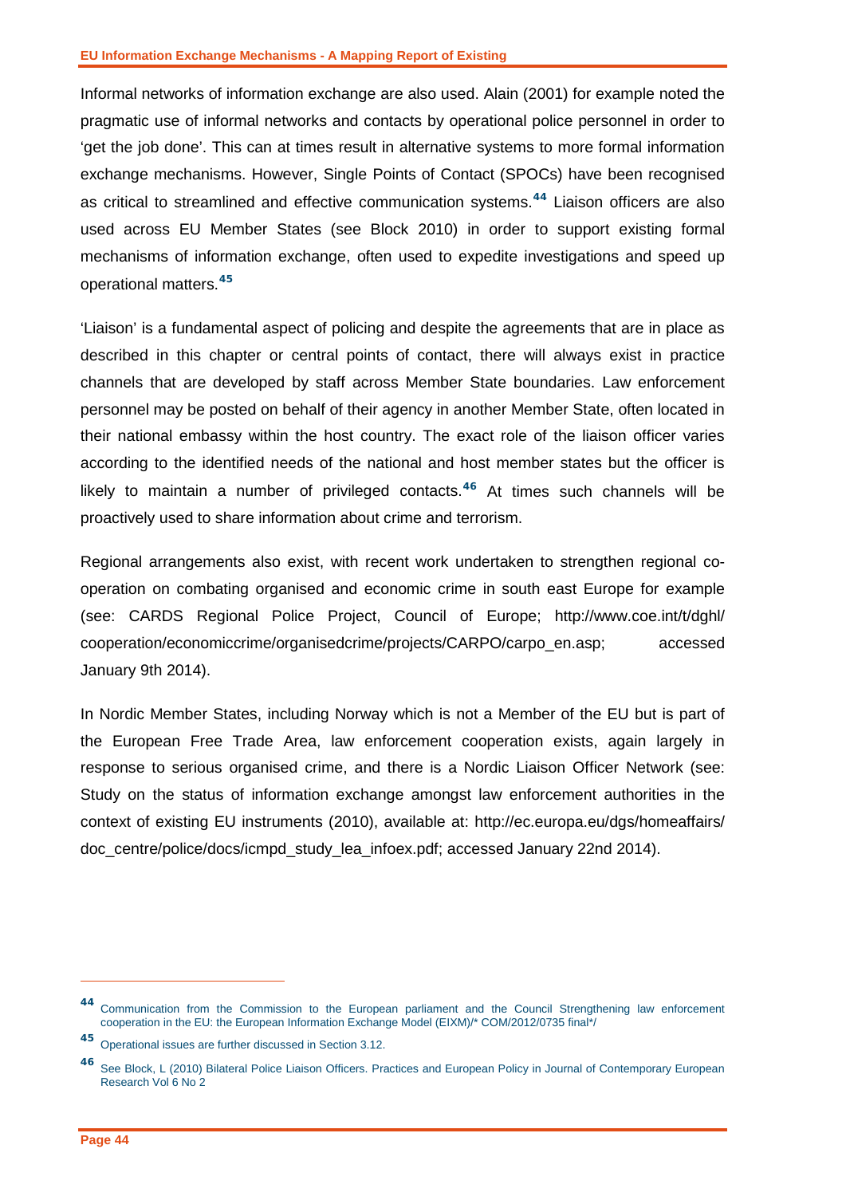Informal networks of information exchange are also used. Alain (2001) for example noted the pragmatic use of informal networks and contacts by operational police personnel in order to 'get the job done'. This can at times result in alternative systems to more formal information exchange mechanisms. However, Single Points of Contact (SPOCs) have been recognised as critical to streamlined and effective communication systems.[44] Liaison officers are also used across EU Member States (see Block 2010) in order to support existing formal mechanisms of information exchange, often used to expedite investigations and speed up operational matters.[45]

'Liaison' is a fundamental aspect of policing and despite the agreements that are in place as described in this chapter or central points of contact, there will always exist in practice channels that are developed by staff across Member State boundaries. Law enforcement personnel may be posted on behalf of their agency in another Member State, often located in their national embassy within the host country. The exact role of the liaison officer varies according to the identified needs of the national and host member states but the officer is likely to maintain a number of privileged contacts.[46] At times such channels will be proactively used to share information about crime and terrorism.

Regional arrangements also exist, with recent work undertaken to strengthen regional co-operation on combating organised and economic crime in south east Europe for example (see: CARDS Regional Police Project, Council of Europe; http://www.coe.int/t/dghl/cooperation/economiccrime/organisedcrime/projects/CARPO/carpo_en.asp; accessed January 9th 2014).

In Nordic Member States, including Norway which is not a Member of the EU but is part of the European Free Trade Area, law enforcement cooperation exists, again largely in response to serious organised crime, and there is a Nordic Liaison Officer Network (see: Study on the status of information exchange amongst law enforcement authorities in the context of existing EU instruments (2010), available at: http://ec.europa.eu/dgs/homeaffairs/doc_centre/police/docs/icmpd_study_lea_infoex.pdf; accessed January 22nd 2014).

---

[44] Communication from the Commission to the European parliament and the Council Strengthening law enforcement cooperation in the EU: the European Information Exchange Model (EIXM)/* COM/2012/0735 final*/

[45] Operational issues are further discussed in Section 3.12.

[46] See Block, L (2010) Bilateral Police Liaison Officers. Practices and European Policy in Journal of Contemporary European Research Vol 6 No 2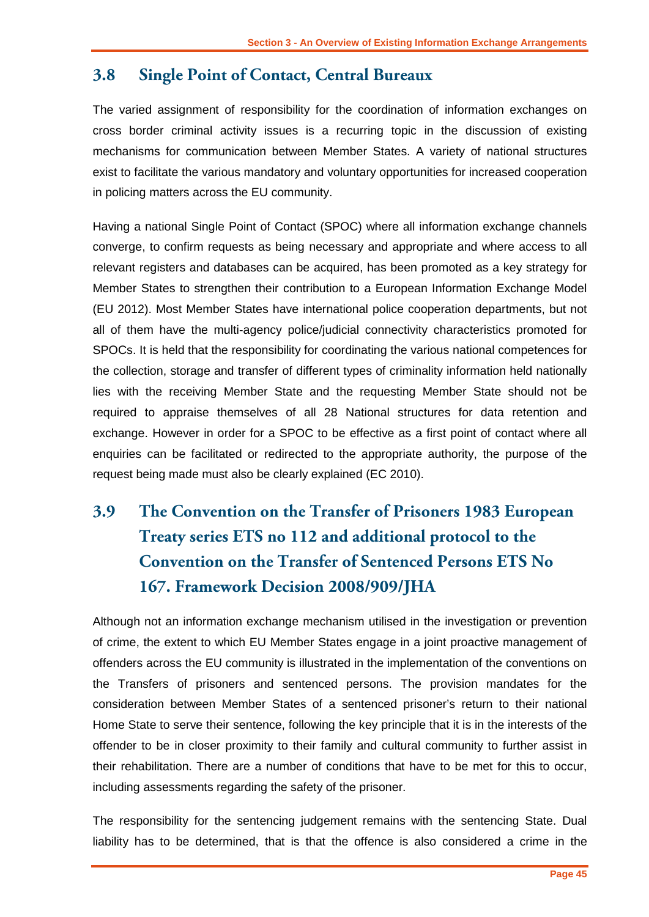## 3.8 Single Point of Contact, Central Bureaux

The varied assignment of responsibility for the coordination of information exchanges on cross border criminal activity issues is a recurring topic in the discussion of existing mechanisms for communication between Member States. A variety of national structures exist to facilitate the various mandatory and voluntary opportunities for increased cooperation in policing matters across the EU community.

Having a national Single Point of Contact (SPOC) where all information exchange channels converge, to confirm requests as being necessary and appropriate and where access to all relevant registers and databases can be acquired, has been promoted as a key strategy for Member States to strengthen their contribution to a European Information Exchange Model (EU 2012). Most Member States have international police cooperation departments, but not all of them have the multi-agency police/judicial connectivity characteristics promoted for SPOCs. It is held that the responsibility for coordinating the various national competences for the collection, storage and transfer of different types of criminality information held nationally lies with the receiving Member State and the requesting Member State should not be required to appraise themselves of all 28 National structures for data retention and exchange. However in order for a SPOC to be effective as a first point of contact where all enquiries can be facilitated or redirected to the appropriate authority, the purpose of the request being made must also be clearly explained (EC 2010).

## 3.9 The Convention on the Transfer of Prisoners 1983 European Treaty series ETS no 112 and additional protocol to the Convention on the Transfer of Sentenced Persons ETS No 167. Framework Decision 2008/909/JHA

Although not an information exchange mechanism utilised in the investigation or prevention of crime, the extent to which EU Member States engage in a joint proactive management of offenders across the EU community is illustrated in the implementation of the conventions on the Transfers of prisoners and sentenced persons. The provision mandates for the consideration between Member States of a sentenced prisoner's return to their national Home State to serve their sentence, following the key principle that it is in the interests of the offender to be in closer proximity to their family and cultural community to further assist in their rehabilitation. There are a number of conditions that have to be met for this to occur, including assessments regarding the safety of the prisoner.

The responsibility for the sentencing judgement remains with the sentencing State. Dual liability has to be determined, that is that the offence is also considered a crime in the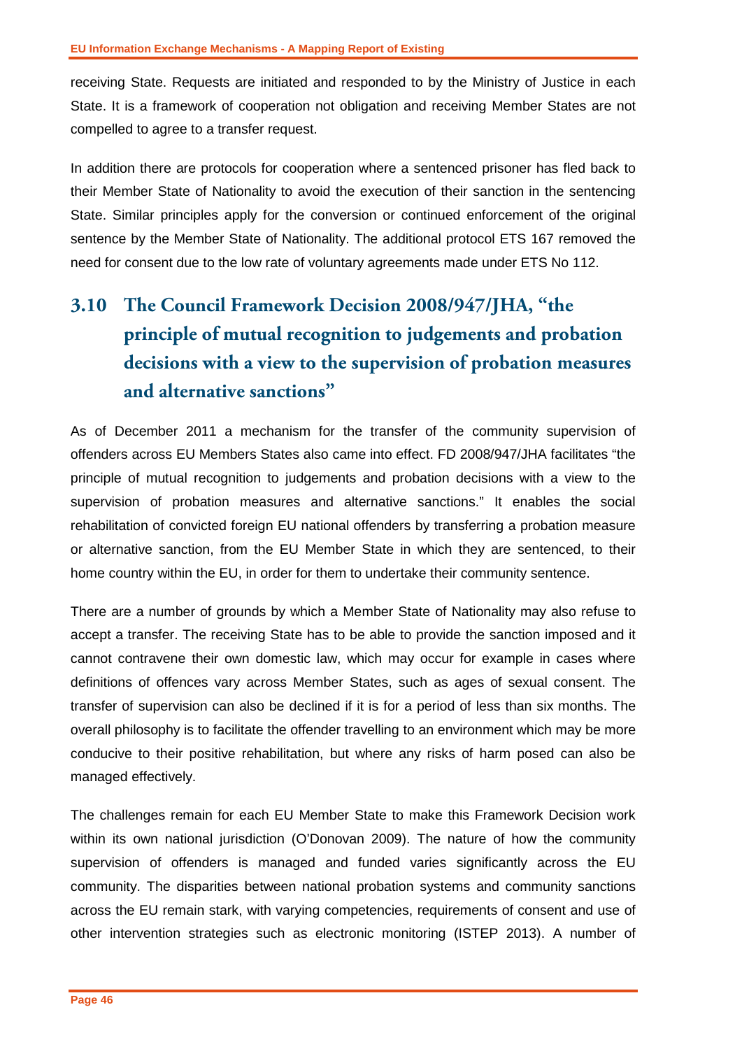receiving State. Requests are initiated and responded to by the Ministry of Justice in each State. It is a framework of cooperation not obligation and receiving Member States are not compelled to agree to a transfer request.

In addition there are protocols for cooperation where a sentenced prisoner has fled back to their Member State of Nationality to avoid the execution of their sanction in the sentencing State. Similar principles apply for the conversion or continued enforcement of the original sentence by the Member State of Nationality. The additional protocol ETS 167 removed the need for consent due to the low rate of voluntary agreements made under ETS No 112.

## 3.10 The Council Framework Decision 2008/947/JHA, "the principle of mutual recognition to judgements and probation decisions with a view to the supervision of probation measures and alternative sanctions"

As of December 2011 a mechanism for the transfer of the community supervision of offenders across EU Members States also came into effect. FD 2008/947/JHA facilitates "the principle of mutual recognition to judgements and probation decisions with a view to the supervision of probation measures and alternative sanctions." It enables the social rehabilitation of convicted foreign EU national offenders by transferring a probation measure or alternative sanction, from the EU Member State in which they are sentenced, to their home country within the EU, in order for them to undertake their community sentence.

There are a number of grounds by which a Member State of Nationality may also refuse to accept a transfer. The receiving State has to be able to provide the sanction imposed and it cannot contravene their own domestic law, which may occur for example in cases where definitions of offences vary across Member States, such as ages of sexual consent. The transfer of supervision can also be declined if it is for a period of less than six months. The overall philosophy is to facilitate the offender travelling to an environment which may be more conducive to their positive rehabilitation, but where any risks of harm posed can also be managed effectively.

The challenges remain for each EU Member State to make this Framework Decision work within its own national jurisdiction (O'Donovan 2009). The nature of how the community supervision of offenders is managed and funded varies significantly across the EU community. The disparities between national probation systems and community sanctions across the EU remain stark, with varying competencies, requirements of consent and use of other intervention strategies such as electronic monitoring (ISTEP 2013). A number of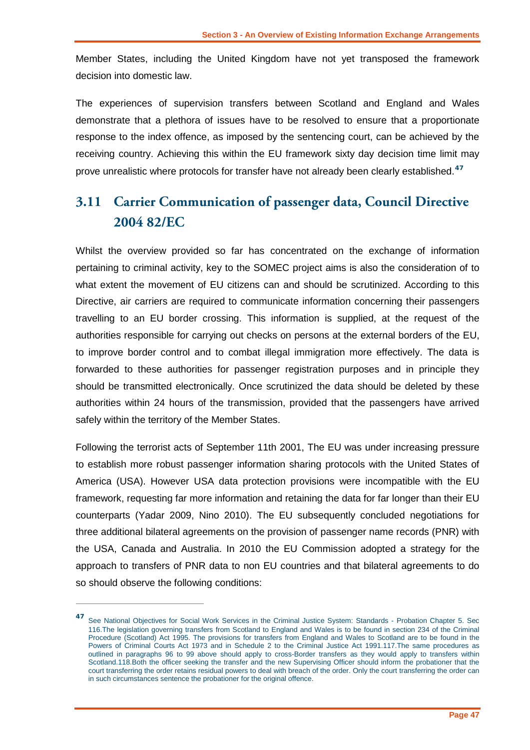Member States, including the United Kingdom have not yet transposed the framework decision into domestic law.

The experiences of supervision transfers between Scotland and England and Wales demonstrate that a plethora of issues have to be resolved to ensure that a proportionate response to the index offence, as imposed by the sentencing court, can be achieved by the receiving country. Achieving this within the EU framework sixty day decision time limit may prove unrealistic where protocols for transfer have not already been clearly established.[47]

## 3.11 Carrier Communication of passenger data, Council Directive 2004 82/EC

Whilst the overview provided so far has concentrated on the exchange of information pertaining to criminal activity, key to the SOMEC project aims is also the consideration of to what extent the movement of EU citizens can and should be scrutinized. According to this Directive, air carriers are required to communicate information concerning their passengers travelling to an EU border crossing. This information is supplied, at the request of the authorities responsible for carrying out checks on persons at the external borders of the EU, to improve border control and to combat illegal immigration more effectively. The data is forwarded to these authorities for passenger registration purposes and in principle they should be transmitted electronically. Once scrutinized the data should be deleted by these authorities within 24 hours of the transmission, provided that the passengers have arrived safely within the territory of the Member States.

Following the terrorist acts of September 11th 2001, The EU was under increasing pressure to establish more robust passenger information sharing protocols with the United States of America (USA). However USA data protection provisions were incompatible with the EU framework, requesting far more information and retaining the data for far longer than their EU counterparts (Yadar 2009, Nino 2010). The EU subsequently concluded negotiations for three additional bilateral agreements on the provision of passenger name records (PNR) with the USA, Canada and Australia. In 2010 the EU Commission adopted a strategy for the approach to transfers of PNR data to non EU countries and that bilateral agreements to do so should observe the following conditions:

---

[47] See National Objectives for Social Work Services in the Criminal Justice System: Standards - Probation Chapter 5. Sec 116.The legislation governing transfers from Scotland to England and Wales is to be found in section 234 of the Criminal Procedure (Scotland) Act 1995. The provisions for transfers from England and Wales to Scotland are to be found in the Powers of Criminal Courts Act 1973 and in Schedule 2 to the Criminal Justice Act 1991.117.The same procedures as outlined in paragraphs 96 to 99 above should apply to cross-Border transfers as they would apply to transfers within Scotland.118.Both the officer seeking the transfer and the new Supervising Officer should inform the probationer that the court transferring the order retains residual powers to deal with breach of the order. Only the court transferring the order can in such circumstances sentence the probationer for the original offence.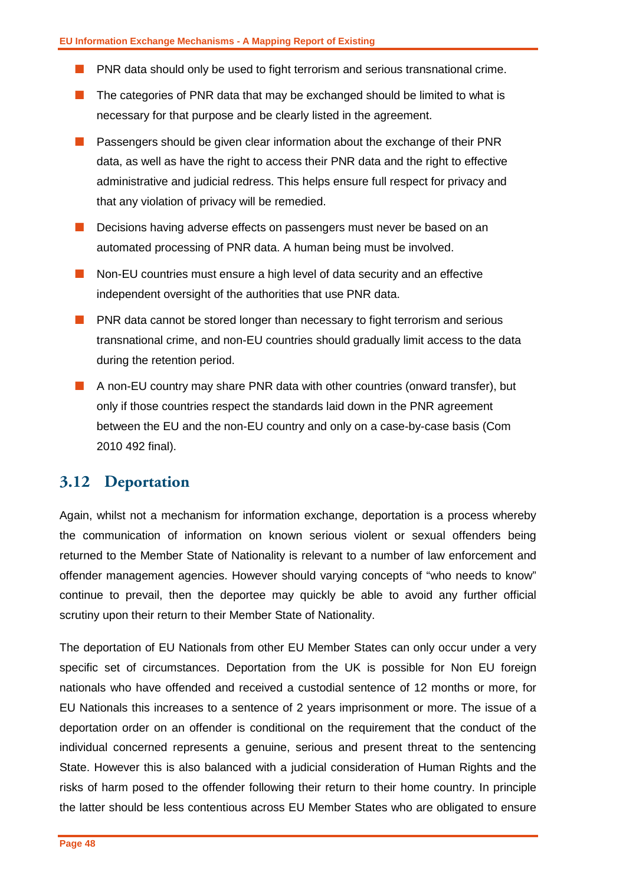- PNR data should only be used to fight terrorism and serious transnational crime.
- The categories of PNR data that may be exchanged should be limited to what is necessary for that purpose and be clearly listed in the agreement.
- Passengers should be given clear information about the exchange of their PNR data, as well as have the right to access their PNR data and the right to effective administrative and judicial redress. This helps ensure full respect for privacy and that any violation of privacy will be remedied.
- Decisions having adverse effects on passengers must never be based on an automated processing of PNR data. A human being must be involved.
- Non-EU countries must ensure a high level of data security and an effective independent oversight of the authorities that use PNR data.
- PNR data cannot be stored longer than necessary to fight terrorism and serious transnational crime, and non-EU countries should gradually limit access to the data during the retention period.
- A non-EU country may share PNR data with other countries (onward transfer), but only if those countries respect the standards laid down in the PNR agreement between the EU and the non-EU country and only on a case-by-case basis (Com 2010 492 final).

## 3.12 Deportation

Again, whilst not a mechanism for information exchange, deportation is a process whereby the communication of information on known serious violent or sexual offenders being returned to the Member State of Nationality is relevant to a number of law enforcement and offender management agencies. However should varying concepts of "who needs to know" continue to prevail, then the deportee may quickly be able to avoid any further official scrutiny upon their return to their Member State of Nationality.

The deportation of EU Nationals from other EU Member States can only occur under a very specific set of circumstances. Deportation from the UK is possible for Non EU foreign nationals who have offended and received a custodial sentence of 12 months or more, for EU Nationals this increases to a sentence of 2 years imprisonment or more. The issue of a deportation order on an offender is conditional on the requirement that the conduct of the individual concerned represents a genuine, serious and present threat to the sentencing State. However this is also balanced with a judicial consideration of Human Rights and the risks of harm posed to the offender following their return to their home country. In principle the latter should be less contentious across EU Member States who are obligated to ensure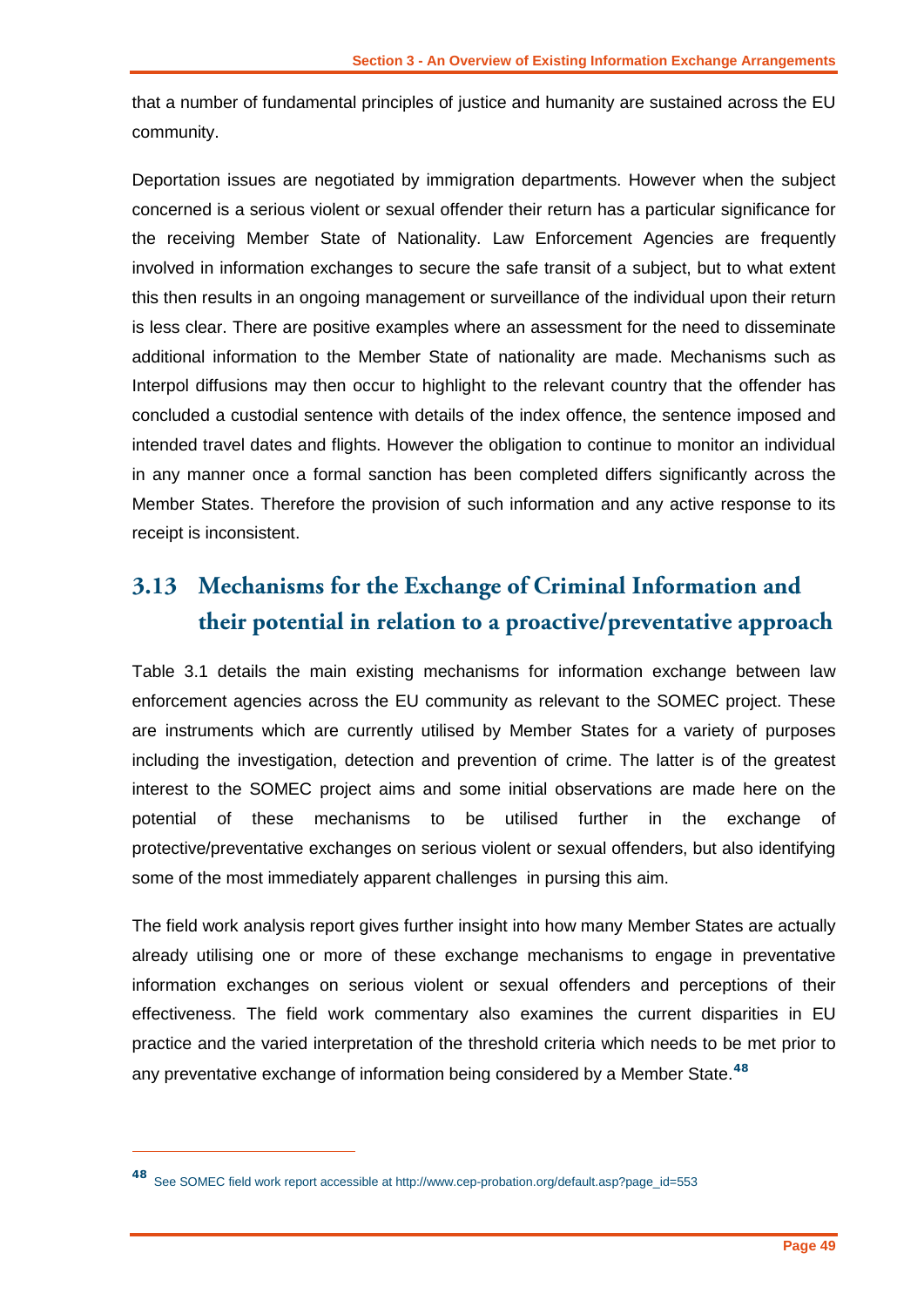that a number of fundamental principles of justice and humanity are sustained across the EU community.

Deportation issues are negotiated by immigration departments. However when the subject concerned is a serious violent or sexual offender their return has a particular significance for the receiving Member State of Nationality. Law Enforcement Agencies are frequently involved in information exchanges to secure the safe transit of a subject, but to what extent this then results in an ongoing management or surveillance of the individual upon their return is less clear. There are positive examples where an assessment for the need to disseminate additional information to the Member State of nationality are made. Mechanisms such as Interpol diffusions may then occur to highlight to the relevant country that the offender has concluded a custodial sentence with details of the index offence, the sentence imposed and intended travel dates and flights. However the obligation to continue to monitor an individual in any manner once a formal sanction has been completed differs significantly across the Member States. Therefore the provision of such information and any active response to its receipt is inconsistent.

## 3.13 Mechanisms for the Exchange of Criminal Information and their potential in relation to a proactive/preventative approach

Table 3.1 details the main existing mechanisms for information exchange between law enforcement agencies across the EU community as relevant to the SOMEC project. These are instruments which are currently utilised by Member States for a variety of purposes including the investigation, detection and prevention of crime. The latter is of the greatest interest to the SOMEC project aims and some initial observations are made here on the potential of these mechanisms to be utilised further in the exchange of protective/preventative exchanges on serious violent or sexual offenders, but also identifying some of the most immediately apparent challenges in pursing this aim.

The field work analysis report gives further insight into how many Member States are actually already utilising one or more of these exchange mechanisms to engage in preventative information exchanges on serious violent or sexual offenders and perceptions of their effectiveness. The field work commentary also examines the current disparities in EU practice and the varied interpretation of the threshold criteria which needs to be met prior to any preventative exchange of information being considered by a Member State.[48]

[48] See SOMEC field work report accessible at http://www.cep-probation.org/default.asp?page_id=553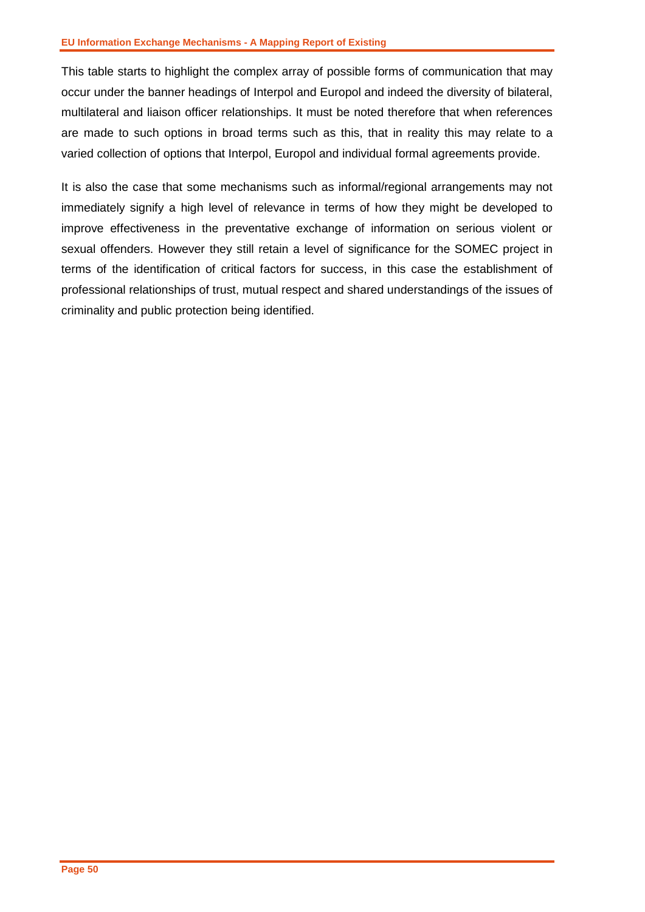This table starts to highlight the complex array of possible forms of communication that may occur under the banner headings of Interpol and Europol and indeed the diversity of bilateral, multilateral and liaison officer relationships. It must be noted therefore that when references are made to such options in broad terms such as this, that in reality this may relate to a varied collection of options that Interpol, Europol and individual formal agreements provide.

It is also the case that some mechanisms such as informal/regional arrangements may not immediately signify a high level of relevance in terms of how they might be developed to improve effectiveness in the preventative exchange of information on serious violent or sexual offenders. However they still retain a level of significance for the SOMEC project in terms of the identification of critical factors for success, in this case the establishment of professional relationships of trust, mutual respect and shared understandings of the issues of criminality and public protection being identified.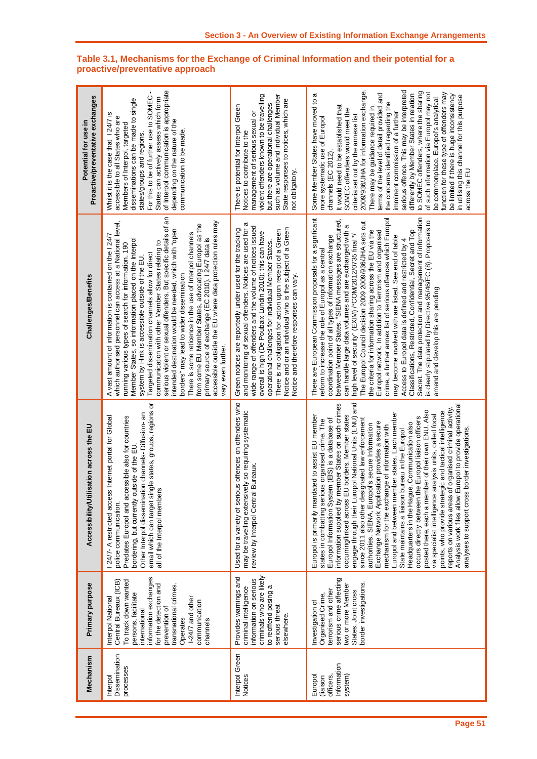## Table 3.1, Mechanisms for the Exchange of Criminal Information and their potential for a proactive/preventative approach

| Mechanism | Primary purpose | Accessibility/Utilisation across the EU | Challenges/Benefits | Potential for use in Proactive/preventative exchanges |
|---|---|---|---|---|
| Interpol Dissemination processes | Interpol National Central Bureaux (ICB) To track down wanted persons, facilitate international information exchanges for the detection and prevention of transnational crimes. Operates I-24/7 and other communication channels | I 24/7- A restricted access Internet portal for Global police communication. Predates Europol and accessible also for countries bordering, but currently outside of the EU. Other Interpol dissemination channels- Diffusion- an email which can target single states, groups, regions or all of the Interpol members | A vast amount of information is contained on the I 24/7 which authorised personnel can access at a National level, running various types of search for information. 190 Member States, so information placed on the Interpol system by i-link is accessible outside of the EU. Targeted dissemination channels allow for direct communication with other Member States relating to serious violent or sexual offenders. But specific details of an intended destination would be needed, which with "open borders" may lead to wider dissemination There is some reticence in the use of Interpol channels from some EU Member States, advocating Europol as the primary source of exchange (EC 2010). I 24/7 data is accessible outside the EU where data protection rules may vary even further. | Whilst it is the case that I 24/7 is accessible to all States who are Members of Interpol, targeted disseminations can be made to single states/groups and regions. For this to be of further use to SOMEC - States can actively assess which form of Interpol communication is appropriate depending on the nature of the communication to be made. |
| Interpol Green Notices | Provides warnings and criminal intelligence information on serious criminals who are likely to reoffend posing a serious threat elsewhere. | Used for a variety of serious offences on offenders who may be travelling extensively so requiring systematic review by Interpol Central Bureaux. | Green notices are reportedly under used for the tracking and monitoring of sexual offenders. Notices are used for a wide range of offenders and the volume of notices issued overall is high (De Poubaix Lundin 2010); this can have operational challenges for individual Member States. There is no obligation for action upon receipt of a Green Notice and or an individual who is the subject of a Green Notice and therefore responses can vary. | There is potential for Interpol Green Notices to contribute to the management of serious sexual or violent offenders known to be travelling but there are operational challenges such as volume and individual Member State responses to notices, which are not obligatory. |
| Europol (liaison officers, Information system) | Investigation of Organised Crime, terrorism and other serious crime affecting two or more Member States. Joint cross border investigations. | Europol is primarily mandated to assist EU member states in combatting serious organised crime. The Europol Information System (EIS) is a database of information supplied by member States on such crimes occurring/linked across EU borders. Member states engage through their Europol National Units (ENU) and since 2011 also other designated law enforcement authorities. SIENA, Europol's secure Information Exchange Network Application provides a secure mechanism for the exchange of information with Europol and between member states. Each member State maintains a liaison bureau in the Europol Headquarters in the Hague. Communication also occurs directly between the Europol liaison officers posted there, each a member of their own ENU. Also via specialist intelligence analysis units, called focal points, who provide strategic and tactical intelligence reports on various areas of organised criminal activity. Analysis work files allow Europol to provide operational analyses to support cross border investigations. | There are European Commission proposals for a significant reform to increase the role of Europol as a central coordination point of all types of information exchange between Member States. "SIENA messages are structured, can handle large data volumes and are exchanged with a high level of security" (EXIM) "COM/2012/0735 final*/ The Europol Council decision 2009 2009/936/JHA sets out the criteria for information sharing across the EU via the Europol network. In addition to Terrorism and organised crime, a further annex list of serious offences which Europol may become involved with are listed. See end of table Access to Europol data is defined and restricted by 4 Classifications, Restricted, Confidential, Secret and Top Secret. The data protection and management of information is clearly stipulated by Directive 95/46/EC (8). Proposals to amend and develop this are pending | Some Member States have moved to a more systematic use of Europol channels (EC 2012). It would need to be established that SOMEC offenders would meet the criteria set out by the annexe list 2009/936/JHA for information exchange. There may be guidance required in terms of the level of detail provided and the concerns identified regarding the imminent commission of a further serious offence. This may be interpreted differently by Member States in relation to SOMEC offenders, where the sharing of such information via Europol may not be commonplace. Europol's analytical function for these type of offenders may be limited if there is huge inconsistency in utilising this channel for this purpose across the EU |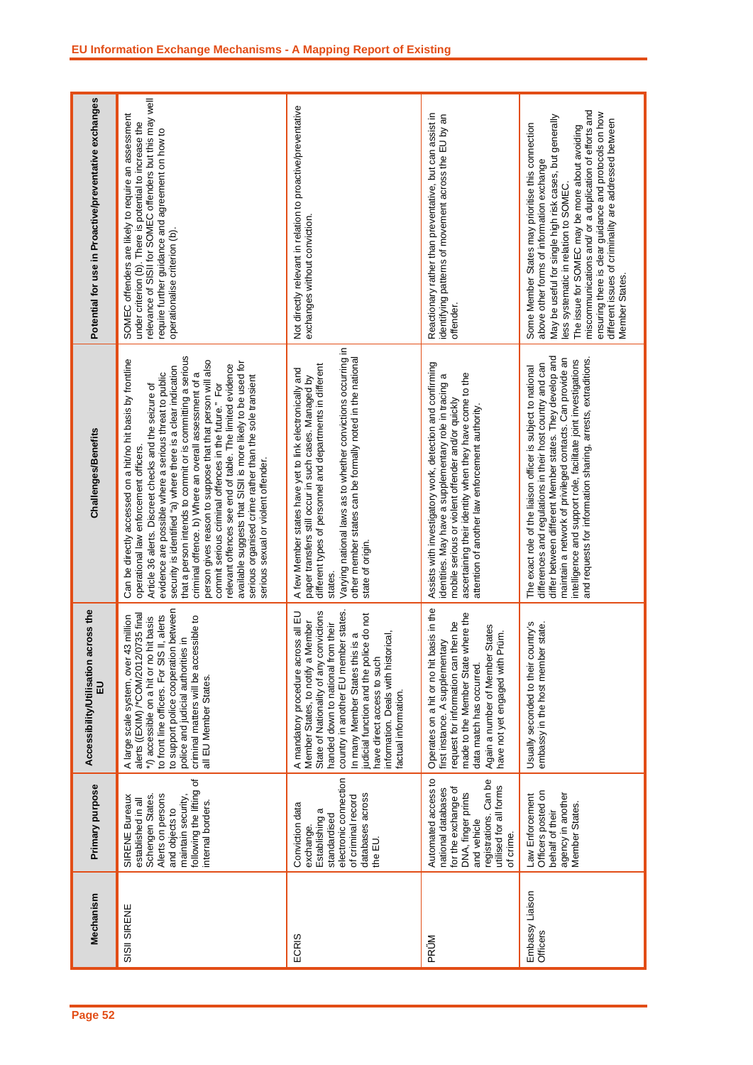| Mechanism | Primary purpose | Accessibility/Utilisation across the EU | Challenges/Benefits | Potential for use in Proactive/preventative exchanges |
| --- | --- | --- | --- | --- |
| SISII SIRENE | SIRENE Bureaux established in all Schengen States. Alerts on persons and objects to maintain security, following the lifting of internal borders. | A large scale system, over 43 million alerts ((EXIM) /*COM/2012/0735 final */) accessible on a hit or no hit basis to front line officers. For SIS II, alerts to support police cooperation between police and judicial authorities in criminal matters will be accessible to all EU Member States. | Can be directly accessed on a hit/no hit basis by frontline operational law enforcement officers.<br>Article 36 alerts. Discreet checks and the seizure of evidence are possible where a serious threat to public security is identified "a) where there is a clear indication that a person intends to commit or is committing a serious criminal offence. b) Where an overall assessment of a person gives reason to suppose that that person will also commit serious criminal offences in the future." For relevant offences see end of table. The limited evidence available suggests that SISII is more likely to be used for serious organised crime rather than the sole transient serious sexual or violent offender. | SOMEC offenders are likely to require an assessment under criterion (b). There is potential to increase the relevance of SISII for SOMEC offenders but this may well require further guidance and agreement on how to operationalise criterion (b). |
| ECRIS | Conviction data exchange. Establishing a standardised electronic connection of criminal record databases across the EU. | A mandatory procedure across all EU Member States, to notify a Member State of Nationality of any convictions handed down to national from their country in another EU member states. In many Member States this is a judicial function and the police do not have direct access to such information. Deals with historical, factual information. | A few Member states have yet to link electronically and paper transfers still occur in such cases. Managed by different types of personnel and departments in different states.<br>Varying national laws as to whether convictions occurring in other member states can be formally noted in the national state of origin. | Not directly relevant in relation to proactive/preventative exchanges without conviction. |
| PRÜM | Automated access to national databases for the exchange of DNA, finger prints and vehicle registrations. Can be utilised for all forms of crime. | Operates on a hit or no hit basis in the first instance. A supplementary request for information can then be made to the Member State where the data match has occurred.<br>Again a number of Member States have not yet engaged with Prüm. | Assists with investigatory work, detection and confirming identities. May have a supplementary role in tracing a mobile serious or violent offender and/or quickly ascertaining their identity when they have come to the attention of another law enforcement authority. | Reactionary rather than preventative, but can assist in identifying patterns of movement across the EU by an offender. |
| Embassy Liaison Officers | Law Enforcement Officers posted on behalf of their agency in another Member States. | Usually seconded to their country's embassy in the host member state. | The exact role of the liaison officer is subject to national differences and regulations in their host country and can differ between different Member states. They develop and maintain a network of privileged contacts. Can provide an intelligence and support role, facilitate joint investigations and requests for information sharing, arrests, extraditions. | Some Member States may prioritise this connection above other forms of information exchange<br>May be useful for single high risk cases, but generally less systematic in relation to SOMEC.<br>The issue for SOMEC may be more about avoiding miscommunications and/ or a duplication of efforts and ensuring there is clear guidance and protocols on how different issues of criminality are addressed between Member States. |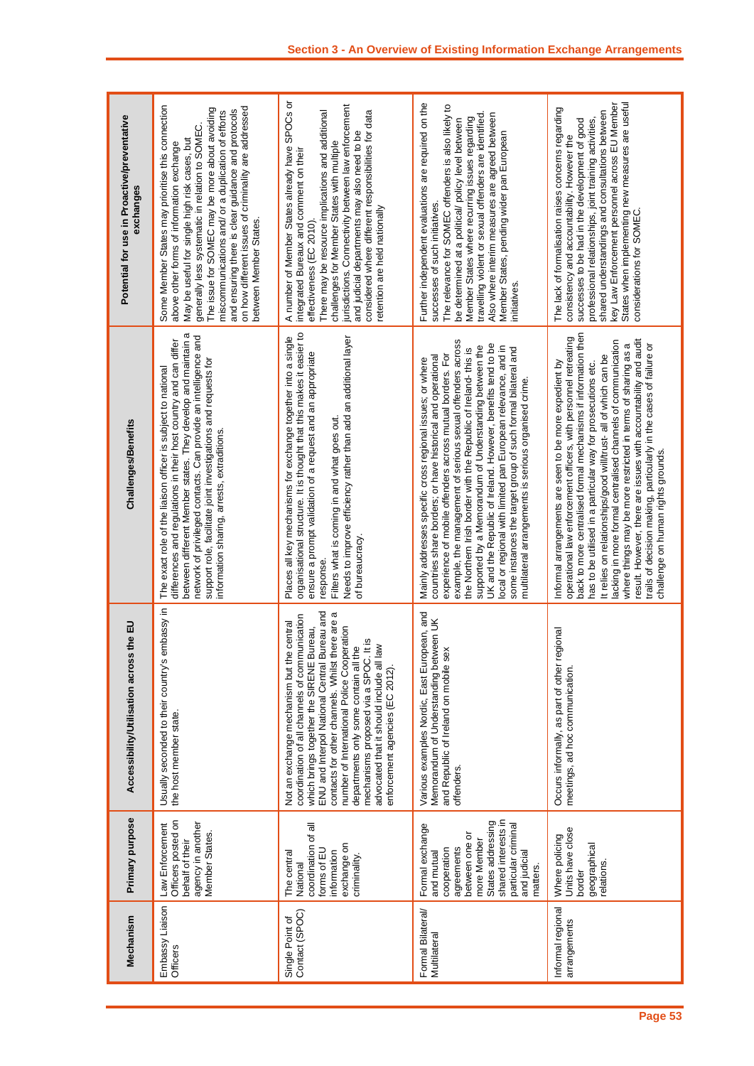| Mechanism | Primary purpose | Accessibility/Utilisation across the EU | Challenges/Benefits | Potential for use in Proactive/preventative exchanges |
|---|---|---|---|---|
| Embassy Liaison Officers | Law Enforcement Officers posted on behalf of their agency in another Member States. | Usually seconded to their country's embassy in the host member state. | The exact role of the liaison officer is subject to national differences and regulations in their host country and can differ between different Member states. They develop and maintain a network of privileged contacts. Can provide an intelligence and support role, facilitate joint investigations and requests for information sharing, arrests, extraditions. | Some Member States may prioritise this connection above other forms of information exchange. May be useful for single high risk cases, but generally less systematic in relation to SOMEC. The issue for SOMEC may be more about avoiding miscommunications and/ or a duplication of efforts and ensuring there is clear guidance and protocols on how different issues of criminality are addressed between Member States. |
| Single Point of Contact (SPOC) | The central National coordination of all forms of EU information exchange on criminality. | Not an exchange mechanism but the central coordination of all channels of communication which brings together the SIRENE Bureau, ENU and Interpol National Central Bureau and contacts for other channels. Whilst there are a number of International Police Cooperation departments only some contain all the mechanisms proposed via a SPOC. It is advocated that it should include all law enforcement agencies (EC 2012). | Places all key mechanisms for exchange together into a single organisational structure. It is thought that this makes it easier to ensure a prompt validation of a request and an appropriate response.<br>Filters what is coming in and what goes out.<br>Needs to improve efficiency rather than add an additional layer of bureaucracy. | A number of Member States already have SPOCs or integrated Bureaux and comment on their effectiveness (EC 2010).<br>There may be resource implications and additional challenges for Member States with multiple jurisdictions. Connectivity between law enforcement and judicial departments may also need to be considered where different responsibilities for data retention are held nationally |
| Formal Bilateral/ Multilateral | Formal exchange and mutual cooperation agreements between one or more Member States addressing shared interests in particular criminal and judicial matters. | Various examples Nordic, East European, and Memorandum of Understanding between UK and Republic of Ireland on mobile sex offenders. | Mainly addresses specific cross regional issues; or where countries share borders; or have historical and operational experience of mobile offenders across mutual borders. For example, the management of serious sexual offenders across the Northern Irish border with the Republic of Ireland- this is supported by a Memorandum of Understanding between the UK and the Republic of Ireland. However, benefits tend to be local or regional with limited pan European relevance, and in some instances the target group of such formal bilateral and multilateral arrangements is serious organised crime. | Further independent evaluations are required on the successes of such initiatives.<br>The relevance for SOMEC offenders is also likely to be determined at a political/ policy level between Member States where recurring issues regarding travelling violent or sexual offenders are identified. Also where interim measures are agreed between Member States, pending wider pan European initiatives. |
| Informal regional arrangements | Where policing Units have close border geographical relations. | Occurs informally, as part of other regional meetings, ad hoc communication. | Informal arrangements are seen to be more expedient by operational law enforcement officers, with personnel retreating back to more centralised formal mechanisms if information then has to be utilised in a particular way for prosecutions etc.<br>It relies on relationships/good will/trust- all of which can be lacking in more formal centralised channels of communication where things may be more restricted in terms of sharing as a result. However, there are issues with accountability and audit trails of decision making, particularly in the cases of failure or challenge on human rights grounds. | The lack of formalisation raises concerns regarding consistency and accountability. However the successes to be had in the development of good professional relationships, joint training activities, shared understandings and consultations between key Law Enforcement personnel across EU Member States when implementing new measures are useful considerations for SOMEC. |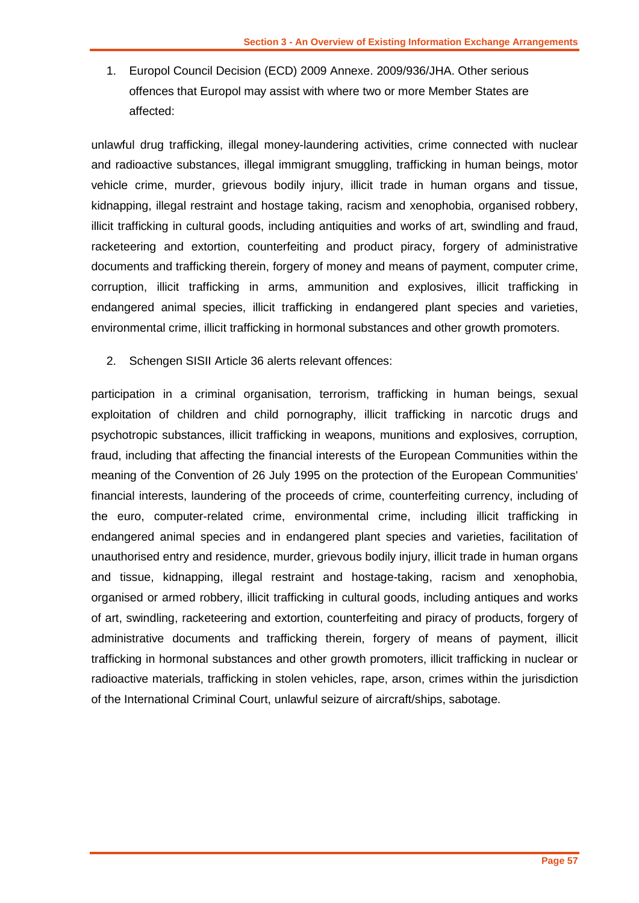1. Europol Council Decision (ECD) 2009 Annexe. 2009/936/JHA. Other serious offences that Europol may assist with where two or more Member States are affected:

unlawful drug trafficking, illegal money-laundering activities, crime connected with nuclear and radioactive substances, illegal immigrant smuggling, trafficking in human beings, motor vehicle crime, murder, grievous bodily injury, illicit trade in human organs and tissue, kidnapping, illegal restraint and hostage taking, racism and xenophobia, organised robbery, illicit trafficking in cultural goods, including antiquities and works of art, swindling and fraud, racketeering and extortion, counterfeiting and product piracy, forgery of administrative documents and trafficking therein, forgery of money and means of payment, computer crime, corruption, illicit trafficking in arms, ammunition and explosives, illicit trafficking in endangered animal species, illicit trafficking in endangered plant species and varieties, environmental crime, illicit trafficking in hormonal substances and other growth promoters.

2. Schengen SISII Article 36 alerts relevant offences:

participation in a criminal organisation, terrorism, trafficking in human beings, sexual exploitation of children and child pornography, illicit trafficking in narcotic drugs and psychotropic substances, illicit trafficking in weapons, munitions and explosives, corruption, fraud, including that affecting the financial interests of the European Communities within the meaning of the Convention of 26 July 1995 on the protection of the European Communities' financial interests, laundering of the proceeds of crime, counterfeiting currency, including of the euro, computer-related crime, environmental crime, including illicit trafficking in endangered animal species and in endangered plant species and varieties, facilitation of unauthorised entry and residence, murder, grievous bodily injury, illicit trade in human organs and tissue, kidnapping, illegal restraint and hostage-taking, racism and xenophobia, organised or armed robbery, illicit trafficking in cultural goods, including antiques and works of art, swindling, racketeering and extortion, counterfeiting and piracy of products, forgery of administrative documents and trafficking therein, forgery of means of payment, illicit trafficking in hormonal substances and other growth promoters, illicit trafficking in nuclear or radioactive materials, trafficking in stolen vehicles, rape, arson, crimes within the jurisdiction of the International Criminal Court, unlawful seizure of aircraft/ships, sabotage.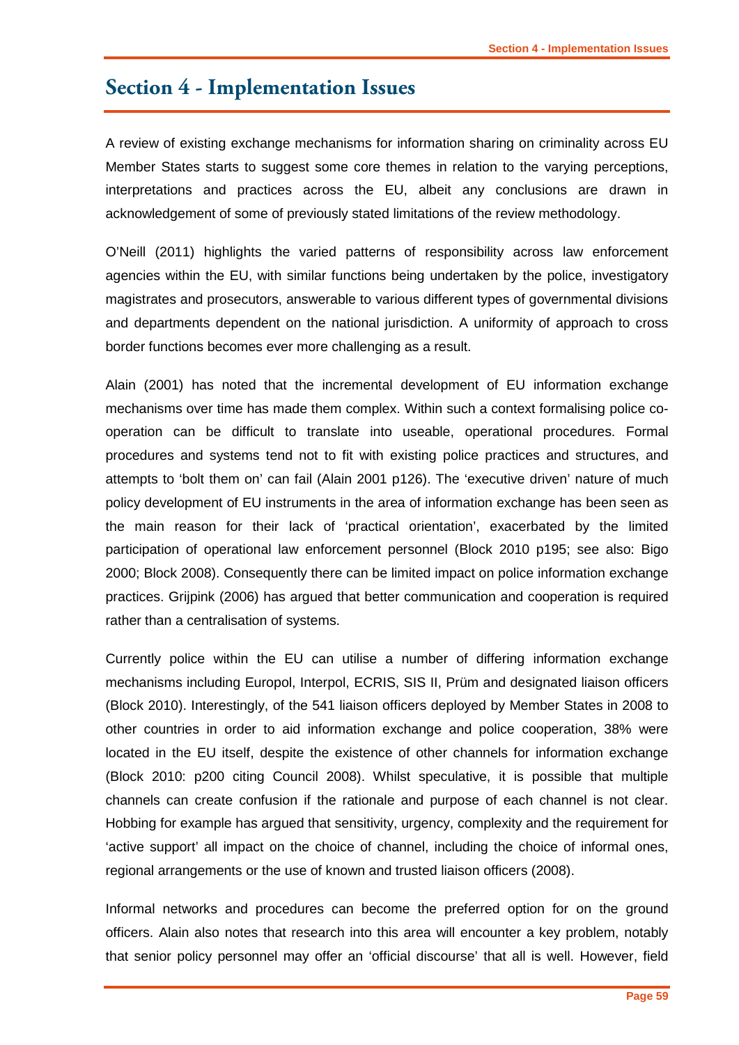# Section 4 - Implementation Issues

A review of existing exchange mechanisms for information sharing on criminality across EU Member States starts to suggest some core themes in relation to the varying perceptions, interpretations and practices across the EU, albeit any conclusions are drawn in acknowledgement of some of previously stated limitations of the review methodology.

O'Neill (2011) highlights the varied patterns of responsibility across law enforcement agencies within the EU, with similar functions being undertaken by the police, investigatory magistrates and prosecutors, answerable to various different types of governmental divisions and departments dependent on the national jurisdiction. A uniformity of approach to cross border functions becomes ever more challenging as a result.

Alain (2001) has noted that the incremental development of EU information exchange mechanisms over time has made them complex. Within such a context formalising police co-operation can be difficult to translate into useable, operational procedures. Formal procedures and systems tend not to fit with existing police practices and structures, and attempts to 'bolt them on' can fail (Alain 2001 p126). The 'executive driven' nature of much policy development of EU instruments in the area of information exchange has been seen as the main reason for their lack of 'practical orientation', exacerbated by the limited participation of operational law enforcement personnel (Block 2010 p195; see also: Bigo 2000; Block 2008). Consequently there can be limited impact on police information exchange practices. Grijpink (2006) has argued that better communication and cooperation is required rather than a centralisation of systems.

Currently police within the EU can utilise a number of differing information exchange mechanisms including Europol, Interpol, ECRIS, SIS II, Prüm and designated liaison officers (Block 2010). Interestingly, of the 541 liaison officers deployed by Member States in 2008 to other countries in order to aid information exchange and police cooperation, 38% were located in the EU itself, despite the existence of other channels for information exchange (Block 2010: p200 citing Council 2008). Whilst speculative, it is possible that multiple channels can create confusion if the rationale and purpose of each channel is not clear. Hobbing for example has argued that sensitivity, urgency, complexity and the requirement for 'active support' all impact on the choice of channel, including the choice of informal ones, regional arrangements or the use of known and trusted liaison officers (2008).

Informal networks and procedures can become the preferred option for on the ground officers. Alain also notes that research into this area will encounter a key problem, notably that senior policy personnel may offer an 'official discourse' that all is well. However, field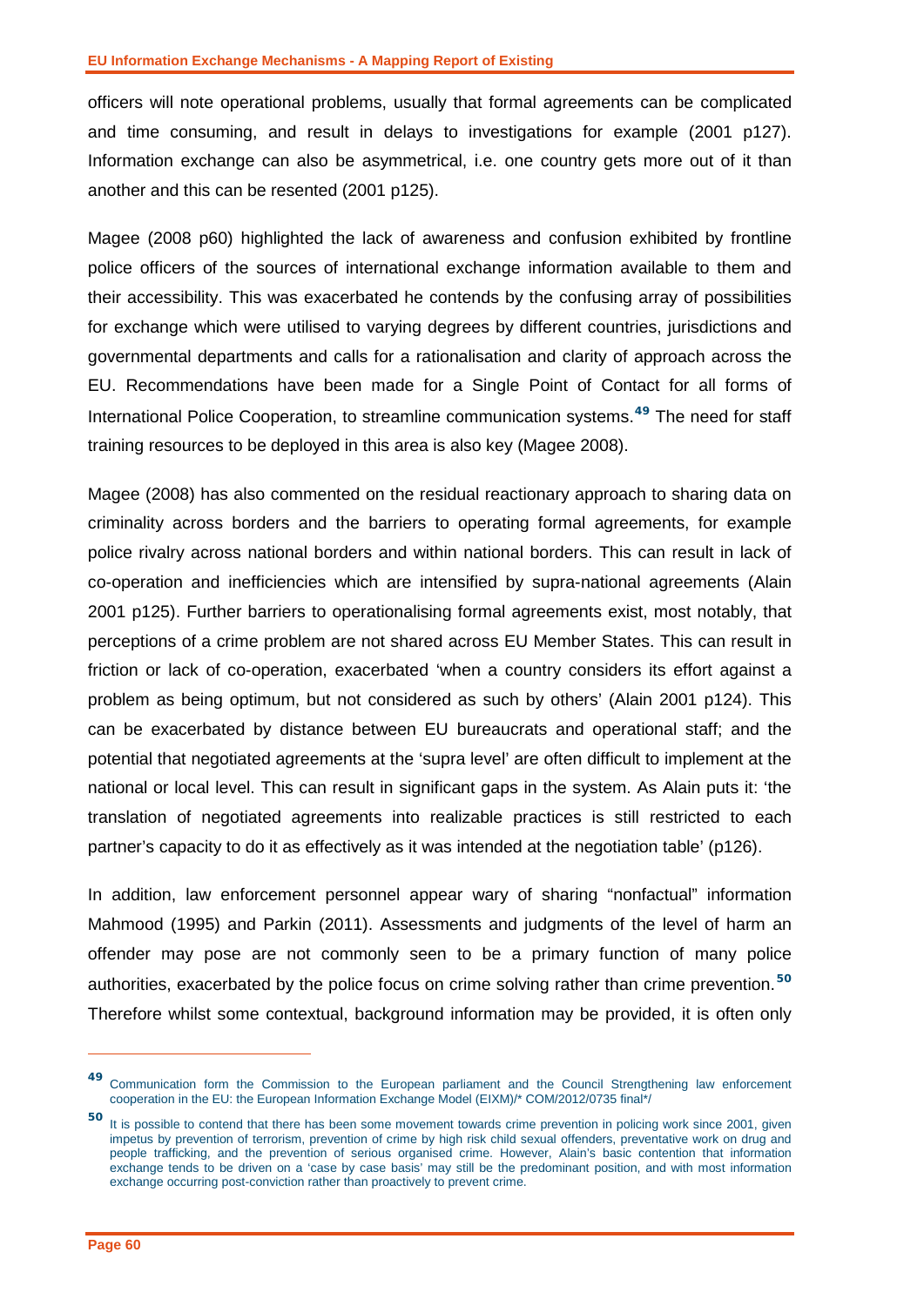officers will note operational problems, usually that formal agreements can be complicated and time consuming, and result in delays to investigations for example (2001 p127). Information exchange can also be asymmetrical, i.e. one country gets more out of it than another and this can be resented (2001 p125).

Magee (2008 p60) highlighted the lack of awareness and confusion exhibited by frontline police officers of the sources of international exchange information available to them and their accessibility. This was exacerbated he contends by the confusing array of possibilities for exchange which were utilised to varying degrees by different countries, jurisdictions and governmental departments and calls for a rationalisation and clarity of approach across the EU. Recommendations have been made for a Single Point of Contact for all forms of International Police Cooperation, to streamline communication systems.[49] The need for staff training resources to be deployed in this area is also key (Magee 2008).

Magee (2008) has also commented on the residual reactionary approach to sharing data on criminality across borders and the barriers to operating formal agreements, for example police rivalry across national borders and within national borders. This can result in lack of co-operation and inefficiencies which are intensified by supra-national agreements (Alain 2001 p125). Further barriers to operationalising formal agreements exist, most notably, that perceptions of a crime problem are not shared across EU Member States. This can result in friction or lack of co-operation, exacerbated 'when a country considers its effort against a problem as being optimum, but not considered as such by others' (Alain 2001 p124). This can be exacerbated by distance between EU bureaucrats and operational staff; and the potential that negotiated agreements at the 'supra level' are often difficult to implement at the national or local level. This can result in significant gaps in the system. As Alain puts it: 'the translation of negotiated agreements into realizable practices is still restricted to each partner's capacity to do it as effectively as it was intended at the negotiation table' (p126).

In addition, law enforcement personnel appear wary of sharing "nonfactual" information Mahmood (1995) and Parkin (2011). Assessments and judgments of the level of harm an offender may pose are not commonly seen to be a primary function of many police authorities, exacerbated by the police focus on crime solving rather than crime prevention.[50] Therefore whilst some contextual, background information may be provided, it is often only

---

[49] Communication form the Commission to the European parliament and the Council Strengthening law enforcement cooperation in the EU: the European Information Exchange Model (EIXM)/* COM/2012/0735 final*/

[50] It is possible to contend that there has been some movement towards crime prevention in policing work since 2001, given impetus by prevention of terrorism, prevention of crime by high risk child sexual offenders, preventative work on drug and people trafficking, and the prevention of serious organised crime. However, Alain's basic contention that information exchange tends to be driven on a 'case by case basis' may still be the predominant position, and with most information exchange occurring post-conviction rather than proactively to prevent crime.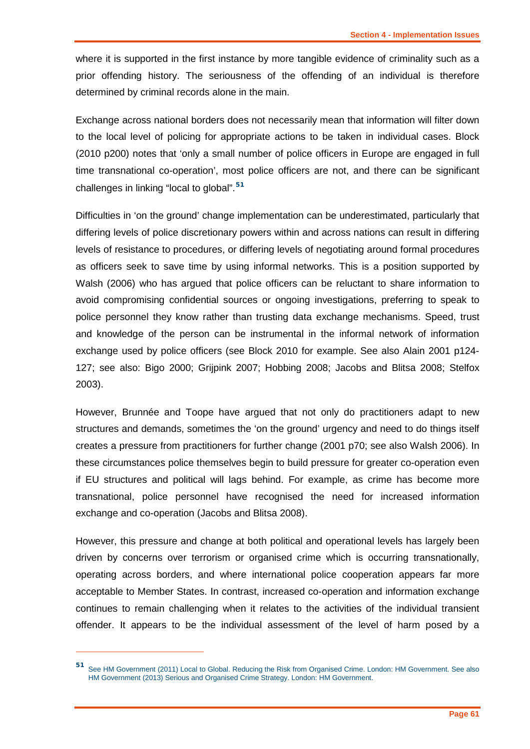where it is supported in the first instance by more tangible evidence of criminality such as a prior offending history. The seriousness of the offending of an individual is therefore determined by criminal records alone in the main.

Exchange across national borders does not necessarily mean that information will filter down to the local level of policing for appropriate actions to be taken in individual cases. Block (2010 p200) notes that 'only a small number of police officers in Europe are engaged in full time transnational co-operation', most police officers are not, and there can be significant challenges in linking "local to global".[51]

Difficulties in 'on the ground' change implementation can be underestimated, particularly that differing levels of police discretionary powers within and across nations can result in differing levels of resistance to procedures, or differing levels of negotiating around formal procedures as officers seek to save time by using informal networks. This is a position supported by Walsh (2006) who has argued that police officers can be reluctant to share information to avoid compromising confidential sources or ongoing investigations, preferring to speak to police personnel they know rather than trusting data exchange mechanisms. Speed, trust and knowledge of the person can be instrumental in the informal network of information exchange used by police officers (see Block 2010 for example. See also Alain 2001 p124-127; see also: Bigo 2000; Grijpink 2007; Hobbing 2008; Jacobs and Blitsa 2008; Stelfox 2003).

However, Brunnée and Toope have argued that not only do practitioners adapt to new structures and demands, sometimes the 'on the ground' urgency and need to do things itself creates a pressure from practitioners for further change (2001 p70; see also Walsh 2006). In these circumstances police themselves begin to build pressure for greater co-operation even if EU structures and political will lags behind. For example, as crime has become more transnational, police personnel have recognised the need for increased information exchange and co-operation (Jacobs and Blitsa 2008).

However, this pressure and change at both political and operational levels has largely been driven by concerns over terrorism or organised crime which is occurring transnationally, operating across borders, and where international police cooperation appears far more acceptable to Member States. In contrast, increased co-operation and information exchange continues to remain challenging when it relates to the activities of the individual transient offender. It appears to be the individual assessment of the level of harm posed by a

[51] See HM Government (2011) Local to Global. Reducing the Risk from Organised Crime. London: HM Government. See also HM Government (2013) Serious and Organised Crime Strategy. London: HM Government.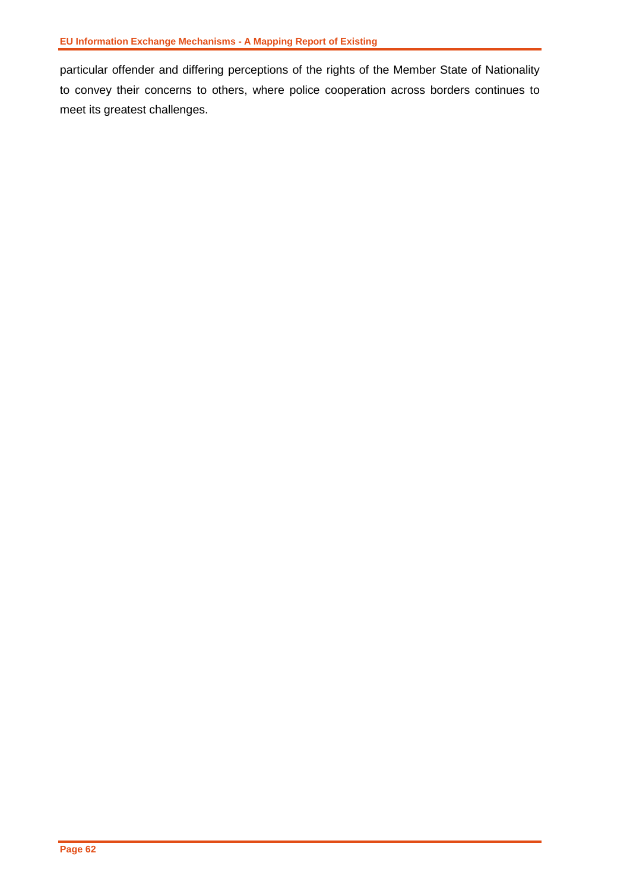particular offender and differing perceptions of the rights of the Member State of Nationality to convey their concerns to others, where police cooperation across borders continues to meet its greatest challenges.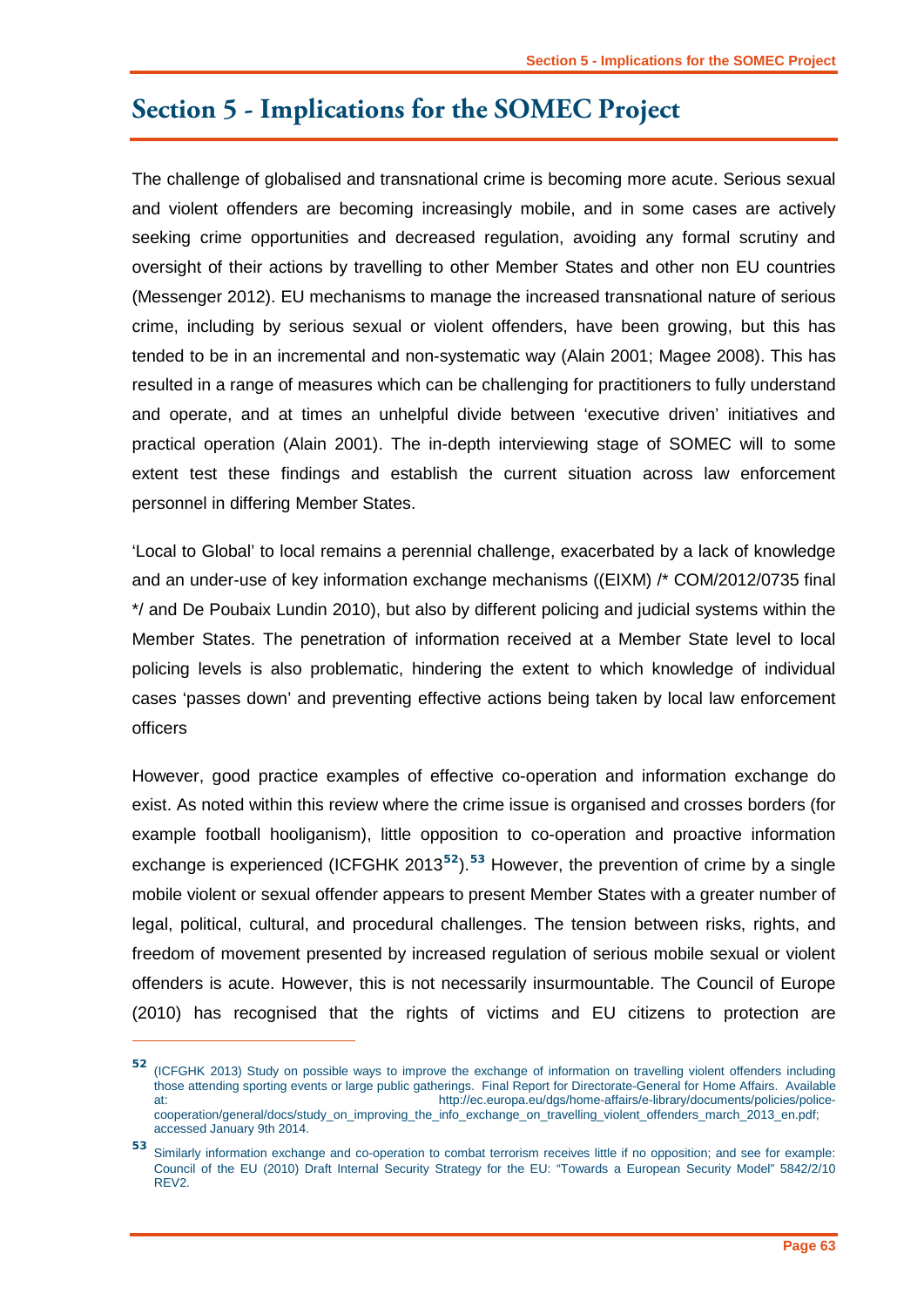# Section 5 - Implications for the SOMEC Project

The challenge of globalised and transnational crime is becoming more acute. Serious sexual and violent offenders are becoming increasingly mobile, and in some cases are actively seeking crime opportunities and decreased regulation, avoiding any formal scrutiny and oversight of their actions by travelling to other Member States and other non EU countries (Messenger 2012). EU mechanisms to manage the increased transnational nature of serious crime, including by serious sexual or violent offenders, have been growing, but this has tended to be in an incremental and non-systematic way (Alain 2001; Magee 2008). This has resulted in a range of measures which can be challenging for practitioners to fully understand and operate, and at times an unhelpful divide between 'executive driven' initiatives and practical operation (Alain 2001). The in-depth interviewing stage of SOMEC will to some extent test these findings and establish the current situation across law enforcement personnel in differing Member States.

'Local to Global' to local remains a perennial challenge, exacerbated by a lack of knowledge and an under-use of key information exchange mechanisms ((EIXM) /* COM/2012/0735 final */ and De Poubaix Lundin 2010), but also by different policing and judicial systems within the Member States. The penetration of information received at a Member State level to local policing levels is also problematic, hindering the extent to which knowledge of individual cases 'passes down' and preventing effective actions being taken by local law enforcement officers

However, good practice examples of effective co-operation and information exchange do exist. As noted within this review where the crime issue is organised and crosses borders (for example football hooliganism), little opposition to co-operation and proactive information exchange is experienced (ICFGHK 2013[52]).[53] However, the prevention of crime by a single mobile violent or sexual offender appears to present Member States with a greater number of legal, political, cultural, and procedural challenges. The tension between risks, rights, and freedom of movement presented by increased regulation of serious mobile sexual or violent offenders is acute. However, this is not necessarily insurmountable. The Council of Europe (2010) has recognised that the rights of victims and EU citizens to protection are

---

[52] (ICFGHK 2013) Study on possible ways to improve the exchange of information on travelling violent offenders including those attending sporting events or large public gatherings. Final Report for Directorate-General for Home Affairs. Available at: http://ec.europa.eu/dgs/home-affairs/e-library/documents/policies/police-cooperation/general/docs/study_on_improving_the_info_exchange_on_travelling_violent_offenders_march_2013_en.pdf; accessed January 9th 2014.

[53] Similarly information exchange and co-operation to combat terrorism receives little if no opposition; and see for example: Council of the EU (2010) Draft Internal Security Strategy for the EU: "Towards a European Security Model" 5842/2/10 REV2.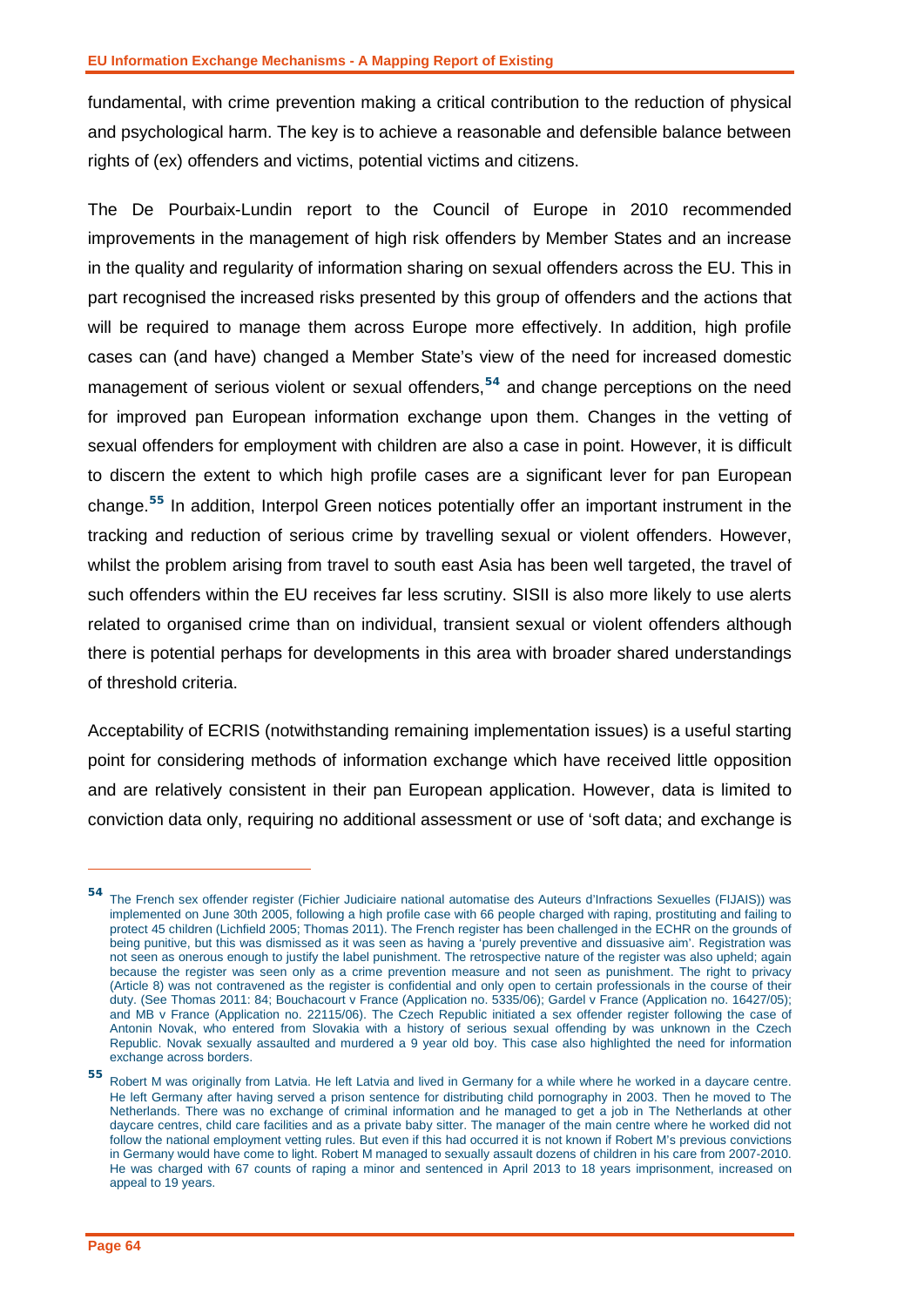fundamental, with crime prevention making a critical contribution to the reduction of physical and psychological harm. The key is to achieve a reasonable and defensible balance between rights of (ex) offenders and victims, potential victims and citizens.

The De Pourbaix-Lundin report to the Council of Europe in 2010 recommended improvements in the management of high risk offenders by Member States and an increase in the quality and regularity of information sharing on sexual offenders across the EU. This in part recognised the increased risks presented by this group of offenders and the actions that will be required to manage them across Europe more effectively. In addition, high profile cases can (and have) changed a Member State's view of the need for increased domestic management of serious violent or sexual offenders,[54] and change perceptions on the need for improved pan European information exchange upon them. Changes in the vetting of sexual offenders for employment with children are also a case in point. However, it is difficult to discern the extent to which high profile cases are a significant lever for pan European change.[55] In addition, Interpol Green notices potentially offer an important instrument in the tracking and reduction of serious crime by travelling sexual or violent offenders. However, whilst the problem arising from travel to south east Asia has been well targeted, the travel of such offenders within the EU receives far less scrutiny. SISII is also more likely to use alerts related to organised crime than on individual, transient sexual or violent offenders although there is potential perhaps for developments in this area with broader shared understandings of threshold criteria.

Acceptability of ECRIS (notwithstanding remaining implementation issues) is a useful starting point for considering methods of information exchange which have received little opposition and are relatively consistent in their pan European application. However, data is limited to conviction data only, requiring no additional assessment or use of 'soft data; and exchange is

---

[54] The French sex offender register (Fichier Judiciaire national automatise des Auteurs d'Infractions Sexuelles (FIJAIS)) was implemented on June 30th 2005, following a high profile case with 66 people charged with raping, prostituting and failing to protect 45 children (Lichfield 2005; Thomas 2011). The French register has been challenged in the ECHR on the grounds of being punitive, but this was dismissed as it was seen as having a 'purely preventive and dissuasive aim'. Registration was not seen as onerous enough to justify the label punishment. The retrospective nature of the register was also upheld; again because the register was seen only as a crime prevention measure and not seen as punishment. The right to privacy (Article 8) was not contravened as the register is confidential and only open to certain professionals in the course of their duty. (See Thomas 2011: 84; Bouchacourt v France (Application no. 5335/06); Gardel v France (Application no. 16427/05); and MB v France (Application no. 22115/06). The Czech Republic initiated a sex offender register following the case of Antonin Novak, who entered from Slovakia with a history of serious sexual offending by was unknown in the Czech Republic. Novak sexually assaulted and murdered a 9 year old boy. This case also highlighted the need for information exchange across borders.

[55] Robert M was originally from Latvia. He left Latvia and lived in Germany for a while where he worked in a daycare centre. He left Germany after having served a prison sentence for distributing child pornography in 2003. Then he moved to The Netherlands. There was no exchange of criminal information and he managed to get a job in The Netherlands at other daycare centres, child care facilities and as a private baby sitter. The manager of the main centre where he worked did not follow the national employment vetting rules. But even if this had occurred it is not known if Robert M's previous convictions in Germany would have come to light. Robert M managed to sexually assault dozens of children in his care from 2007-2010. He was charged with 67 counts of raping a minor and sentenced in April 2013 to 18 years imprisonment, increased on appeal to 19 years.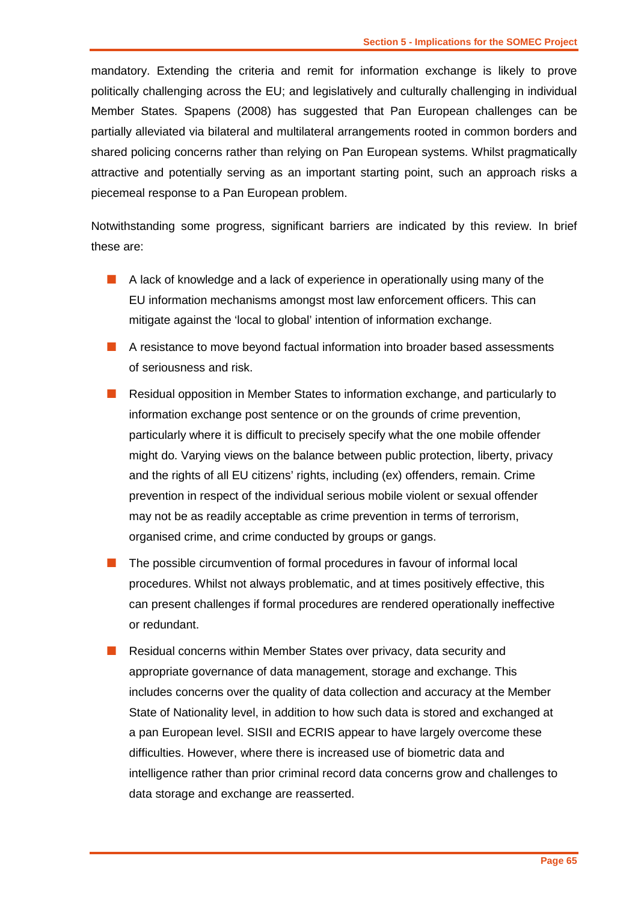mandatory. Extending the criteria and remit for information exchange is likely to prove politically challenging across the EU; and legislatively and culturally challenging in individual Member States. Spapens (2008) has suggested that Pan European challenges can be partially alleviated via bilateral and multilateral arrangements rooted in common borders and shared policing concerns rather than relying on Pan European systems. Whilst pragmatically attractive and potentially serving as an important starting point, such an approach risks a piecemeal response to a Pan European problem.

Notwithstanding some progress, significant barriers are indicated by this review. In brief these are:

- A lack of knowledge and a lack of experience in operationally using many of the EU information mechanisms amongst most law enforcement officers. This can mitigate against the 'local to global' intention of information exchange.
- A resistance to move beyond factual information into broader based assessments of seriousness and risk.
- Residual opposition in Member States to information exchange, and particularly to information exchange post sentence or on the grounds of crime prevention, particularly where it is difficult to precisely specify what the one mobile offender might do. Varying views on the balance between public protection, liberty, privacy and the rights of all EU citizens' rights, including (ex) offenders, remain. Crime prevention in respect of the individual serious mobile violent or sexual offender may not be as readily acceptable as crime prevention in terms of terrorism, organised crime, and crime conducted by groups or gangs.
- The possible circumvention of formal procedures in favour of informal local procedures. Whilst not always problematic, and at times positively effective, this can present challenges if formal procedures are rendered operationally ineffective or redundant.
- Residual concerns within Member States over privacy, data security and appropriate governance of data management, storage and exchange. This includes concerns over the quality of data collection and accuracy at the Member State of Nationality level, in addition to how such data is stored and exchanged at a pan European level. SISII and ECRIS appear to have largely overcome these difficulties. However, where there is increased use of biometric data and intelligence rather than prior criminal record data concerns grow and challenges to data storage and exchange are reasserted.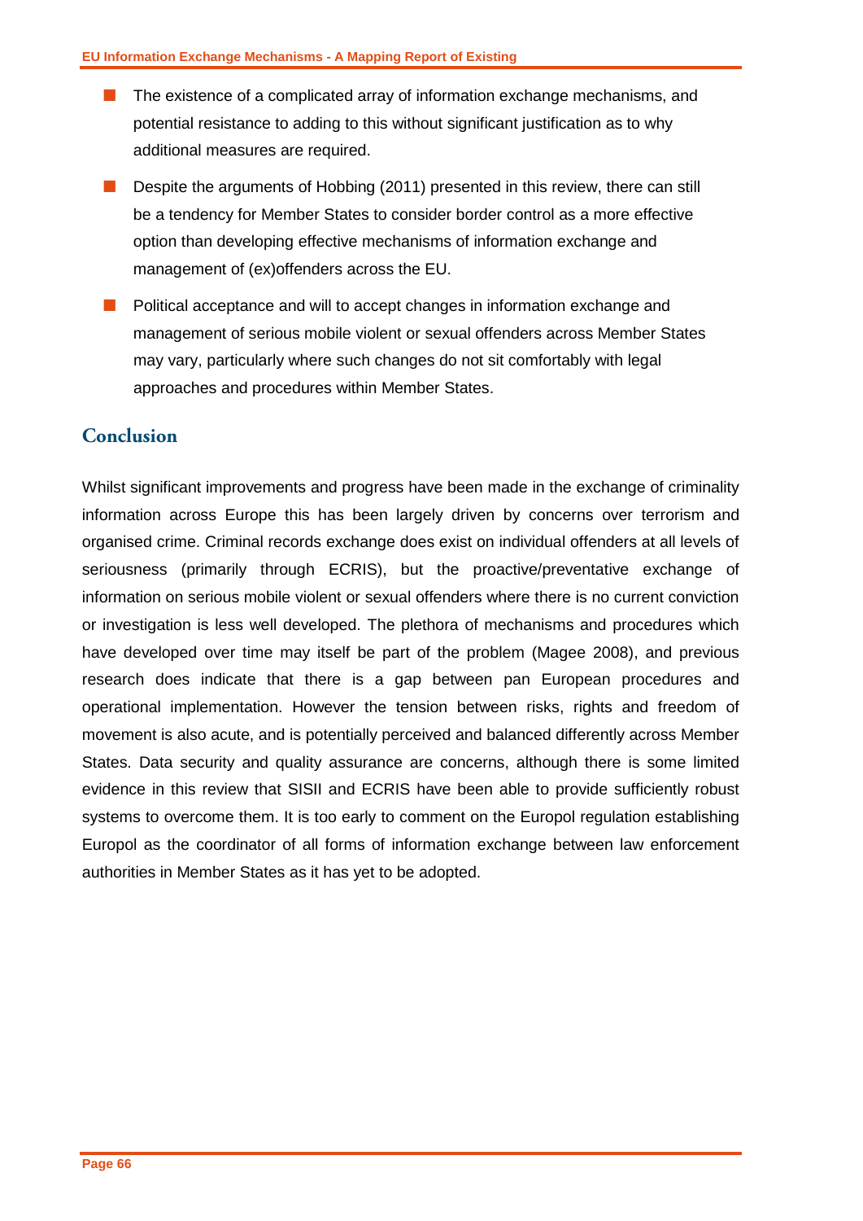- The existence of a complicated array of information exchange mechanisms, and potential resistance to adding to this without significant justification as to why additional measures are required.
- Despite the arguments of Hobbing (2011) presented in this review, there can still be a tendency for Member States to consider border control as a more effective option than developing effective mechanisms of information exchange and management of (ex)offenders across the EU.
- Political acceptance and will to accept changes in information exchange and management of serious mobile violent or sexual offenders across Member States may vary, particularly where such changes do not sit comfortably with legal approaches and procedures within Member States.

## Conclusion

Whilst significant improvements and progress have been made in the exchange of criminality information across Europe this has been largely driven by concerns over terrorism and organised crime. Criminal records exchange does exist on individual offenders at all levels of seriousness (primarily through ECRIS), but the proactive/preventative exchange of information on serious mobile violent or sexual offenders where there is no current conviction or investigation is less well developed. The plethora of mechanisms and procedures which have developed over time may itself be part of the problem (Magee 2008), and previous research does indicate that there is a gap between pan European procedures and operational implementation. However the tension between risks, rights and freedom of movement is also acute, and is potentially perceived and balanced differently across Member States. Data security and quality assurance are concerns, although there is some limited evidence in this review that SISII and ECRIS have been able to provide sufficiently robust systems to overcome them. It is too early to comment on the Europol regulation establishing Europol as the coordinator of all forms of information exchange between law enforcement authorities in Member States as it has yet to be adopted.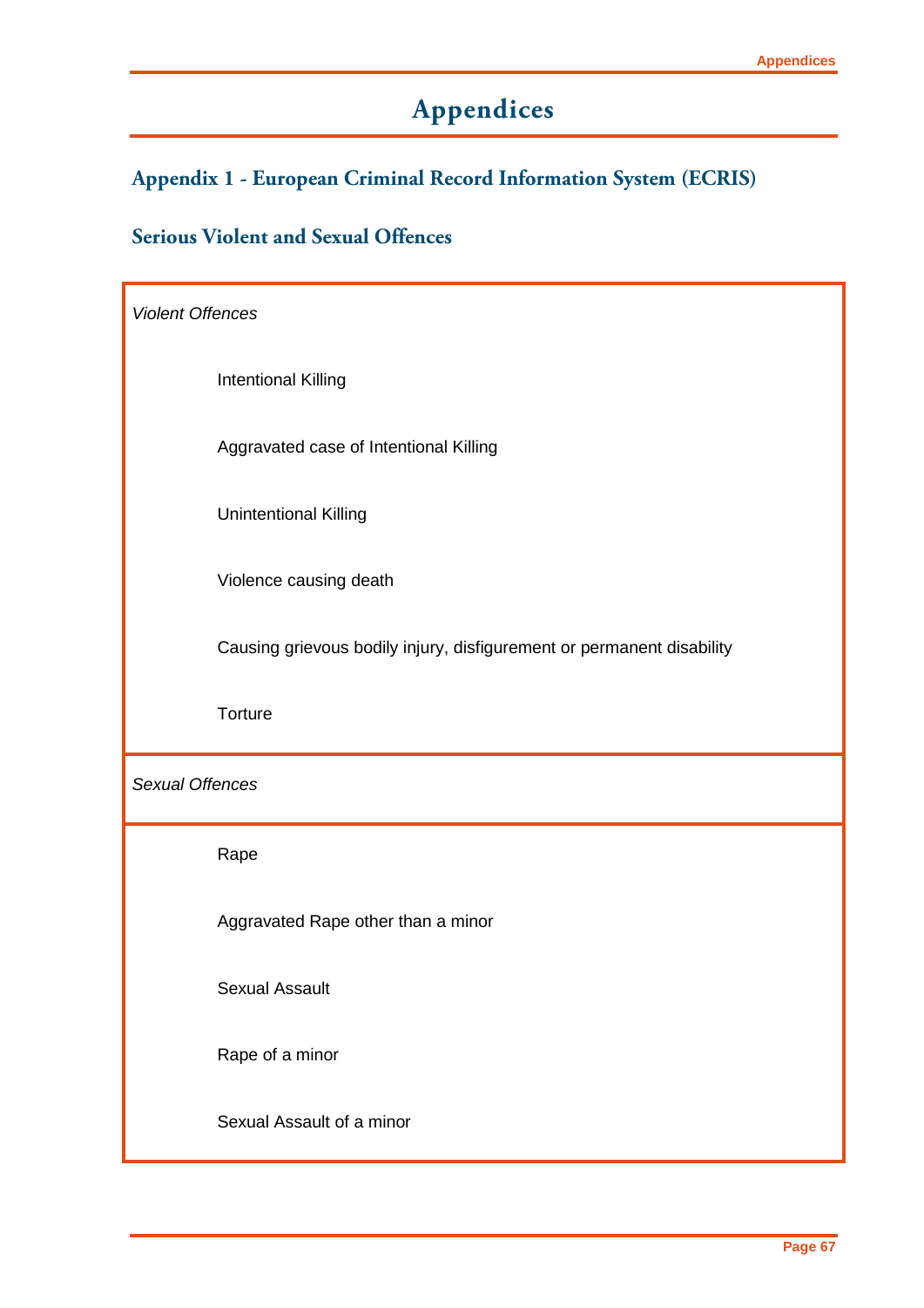# Appendices

## Appendix 1 - European Criminal Record Information System (ECRIS)

### Serious Violent and Sexual Offences

*Violent Offences*

- Intentional Killing
- Aggravated case of Intentional Killing
- Unintentional Killing
- Violence causing death
- Causing grievous bodily injury, disfigurement or permanent disability
- Torture

*Sexual Offences*

- Rape
- Aggravated Rape other than a minor
- Sexual Assault
- Rape of a minor
- Sexual Assault of a minor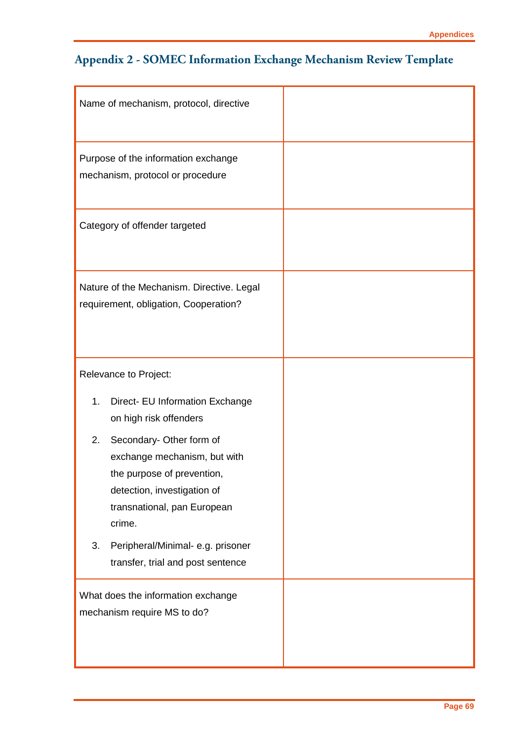## Appendix 2 - SOMEC Information Exchange Mechanism Review Template

| | |
|---|---|
| Name of mechanism, protocol, directive | |
| Purpose of the information exchange mechanism, protocol or procedure | |
| Category of offender targeted | |
| Nature of the Mechanism. Directive. Legal requirement, obligation, Cooperation? | |
| Relevance to Project:<br><br>1. Direct- EU Information Exchange on high risk offenders<br>2. Secondary- Other form of exchange mechanism, but with the purpose of prevention, detection, investigation of transnational, pan European crime.<br>3. Peripheral/Minimal- e.g. prisoner transfer, trial and post sentence | |
| What does the information exchange mechanism require MS to do? | |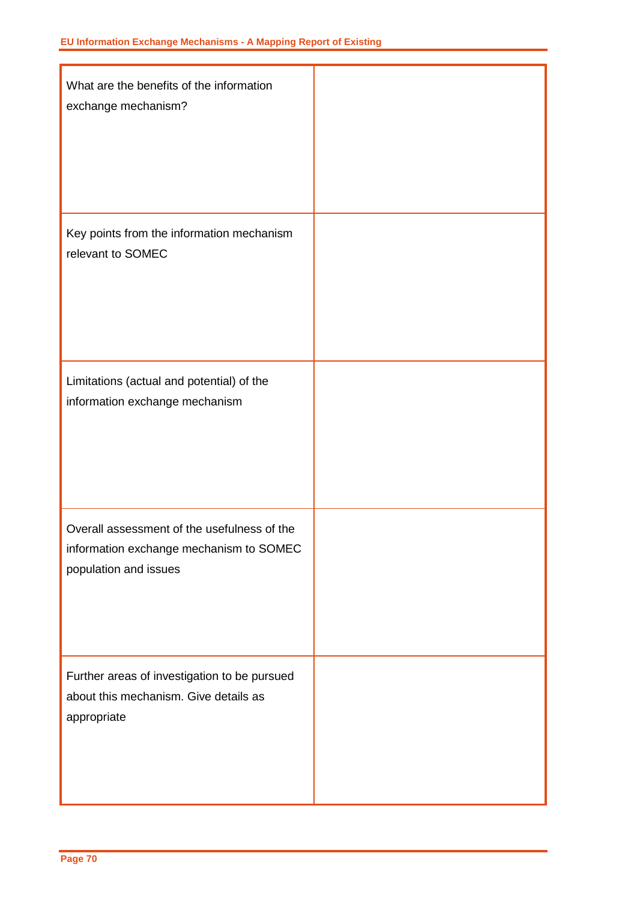| | |
|---|---|
| What are the benefits of the information exchange mechanism? | |
| Key points from the information mechanism relevant to SOMEC | |
| Limitations (actual and potential) of the information exchange mechanism | |
| Overall assessment of the usefulness of the information exchange mechanism to SOMEC population and issues | |
| Further areas of investigation to be pursued about this mechanism. Give details as appropriate | |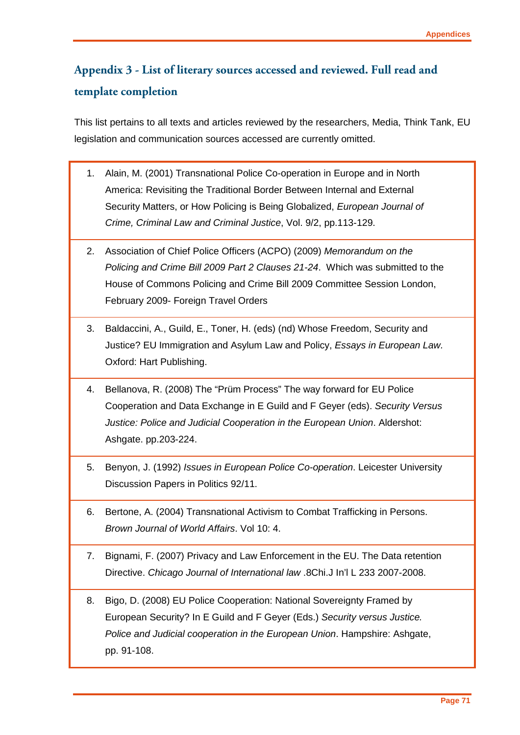## Appendix 3 - List of literary sources accessed and reviewed. Full read and template completion

This list pertains to all texts and articles reviewed by the researchers, Media, Think Tank, EU legislation and communication sources accessed are currently omitted.

1. Alain, M. (2001) Transnational Police Co-operation in Europe and in North America: Revisiting the Traditional Border Between Internal and External Security Matters, or How Policing is Being Globalized, *European Journal of Crime, Criminal Law and Criminal Justice*, Vol. 9/2, pp.113-129.
2. Association of Chief Police Officers (ACPO) (2009) *Memorandum on the Policing and Crime Bill 2009 Part 2 Clauses 21-24*. Which was submitted to the House of Commons Policing and Crime Bill 2009 Committee Session London, February 2009- Foreign Travel Orders
3. Baldaccini, A., Guild, E., Toner, H. (eds) (nd) Whose Freedom, Security and Justice? EU Immigration and Asylum Law and Policy, *Essays in European Law*. Oxford: Hart Publishing.
4. Bellanova, R. (2008) The "Prüm Process" The way forward for EU Police Cooperation and Data Exchange in E Guild and F Geyer (eds). *Security Versus Justice: Police and Judicial Cooperation in the European Union*. Aldershot: Ashgate. pp.203-224.
5. Benyon, J. (1992) *Issues in European Police Co-operation*. Leicester University Discussion Papers in Politics 92/11.
6. Bertone, A. (2004) Transnational Activism to Combat Trafficking in Persons. *Brown Journal of World Affairs*. Vol 10: 4.
7. Bignami, F. (2007) Privacy and Law Enforcement in the EU. The Data retention Directive. *Chicago Journal of International law* .8Chi.J In'l L 233 2007-2008.
8. Bigo, D. (2008) EU Police Cooperation: National Sovereignty Framed by European Security? In E Guild and F Geyer (Eds.) *Security versus Justice. Police and Judicial cooperation in the European Union*. Hampshire: Ashgate, pp. 91-108.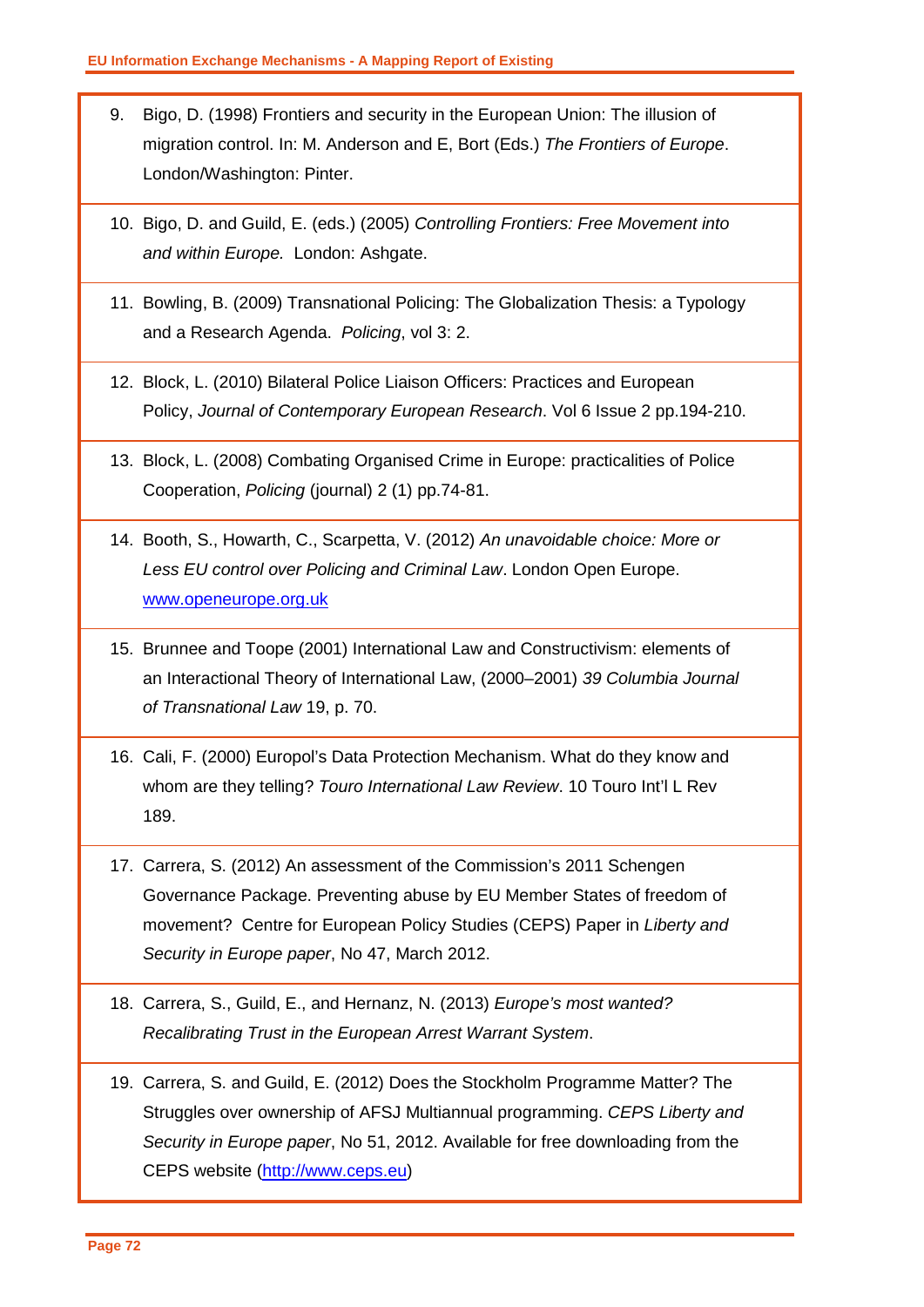9. Bigo, D. (1998) Frontiers and security in the European Union: The illusion of migration control. In: M. Anderson and E, Bort (Eds.) *The Frontiers of Europe*. London/Washington: Pinter.

10. Bigo, D. and Guild, E. (eds.) (2005) *Controlling Frontiers: Free Movement into and within Europe.* London: Ashgate.

11. Bowling, B. (2009) Transnational Policing: The Globalization Thesis: a Typology and a Research Agenda. *Policing*, vol 3: 2.

12. Block, L. (2010) Bilateral Police Liaison Officers: Practices and European Policy, *Journal of Contemporary European Research*. Vol 6 Issue 2 pp.194-210.

13. Block, L. (2008) Combating Organised Crime in Europe: practicalities of Police Cooperation, *Policing* (journal) 2 (1) pp.74-81.

14. Booth, S., Howarth, C., Scarpetta, V. (2012) *An unavoidable choice: More or Less EU control over Policing and Criminal Law*. London Open Europe. www.openeurope.org.uk

15. Brunnee and Toope (2001) International Law and Constructivism: elements of an Interactional Theory of International Law, (2000–2001) *39 Columbia Journal of Transnational Law* 19, p. 70.

16. Cali, F. (2000) Europol's Data Protection Mechanism. What do they know and whom are they telling? *Touro International Law Review*. 10 Touro Int'l L Rev 189.

17. Carrera, S. (2012) An assessment of the Commission's 2011 Schengen Governance Package. Preventing abuse by EU Member States of freedom of movement? Centre for European Policy Studies (CEPS) Paper in *Liberty and Security in Europe paper*, No 47, March 2012.

18. Carrera, S., Guild, E., and Hernanz, N. (2013) *Europe's most wanted? Recalibrating Trust in the European Arrest Warrant System*.

19. Carrera, S. and Guild, E. (2012) Does the Stockholm Programme Matter? The Struggles over ownership of AFSJ Multiannual programming. *CEPS Liberty and Security in Europe paper*, No 51, 2012. Available for free downloading from the CEPS website (http://www.ceps.eu)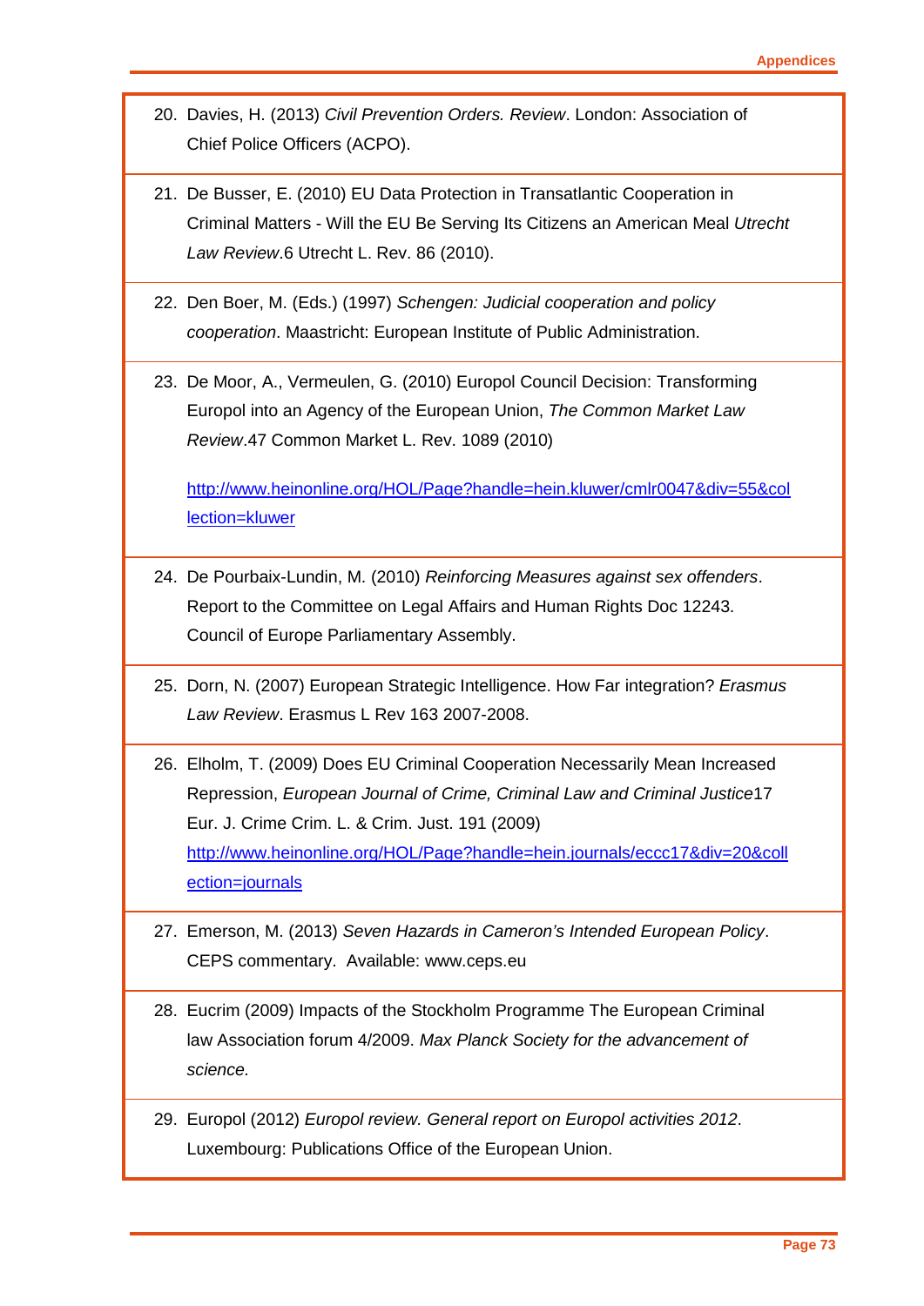20. Davies, H. (2013) *Civil Prevention Orders. Review*. London: Association of Chief Police Officers (ACPO).

21. De Busser, E. (2010) EU Data Protection in Transatlantic Cooperation in Criminal Matters - Will the EU Be Serving Its Citizens an American Meal *Utrecht Law Review*.6 Utrecht L. Rev. 86 (2010).

22. Den Boer, M. (Eds.) (1997) *Schengen: Judicial cooperation and policy cooperation*. Maastricht: European Institute of Public Administration.

23. De Moor, A., Vermeulen, G. (2010) Europol Council Decision: Transforming Europol into an Agency of the European Union, *The Common Market Law Review*.47 Common Market L. Rev. 1089 (2010)

    http://www.heinonline.org/HOL/Page?handle=hein.kluwer/cmlr0047&div=55&collection=kluwer

24. De Pourbaix-Lundin, M. (2010) *Reinforcing Measures against sex offenders*. Report to the Committee on Legal Affairs and Human Rights Doc 12243. Council of Europe Parliamentary Assembly.

25. Dorn, N. (2007) European Strategic Intelligence. How Far integration? *Erasmus Law Review*. Erasmus L Rev 163 2007-2008.

26. Elholm, T. (2009) Does EU Criminal Cooperation Necessarily Mean Increased Repression, *European Journal of Crime, Criminal Law and Criminal Justice*17 Eur. J. Crime Crim. L. & Crim. Just. 191 (2009) http://www.heinonline.org/HOL/Page?handle=hein.journals/eccc17&div=20&collection=journals

27. Emerson, M. (2013) *Seven Hazards in Cameron's Intended European Policy*. CEPS commentary. Available: www.ceps.eu

28. Eucrim (2009) Impacts of the Stockholm Programme The European Criminal law Association forum 4/2009. *Max Planck Society for the advancement of science.*

29. Europol (2012) *Europol review. General report on Europol activities 2012*. Luxembourg: Publications Office of the European Union.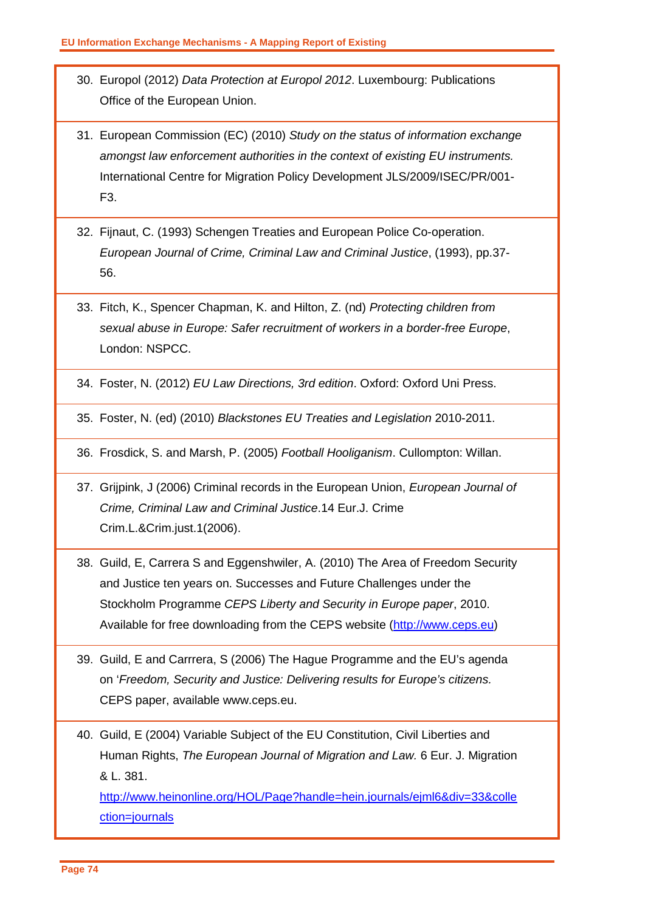30. Europol (2012) *Data Protection at Europol 2012*. Luxembourg: Publications Office of the European Union.

31. European Commission (EC) (2010) *Study on the status of information exchange amongst law enforcement authorities in the context of existing EU instruments.* International Centre for Migration Policy Development JLS/2009/ISEC/PR/001-F3.

32. Fijnaut, C. (1993) Schengen Treaties and European Police Co-operation. *European Journal of Crime, Criminal Law and Criminal Justice*, (1993), pp.37-56.

33. Fitch, K., Spencer Chapman, K. and Hilton, Z. (nd) *Protecting children from sexual abuse in Europe: Safer recruitment of workers in a border-free Europe*, London: NSPCC.

34. Foster, N. (2012) *EU Law Directions, 3rd edition*. Oxford: Oxford Uni Press.

35. Foster, N. (ed) (2010) *Blackstones EU Treaties and Legislation* 2010-2011.

36. Frosdick, S. and Marsh, P. (2005) *Football Hooliganism*. Cullompton: Willan.

37. Grijpink, J (2006) Criminal records in the European Union, *European Journal of Crime, Criminal Law and Criminal Justice*.14 Eur.J. Crime Crim.L.&Crim.just.1(2006).

38. Guild, E, Carrera S and Eggenshwiler, A. (2010) The Area of Freedom Security and Justice ten years on. Successes and Future Challenges under the Stockholm Programme *CEPS Liberty and Security in Europe paper*, 2010. Available for free downloading from the CEPS website (http://www.ceps.eu)

39. Guild, E and Carrrera, S (2006) The Hague Programme and the EU's agenda on '*Freedom, Security and Justice: Delivering results for Europe's citizens.* CEPS paper, available www.ceps.eu.

40. Guild, E (2004) Variable Subject of the EU Constitution, Civil Liberties and Human Rights, *The European Journal of Migration and Law.* 6 Eur. J. Migration & L. 381. http://www.heinonline.org/HOL/Page?handle=hein.journals/ejml6&div=33&collection=journals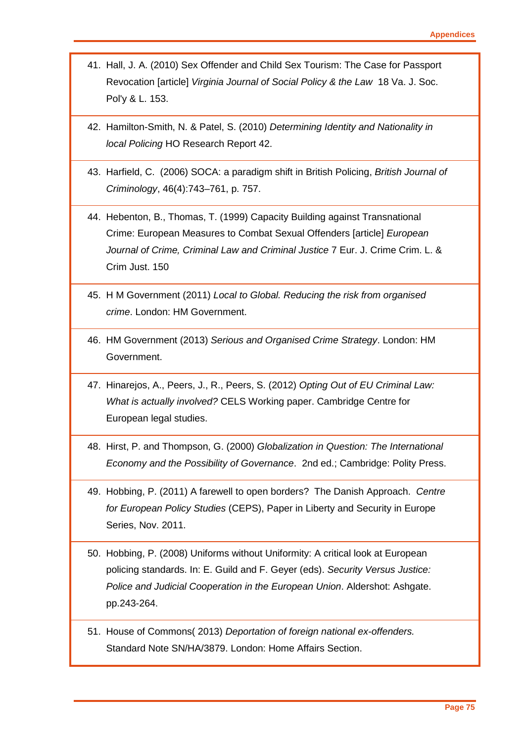41. Hall, J. A. (2010) Sex Offender and Child Sex Tourism: The Case for Passport Revocation [article] *Virginia Journal of Social Policy & the Law* 18 Va. J. Soc. Pol'y & L. 153.

42. Hamilton-Smith, N. & Patel, S. (2010) *Determining Identity and Nationality in local Policing* HO Research Report 42.

43. Harfield, C. (2006) SOCA: a paradigm shift in British Policing, *British Journal of Criminology*, 46(4):743–761, p. 757.

44. Hebenton, B., Thomas, T. (1999) Capacity Building against Transnational Crime: European Measures to Combat Sexual Offenders [article] *European Journal of Crime, Criminal Law and Criminal Justice* 7 Eur. J. Crime Crim. L. & Crim Just. 150

45. H M Government (2011) *Local to Global. Reducing the risk from organised crime*. London: HM Government.

46. HM Government (2013) *Serious and Organised Crime Strategy*. London: HM Government.

47. Hinarejos, A., Peers, J., R., Peers, S. (2012) *Opting Out of EU Criminal Law: What is actually involved?* CELS Working paper. Cambridge Centre for European legal studies.

48. Hirst, P. and Thompson, G. (2000) *Globalization in Question: The International Economy and the Possibility of Governance*. 2nd ed.; Cambridge: Polity Press.

49. Hobbing, P. (2011) A farewell to open borders? The Danish Approach. *Centre for European Policy Studies* (CEPS), Paper in Liberty and Security in Europe Series, Nov. 2011.

50. Hobbing, P. (2008) Uniforms without Uniformity: A critical look at European policing standards. In: E. Guild and F. Geyer (eds). *Security Versus Justice: Police and Judicial Cooperation in the European Union*. Aldershot: Ashgate. pp.243-264.

51. House of Commons( 2013) *Deportation of foreign national ex-offenders.* Standard Note SN/HA/3879. London: Home Affairs Section.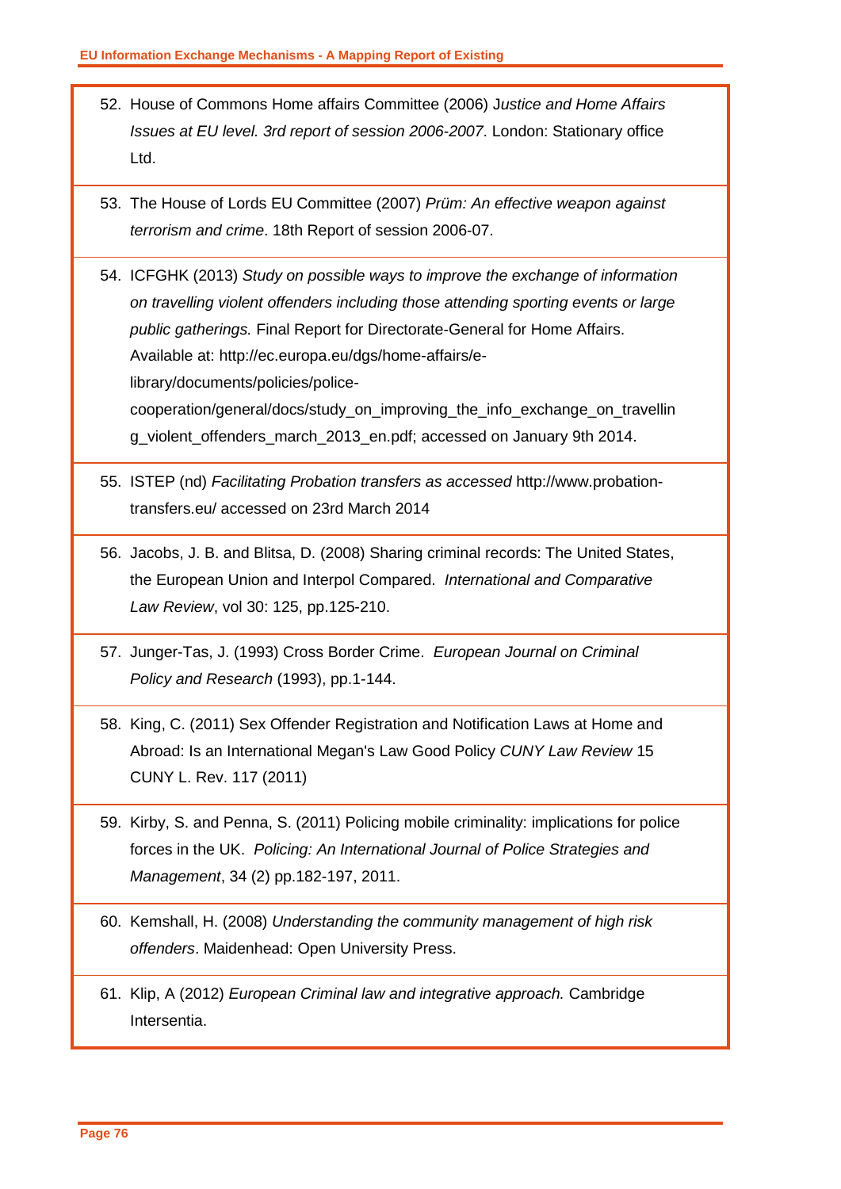52. House of Commons Home affairs Committee (2006) J*ustice and Home Affairs Issues at EU level. 3rd report of session 2006-2007*. London: Stationary office Ltd.

53. The House of Lords EU Committee (2007) *Prüm: An effective weapon against terrorism and crime*. 18th Report of session 2006-07.

54. ICFGHK (2013) *Study on possible ways to improve the exchange of information on travelling violent offenders including those attending sporting events or large public gatherings.* Final Report for Directorate-General for Home Affairs. Available at: http://ec.europa.eu/dgs/home-affairs/e-library/documents/policies/police-cooperation/general/docs/study_on_improving_the_info_exchange_on_travelling_violent_offenders_march_2013_en.pdf; accessed on January 9th 2014.

55. ISTEP (nd) *Facilitating Probation transfers as accessed* http://www.probation-transfers.eu/ accessed on 23rd March 2014

56. Jacobs, J. B. and Blitsa, D. (2008) Sharing criminal records: The United States, the European Union and Interpol Compared. *International and Comparative Law Review*, vol 30: 125, pp.125-210.

57. Junger-Tas, J. (1993) Cross Border Crime. *European Journal on Criminal Policy and Research* (1993), pp.1-144.

58. King, C. (2011) Sex Offender Registration and Notification Laws at Home and Abroad: Is an International Megan's Law Good Policy *CUNY Law Review* 15 CUNY L. Rev. 117 (2011)

59. Kirby, S. and Penna, S. (2011) Policing mobile criminality: implications for police forces in the UK. *Policing: An International Journal of Police Strategies and Management*, 34 (2) pp.182-197, 2011.

60. Kemshall, H. (2008) *Understanding the community management of high risk offenders*. Maidenhead: Open University Press.

61. Klip, A (2012) *European Criminal law and integrative approach.* Cambridge Intersentia.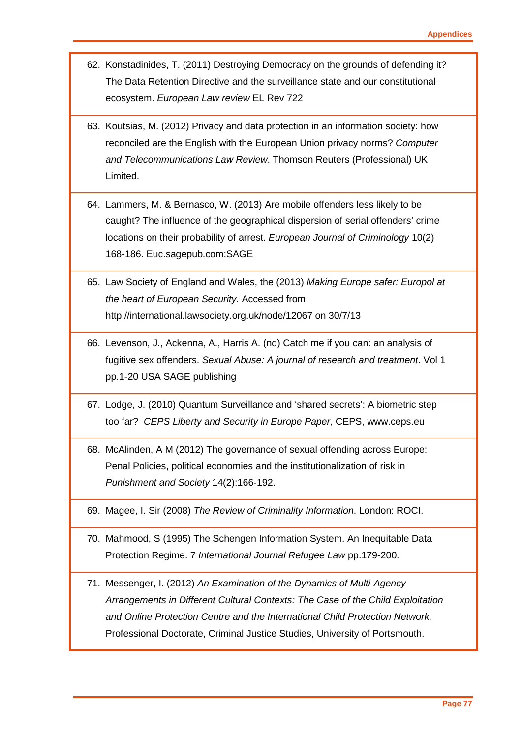62. Konstadinides, T. (2011) Destroying Democracy on the grounds of defending it? The Data Retention Directive and the surveillance state and our constitutional ecosystem. *European Law review* EL Rev 722

63. Koutsias, M. (2012) Privacy and data protection in an information society: how reconciled are the English with the European Union privacy norms? *Computer and Telecommunications Law Review*. Thomson Reuters (Professional) UK Limited.

64. Lammers, M. & Bernasco, W. (2013) Are mobile offenders less likely to be caught? The influence of the geographical dispersion of serial offenders' crime locations on their probability of arrest. *European Journal of Criminology* 10(2) 168-186. Euc.sagepub.com:SAGE

65. Law Society of England and Wales, the (2013) *Making Europe safer: Europol at the heart of European Security*. Accessed from http://international.lawsociety.org.uk/node/12067 on 30/7/13

66. Levenson, J., Ackenna, A., Harris A. (nd) Catch me if you can: an analysis of fugitive sex offenders. *Sexual Abuse: A journal of research and treatment*. Vol 1 pp.1-20 USA SAGE publishing

67. Lodge, J. (2010) Quantum Surveillance and 'shared secrets': A biometric step too far? *CEPS Liberty and Security in Europe Paper*, CEPS, www.ceps.eu

68. McAlinden, A M (2012) The governance of sexual offending across Europe: Penal Policies, political economies and the institutionalization of risk in *Punishment and Society* 14(2):166-192.

69. Magee, I. Sir (2008) *The Review of Criminality Information*. London: ROCI.

70. Mahmood, S (1995) The Schengen Information System. An Inequitable Data Protection Regime. 7 *International Journal Refugee Law* pp.179-200.

71. Messenger, I. (2012) *An Examination of the Dynamics of Multi-Agency Arrangements in Different Cultural Contexts: The Case of the Child Exploitation and Online Protection Centre and the International Child Protection Network.* Professional Doctorate, Criminal Justice Studies, University of Portsmouth.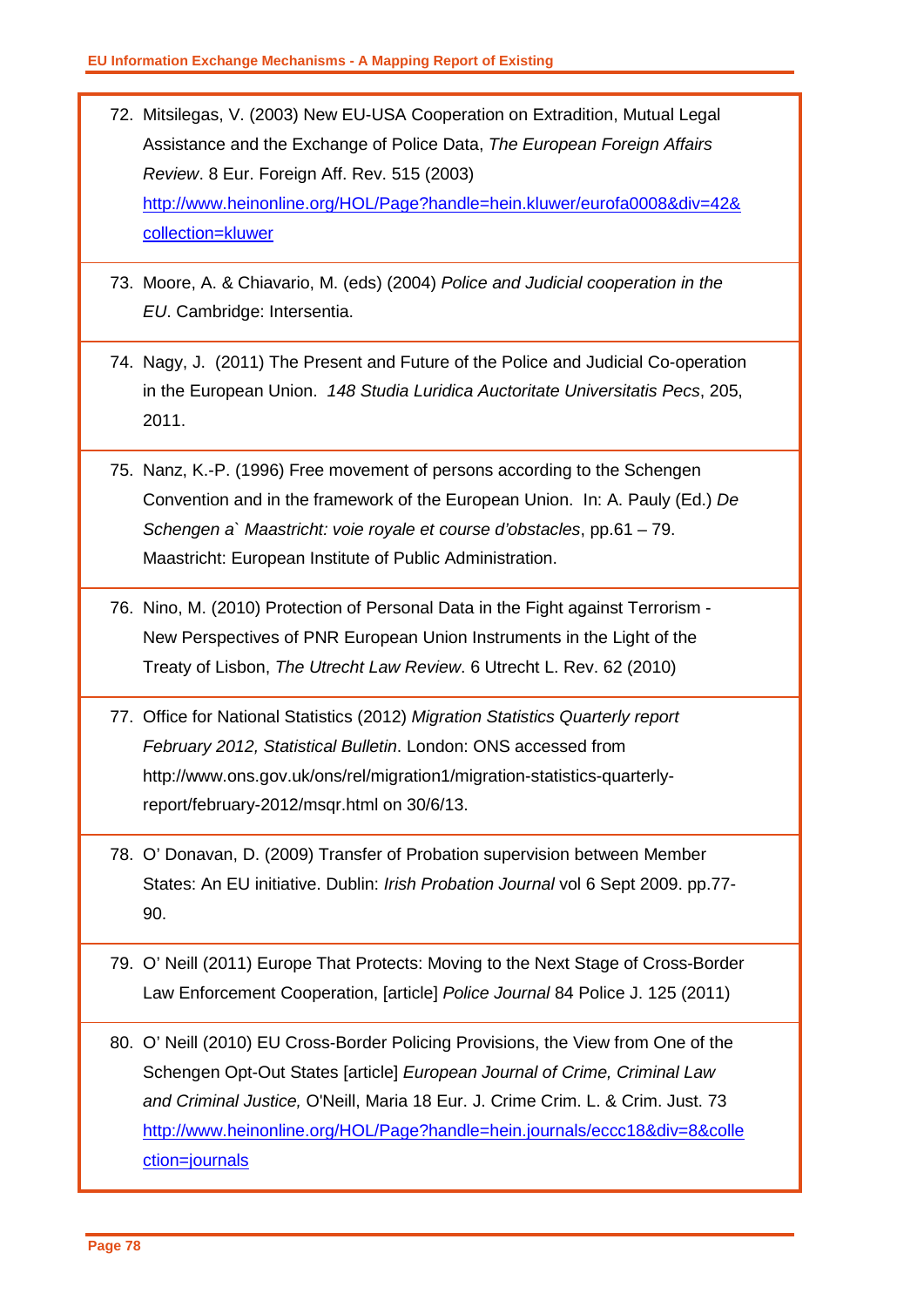72. Mitsilegas, V. (2003) New EU-USA Cooperation on Extradition, Mutual Legal Assistance and the Exchange of Police Data, *The European Foreign Affairs Review*. 8 Eur. Foreign Aff. Rev. 515 (2003) [http://www.heinonline.org/HOL/Page?handle=hein.kluwer/eurofa0008&div=42&collection=kluwer](http://www.heinonline.org/HOL/Page?handle=hein.kluwer/eurofa0008&div=42&collection=kluwer)

73. Moore, A. & Chiavario, M. (eds) (2004) *Police and Judicial cooperation in the EU*. Cambridge: Intersentia.

74. Nagy, J. (2011) The Present and Future of the Police and Judicial Co-operation in the European Union. *148 Studia Luridica Auctoritate Universitatis Pecs*, 205, 2011.

75. Nanz, K.-P. (1996) Free movement of persons according to the Schengen Convention and in the framework of the European Union. In: A. Pauly (Ed.) *De Schengen a` Maastricht: voie royale et course d'obstacles*, pp.61 – 79. Maastricht: European Institute of Public Administration.

76. Nino, M. (2010) Protection of Personal Data in the Fight against Terrorism - New Perspectives of PNR European Union Instruments in the Light of the Treaty of Lisbon, *The Utrecht Law Review*. 6 Utrecht L. Rev. 62 (2010)

77. Office for National Statistics (2012) *Migration Statistics Quarterly report February 2012, Statistical Bulletin*. London: ONS accessed from http://www.ons.gov.uk/ons/rel/migration1/migration-statistics-quarterly-report/february-2012/msqr.html on 30/6/13.

78. O' Donavan, D. (2009) Transfer of Probation supervision between Member States: An EU initiative. Dublin: *Irish Probation Journal* vol 6 Sept 2009. pp.77-90.

79. O' Neill (2011) Europe That Protects: Moving to the Next Stage of Cross-Border Law Enforcement Cooperation, [article] *Police Journal* 84 Police J. 125 (2011)

80. O' Neill (2010) EU Cross-Border Policing Provisions, the View from One of the Schengen Opt-Out States [article] *European Journal of Crime, Criminal Law and Criminal Justice,* O'Neill, Maria 18 Eur. J. Crime Crim. L. & Crim. Just. 73 [http://www.heinonline.org/HOL/Page?handle=hein.journals/eccc18&div=8&collection=journals](http://www.heinonline.org/HOL/Page?handle=hein.journals/eccc18&div=8&collection=journals)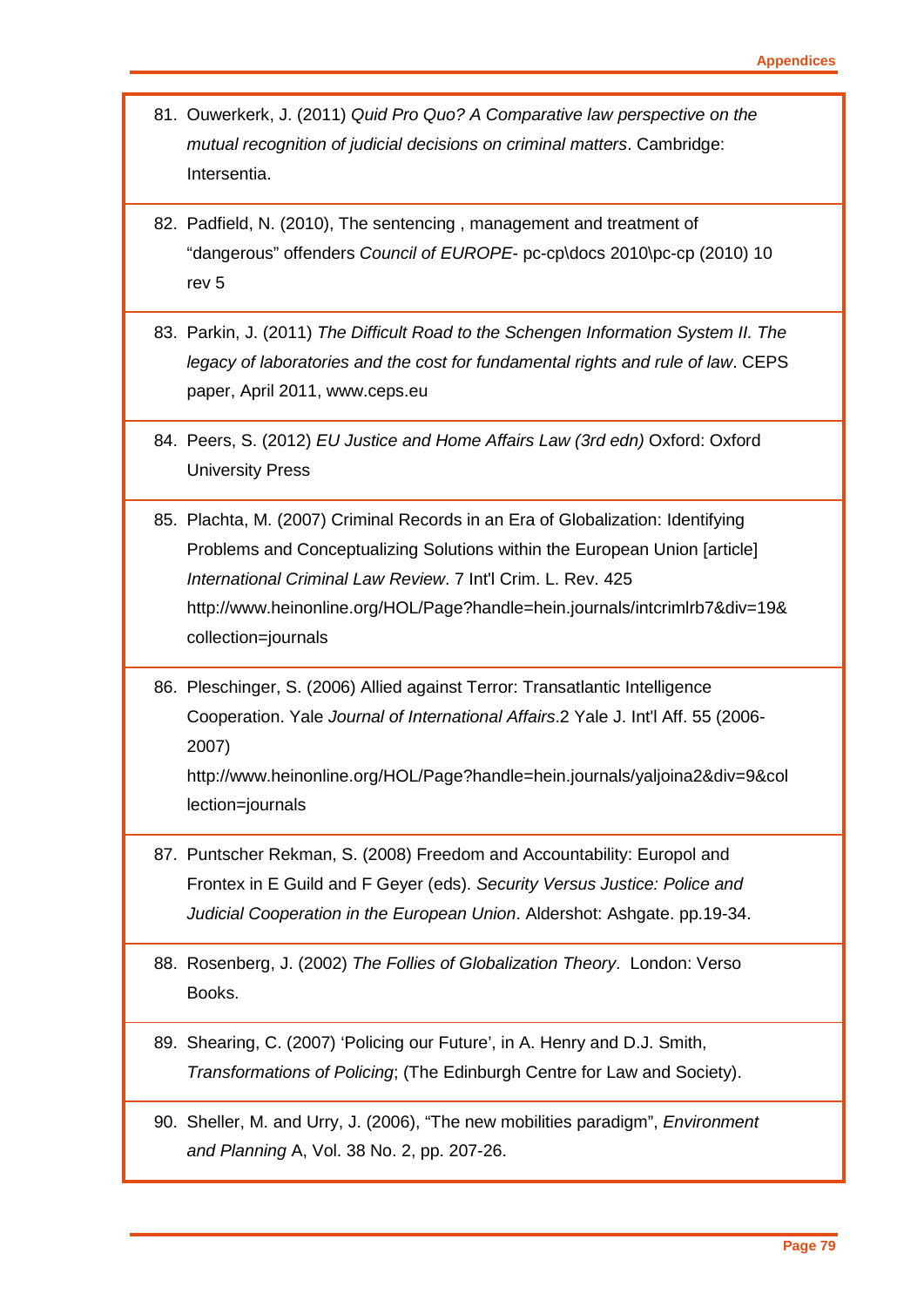81. Ouwerkerk, J. (2011) *Quid Pro Quo? A Comparative law perspective on the mutual recognition of judicial decisions on criminal matters*. Cambridge: Intersentia.

82. Padfield, N. (2010), The sentencing , management and treatment of "dangerous" offenders *Council of EUROPE*- pc-cp\docs 2010\pc-cp (2010) 10 rev 5

83. Parkin, J. (2011) *The Difficult Road to the Schengen Information System II. The legacy of laboratories and the cost for fundamental rights and rule of law*. CEPS paper, April 2011, www.ceps.eu

84. Peers, S. (2012) *EU Justice and Home Affairs Law (3rd edn)* Oxford: Oxford University Press

85. Plachta, M. (2007) Criminal Records in an Era of Globalization: Identifying Problems and Conceptualizing Solutions within the European Union [article] *International Criminal Law Review*. 7 Int'l Crim. L. Rev. 425 http://www.heinonline.org/HOL/Page?handle=hein.journals/intcrimlrb7&div=19&collection=journals

86. Pleschinger, S. (2006) Allied against Terror: Transatlantic Intelligence Cooperation. Yale *Journal of International Affairs*.2 Yale J. Int'l Aff. 55 (2006-2007) http://www.heinonline.org/HOL/Page?handle=hein.journals/yaljoina2&div=9&collection=journals

87. Puntscher Rekman, S. (2008) Freedom and Accountability: Europol and Frontex in E Guild and F Geyer (eds). *Security Versus Justice: Police and Judicial Cooperation in the European Union*. Aldershot: Ashgate. pp.19-34.

88. Rosenberg, J. (2002) *The Follies of Globalization Theory*. London: Verso Books.

89. Shearing, C. (2007) 'Policing our Future', in A. Henry and D.J. Smith, *Transformations of Policing*; (The Edinburgh Centre for Law and Society).

90. Sheller, M. and Urry, J. (2006), "The new mobilities paradigm", *Environment and Planning* A, Vol. 38 No. 2, pp. 207-26.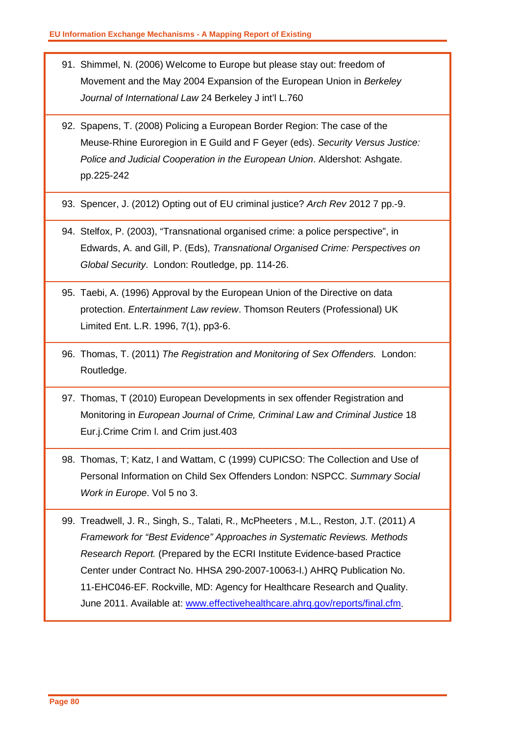91. Shimmel, N. (2006) Welcome to Europe but please stay out: freedom of Movement and the May 2004 Expansion of the European Union in *Berkeley Journal of International Law* 24 Berkeley J int'l L.760
92. Spapens, T. (2008) Policing a European Border Region: The case of the Meuse-Rhine Euroregion in E Guild and F Geyer (eds). *Security Versus Justice: Police and Judicial Cooperation in the European Union*. Aldershot: Ashgate. pp.225-242
93. Spencer, J. (2012) Opting out of EU criminal justice? *Arch Rev* 2012 7 pp.-9.
94. Stelfox, P. (2003), "Transnational organised crime: a police perspective", in Edwards, A. and Gill, P. (Eds), *Transnational Organised Crime: Perspectives on Global Security*. London: Routledge, pp. 114-26.
95. Taebi, A. (1996) Approval by the European Union of the Directive on data protection. *Entertainment Law review*. Thomson Reuters (Professional) UK Limited Ent. L.R. 1996, 7(1), pp3-6.
96. Thomas, T. (2011) *The Registration and Monitoring of Sex Offenders.* London: Routledge.
97. Thomas, T (2010) European Developments in sex offender Registration and Monitoring in *European Journal of Crime, Criminal Law and Criminal Justice* 18 Eur.j.Crime Crim l. and Crim just.403
98. Thomas, T; Katz, I and Wattam, C (1999) CUPICSO: The Collection and Use of Personal Information on Child Sex Offenders London: NSPCC. *Summary Social Work in Europe*. Vol 5 no 3.
99. Treadwell, J. R., Singh, S., Talati, R., McPheeters , M.L., Reston, J.T. (2011) *A Framework for "Best Evidence" Approaches in Systematic Reviews. Methods Research Report.* (Prepared by the ECRI Institute Evidence-based Practice Center under Contract No. HHSA 290-2007-10063-I.) AHRQ Publication No. 11-EHC046-EF. Rockville, MD: Agency for Healthcare Research and Quality. June 2011. Available at: [www.effectivehealthcare.ahrq.gov/reports/final.cfm](www.effectivehealthcare.ahrq.gov/reports/final.cfm).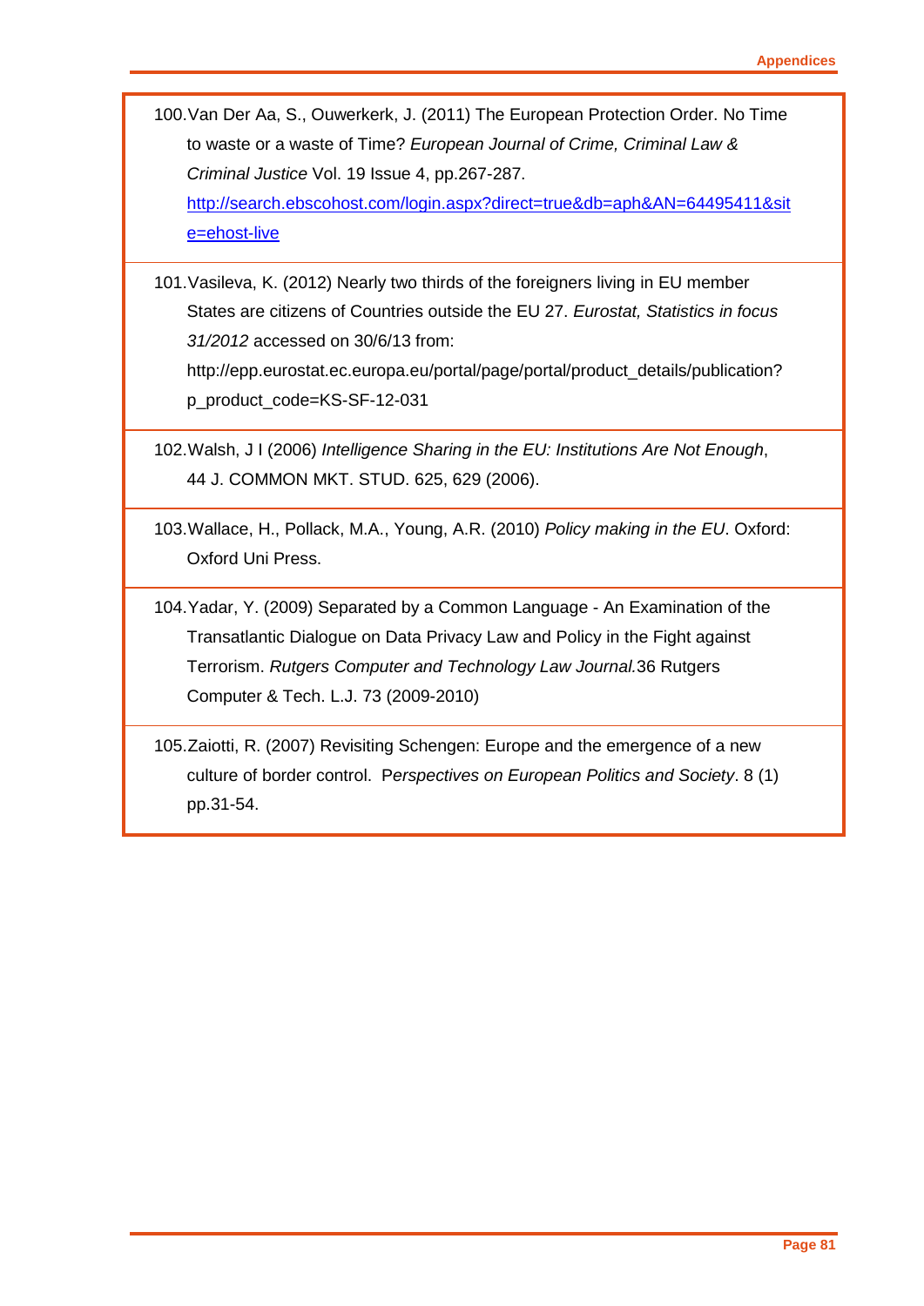100. Van Der Aa, S., Ouwerkerk, J. (2011) The European Protection Order. No Time to waste or a waste of Time? *European Journal of Crime, Criminal Law & Criminal Justice* Vol. 19 Issue 4, pp.267-287. http://search.ebscohost.com/login.aspx?direct=true&db=aph&AN=64495411&site=ehost-live

101. Vasileva, K. (2012) Nearly two thirds of the foreigners living in EU member States are citizens of Countries outside the EU 27. *Eurostat, Statistics in focus 31/2012* accessed on 30/6/13 from: http://epp.eurostat.ec.europa.eu/portal/page/portal/product_details/publication?p_product_code=KS-SF-12-031

102. Walsh, J I (2006) *Intelligence Sharing in the EU: Institutions Are Not Enough*, 44 J. COMMON MKT. STUD. 625, 629 (2006).

103. Wallace, H., Pollack, M.A., Young, A.R. (2010) *Policy making in the EU*. Oxford: Oxford Uni Press.

104. Yadar, Y. (2009) Separated by a Common Language - An Examination of the Transatlantic Dialogue on Data Privacy Law and Policy in the Fight against Terrorism. *Rutgers Computer and Technology Law Journal.*36 Rutgers Computer & Tech. L.J. 73 (2009-2010)

105. Zaiotti, R. (2007) Revisiting Schengen: Europe and the emergence of a new culture of border control. P*erspectives on European Politics and Society*. 8 (1) pp.31-54.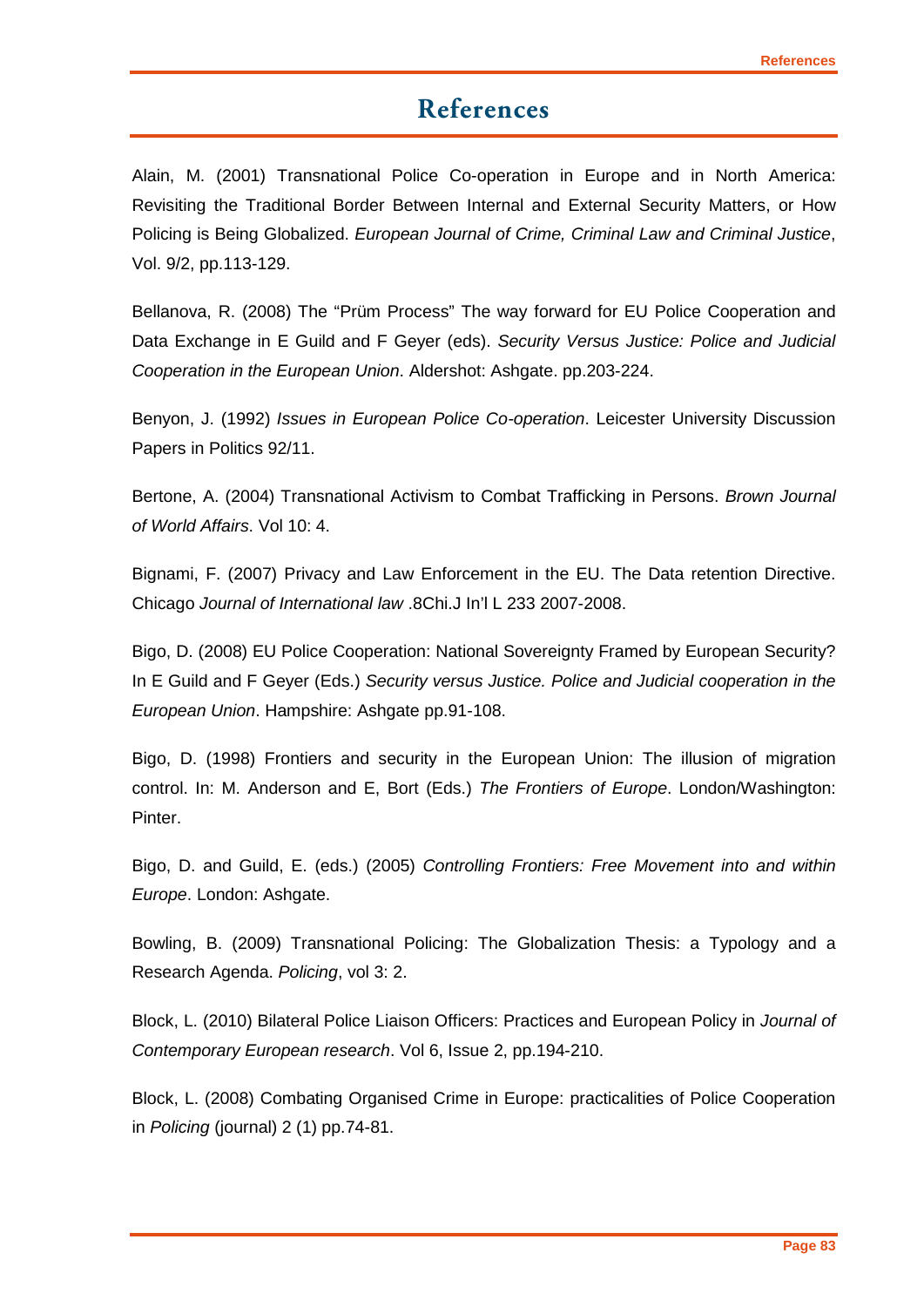# References

Alain, M. (2001) Transnational Police Co-operation in Europe and in North America: Revisiting the Traditional Border Between Internal and External Security Matters, or How Policing is Being Globalized. *European Journal of Crime, Criminal Law and Criminal Justice*, Vol. 9/2, pp.113-129.

Bellanova, R. (2008) The "Prüm Process" The way forward for EU Police Cooperation and Data Exchange in E Guild and F Geyer (eds). *Security Versus Justice: Police and Judicial Cooperation in the European Union*. Aldershot: Ashgate. pp.203-224.

Benyon, J. (1992) *Issues in European Police Co-operation*. Leicester University Discussion Papers in Politics 92/11.

Bertone, A. (2004) Transnational Activism to Combat Trafficking in Persons. *Brown Journal of World Affairs*. Vol 10: 4.

Bignami, F. (2007) Privacy and Law Enforcement in the EU. The Data retention Directive. Chicago *Journal of International law* .8Chi.J In'l L 233 2007-2008.

Bigo, D. (2008) EU Police Cooperation: National Sovereignty Framed by European Security? In E Guild and F Geyer (Eds.) *Security versus Justice. Police and Judicial cooperation in the European Union*. Hampshire: Ashgate pp.91-108.

Bigo, D. (1998) Frontiers and security in the European Union: The illusion of migration control. In: M. Anderson and E, Bort (Eds.) *The Frontiers of Europe*. London/Washington: Pinter.

Bigo, D. and Guild, E. (eds.) (2005) *Controlling Frontiers: Free Movement into and within Europe*. London: Ashgate.

Bowling, B. (2009) Transnational Policing: The Globalization Thesis: a Typology and a Research Agenda. *Policing*, vol 3: 2.

Block, L. (2010) Bilateral Police Liaison Officers: Practices and European Policy in *Journal of Contemporary European research*. Vol 6, Issue 2, pp.194-210.

Block, L. (2008) Combating Organised Crime in Europe: practicalities of Police Cooperation in *Policing* (journal) 2 (1) pp.74-81.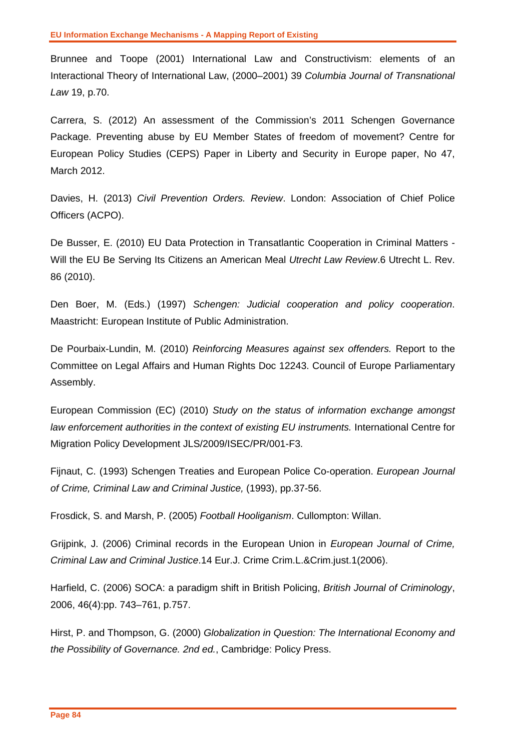Brunnee and Toope (2001) International Law and Constructivism: elements of an Interactional Theory of International Law, (2000–2001) 39 *Columbia Journal of Transnational Law* 19, p.70.

Carrera, S. (2012) An assessment of the Commission's 2011 Schengen Governance Package. Preventing abuse by EU Member States of freedom of movement? Centre for European Policy Studies (CEPS) Paper in Liberty and Security in Europe paper, No 47, March 2012.

Davies, H. (2013) *Civil Prevention Orders. Review*. London: Association of Chief Police Officers (ACPO).

De Busser, E. (2010) EU Data Protection in Transatlantic Cooperation in Criminal Matters - Will the EU Be Serving Its Citizens an American Meal *Utrecht Law Review*.6 Utrecht L. Rev. 86 (2010).

Den Boer, M. (Eds.) (1997) *Schengen: Judicial cooperation and policy cooperation*. Maastricht: European Institute of Public Administration.

De Pourbaix-Lundin, M. (2010) *Reinforcing Measures against sex offenders.* Report to the Committee on Legal Affairs and Human Rights Doc 12243. Council of Europe Parliamentary Assembly.

European Commission (EC) (2010) *Study on the status of information exchange amongst law enforcement authorities in the context of existing EU instruments.* International Centre for Migration Policy Development JLS/2009/ISEC/PR/001-F3.

Fijnaut, C. (1993) Schengen Treaties and European Police Co-operation. *European Journal of Crime, Criminal Law and Criminal Justice,* (1993), pp.37-56.

Frosdick, S. and Marsh, P. (2005) *Football Hooliganism*. Cullompton: Willan.

Grijpink, J. (2006) Criminal records in the European Union in *European Journal of Crime, Criminal Law and Criminal Justice*.14 Eur.J. Crime Crim.L.&Crim.just.1(2006).

Harfield, C. (2006) SOCA: a paradigm shift in British Policing, *British Journal of Criminology*, 2006, 46(4):pp. 743–761, p.757.

Hirst, P. and Thompson, G. (2000) *Globalization in Question: The International Economy and the Possibility of Governance. 2nd ed.*, Cambridge: Policy Press.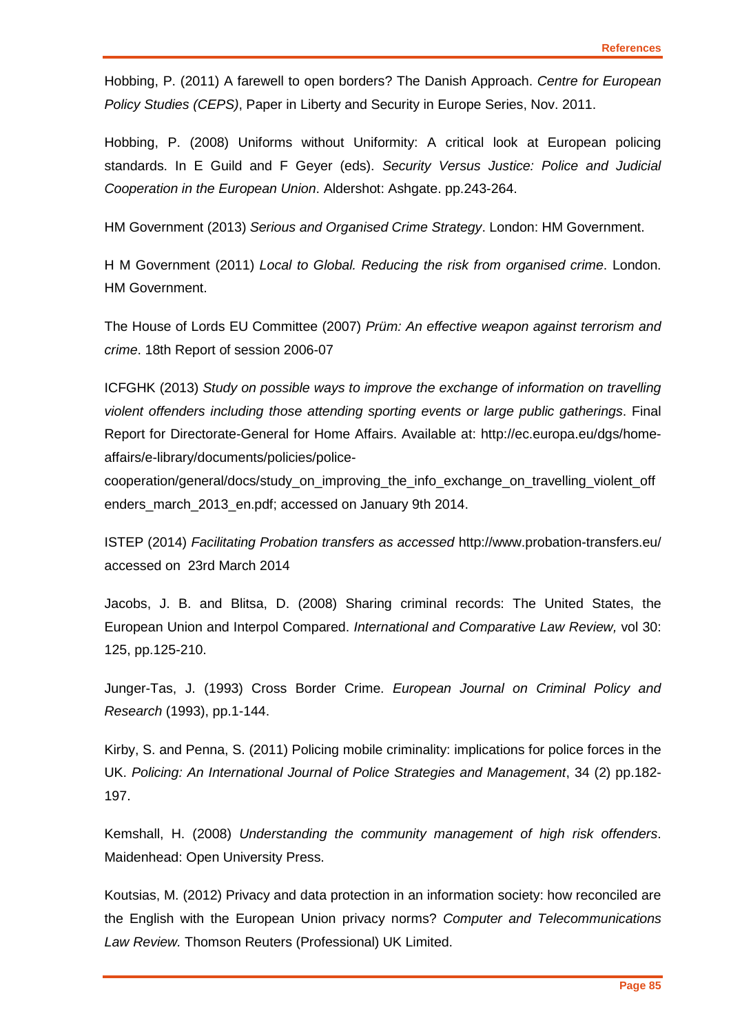Hobbing, P. (2011) A farewell to open borders? The Danish Approach. *Centre for European Policy Studies (CEPS)*, Paper in Liberty and Security in Europe Series, Nov. 2011.

Hobbing, P. (2008) Uniforms without Uniformity: A critical look at European policing standards. In E Guild and F Geyer (eds). *Security Versus Justice: Police and Judicial Cooperation in the European Union*. Aldershot: Ashgate. pp.243-264.

HM Government (2013) *Serious and Organised Crime Strategy*. London: HM Government.

H M Government (2011) *Local to Global. Reducing the risk from organised crime*. London. HM Government.

The House of Lords EU Committee (2007) *Prüm: An effective weapon against terrorism and crime*. 18th Report of session 2006-07

ICFGHK (2013) *Study on possible ways to improve the exchange of information on travelling violent offenders including those attending sporting events or large public gatherings*. Final Report for Directorate-General for Home Affairs. Available at: http://ec.europa.eu/dgs/home-affairs/e-library/documents/policies/police-cooperation/general/docs/study_on_improving_the_info_exchange_on_travelling_violent_offenders_march_2013_en.pdf; accessed on January 9th 2014.

ISTEP (2014) *Facilitating Probation transfers as accessed* http://www.probation-transfers.eu/ accessed on 23rd March 2014

Jacobs, J. B. and Blitsa, D. (2008) Sharing criminal records: The United States, the European Union and Interpol Compared. *International and Comparative Law Review,* vol 30: 125, pp.125-210.

Junger-Tas, J. (1993) Cross Border Crime. *European Journal on Criminal Policy and Research* (1993), pp.1-144.

Kirby, S. and Penna, S. (2011) Policing mobile criminality: implications for police forces in the UK. *Policing: An International Journal of Police Strategies and Management*, 34 (2) pp.182-197.

Kemshall, H. (2008) *Understanding the community management of high risk offenders*. Maidenhead: Open University Press.

Koutsias, M. (2012) Privacy and data protection in an information society: how reconciled are the English with the European Union privacy norms? *Computer and Telecommunications Law Review.* Thomson Reuters (Professional) UK Limited.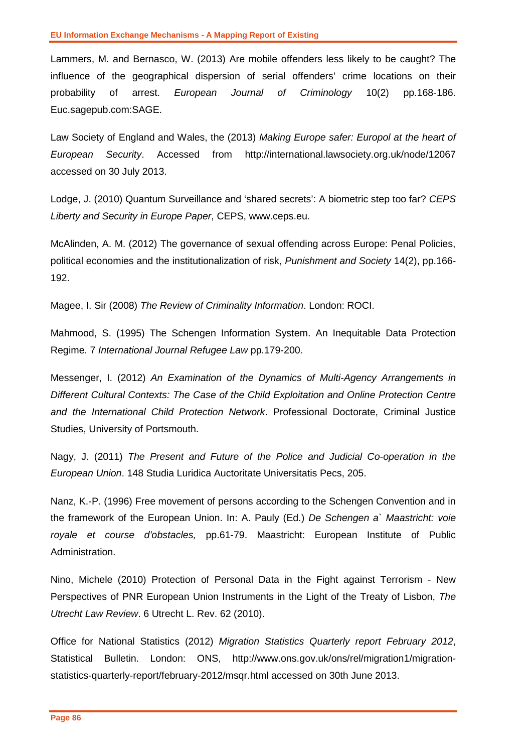Lammers, M. and Bernasco, W. (2013) Are mobile offenders less likely to be caught? The influence of the geographical dispersion of serial offenders' crime locations on their probability of arrest. *European Journal of Criminology* 10(2) pp.168-186. Euc.sagepub.com:SAGE.

Law Society of England and Wales, the (2013) *Making Europe safer: Europol at the heart of European Security*. Accessed from http://international.lawsociety.org.uk/node/12067 accessed on 30 July 2013.

Lodge, J. (2010) Quantum Surveillance and 'shared secrets': A biometric step too far? *CEPS Liberty and Security in Europe Paper*, CEPS, www.ceps.eu.

McAlinden, A. M. (2012) The governance of sexual offending across Europe: Penal Policies, political economies and the institutionalization of risk, *Punishment and Society* 14(2), pp.166-192.

Magee, I. Sir (2008) *The Review of Criminality Information*. London: ROCI.

Mahmood, S. (1995) The Schengen Information System. An Inequitable Data Protection Regime. 7 *International Journal Refugee Law* pp.179-200.

Messenger, I. (2012) *An Examination of the Dynamics of Multi-Agency Arrangements in Different Cultural Contexts: The Case of the Child Exploitation and Online Protection Centre and the International Child Protection Network*. Professional Doctorate, Criminal Justice Studies, University of Portsmouth.

Nagy, J. (2011) *The Present and Future of the Police and Judicial Co-operation in the European Union*. 148 Studia Luridica Auctoritate Universitatis Pecs, 205.

Nanz, K.-P. (1996) Free movement of persons according to the Schengen Convention and in the framework of the European Union. In: A. Pauly (Ed.) *De Schengen a` Maastricht: voie royale et course d'obstacles,* pp.61-79. Maastricht: European Institute of Public Administration.

Nino, Michele (2010) Protection of Personal Data in the Fight against Terrorism - New Perspectives of PNR European Union Instruments in the Light of the Treaty of Lisbon, *The Utrecht Law Review*. 6 Utrecht L. Rev. 62 (2010).

Office for National Statistics (2012) *Migration Statistics Quarterly report February 2012*, Statistical Bulletin. London: ONS, http://www.ons.gov.uk/ons/rel/migration1/migration-statistics-quarterly-report/february-2012/msqr.html accessed on 30th June 2013.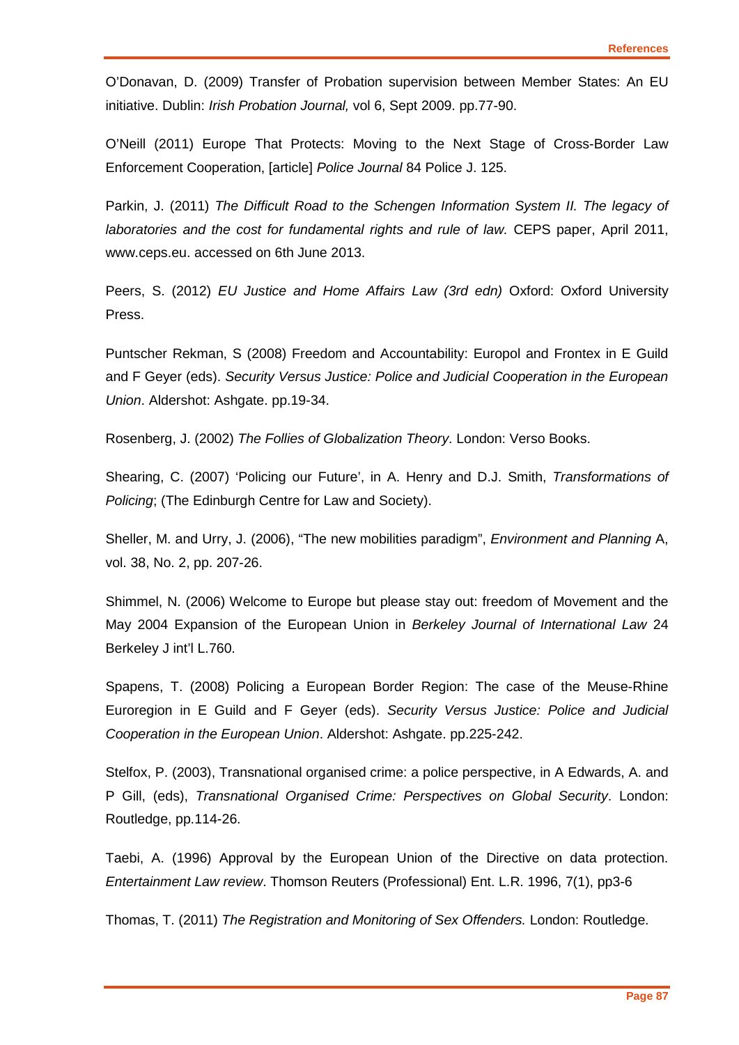O'Donavan, D. (2009) Transfer of Probation supervision between Member States: An EU initiative. Dublin: *Irish Probation Journal,* vol 6, Sept 2009. pp.77-90.

O'Neill (2011) Europe That Protects: Moving to the Next Stage of Cross-Border Law Enforcement Cooperation, [article] *Police Journal* 84 Police J. 125.

Parkin, J. (2011) *The Difficult Road to the Schengen Information System II. The legacy of laboratories and the cost for fundamental rights and rule of law.* CEPS paper, April 2011, www.ceps.eu. accessed on 6th June 2013.

Peers, S. (2012) *EU Justice and Home Affairs Law (3rd edn)* Oxford: Oxford University Press.

Puntscher Rekman, S (2008) Freedom and Accountability: Europol and Frontex in E Guild and F Geyer (eds). *Security Versus Justice: Police and Judicial Cooperation in the European Union*. Aldershot: Ashgate. pp.19-34.

Rosenberg, J. (2002) *The Follies of Globalization Theory*. London: Verso Books.

Shearing, C. (2007) 'Policing our Future', in A. Henry and D.J. Smith, *Transformations of Policing*; (The Edinburgh Centre for Law and Society).

Sheller, M. and Urry, J. (2006), "The new mobilities paradigm", *Environment and Planning* A, vol. 38, No. 2, pp. 207-26.

Shimmel, N. (2006) Welcome to Europe but please stay out: freedom of Movement and the May 2004 Expansion of the European Union in *Berkeley Journal of International Law* 24 Berkeley J int'l L.760.

Spapens, T. (2008) Policing a European Border Region: The case of the Meuse-Rhine Euroregion in E Guild and F Geyer (eds). *Security Versus Justice: Police and Judicial Cooperation in the European Union*. Aldershot: Ashgate. pp.225-242.

Stelfox, P. (2003), Transnational organised crime: a police perspective, in A Edwards, A. and P Gill, (eds), *Transnational Organised Crime: Perspectives on Global Security*. London: Routledge, pp.114-26.

Taebi, A. (1996) Approval by the European Union of the Directive on data protection. *Entertainment Law review*. Thomson Reuters (Professional) Ent. L.R. 1996, 7(1), pp3-6

Thomas, T. (2011) *The Registration and Monitoring of Sex Offenders.* London: Routledge.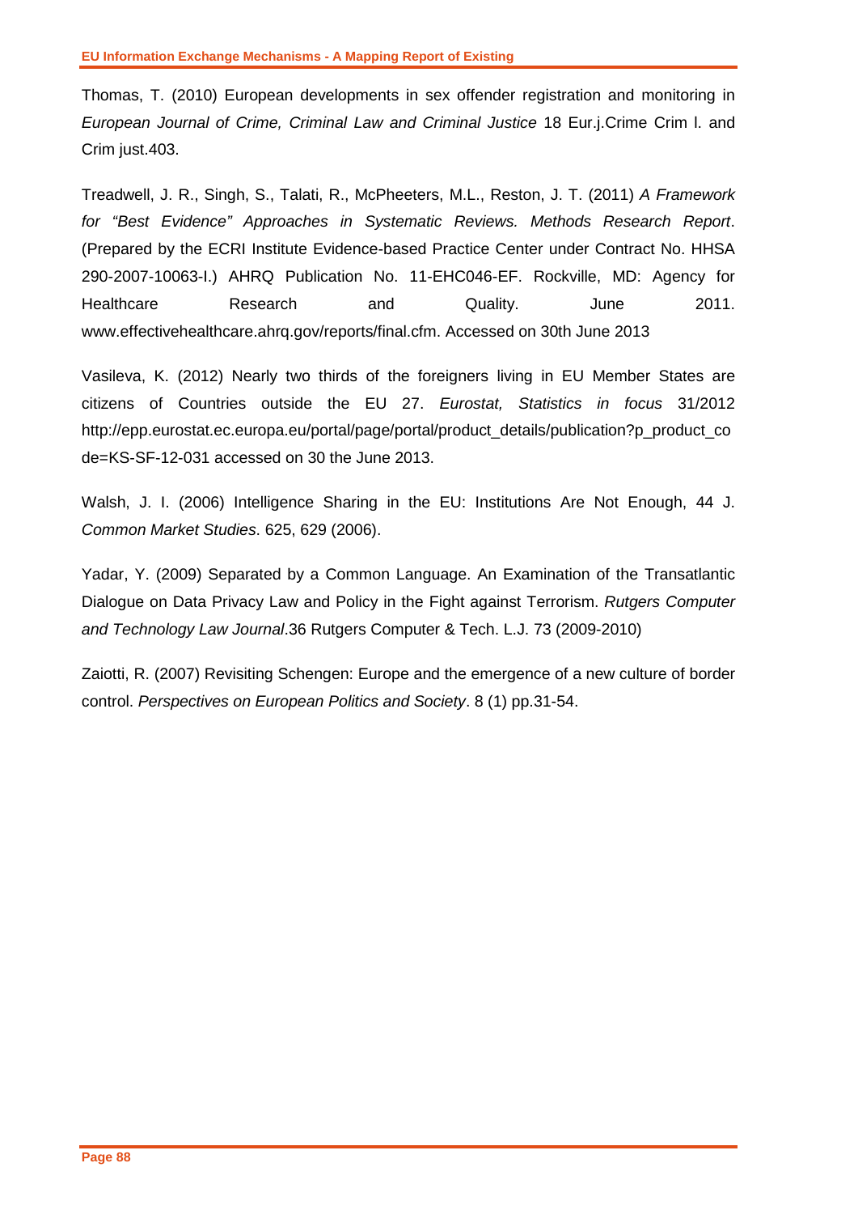Thomas, T. (2010) European developments in sex offender registration and monitoring in *European Journal of Crime, Criminal Law and Criminal Justice* 18 Eur.j.Crime Crim l. and Crim just.403.

Treadwell, J. R., Singh, S., Talati, R., McPheeters, M.L., Reston, J. T. (2011) *A Framework for "Best Evidence" Approaches in Systematic Reviews. Methods Research Report*. (Prepared by the ECRI Institute Evidence-based Practice Center under Contract No. HHSA 290-2007-10063-I.) AHRQ Publication No. 11-EHC046-EF. Rockville, MD: Agency for Healthcare Research and Quality. June 2011. www.effectivehealthcare.ahrq.gov/reports/final.cfm. Accessed on 30th June 2013

Vasileva, K. (2012) Nearly two thirds of the foreigners living in EU Member States are citizens of Countries outside the EU 27. *Eurostat, Statistics in focus* 31/2012 http://epp.eurostat.ec.europa.eu/portal/page/portal/product_details/publication?p_product_code=KS-SF-12-031 accessed on 30 the June 2013.

Walsh, J. I. (2006) Intelligence Sharing in the EU: Institutions Are Not Enough, 44 J. *Common Market Studies*. 625, 629 (2006).

Yadar, Y. (2009) Separated by a Common Language. An Examination of the Transatlantic Dialogue on Data Privacy Law and Policy in the Fight against Terrorism. *Rutgers Computer and Technology Law Journal*.36 Rutgers Computer & Tech. L.J. 73 (2009-2010)

Zaiotti, R. (2007) Revisiting Schengen: Europe and the emergence of a new culture of border control. *Perspectives on European Politics and Society*. 8 (1) pp.31-54.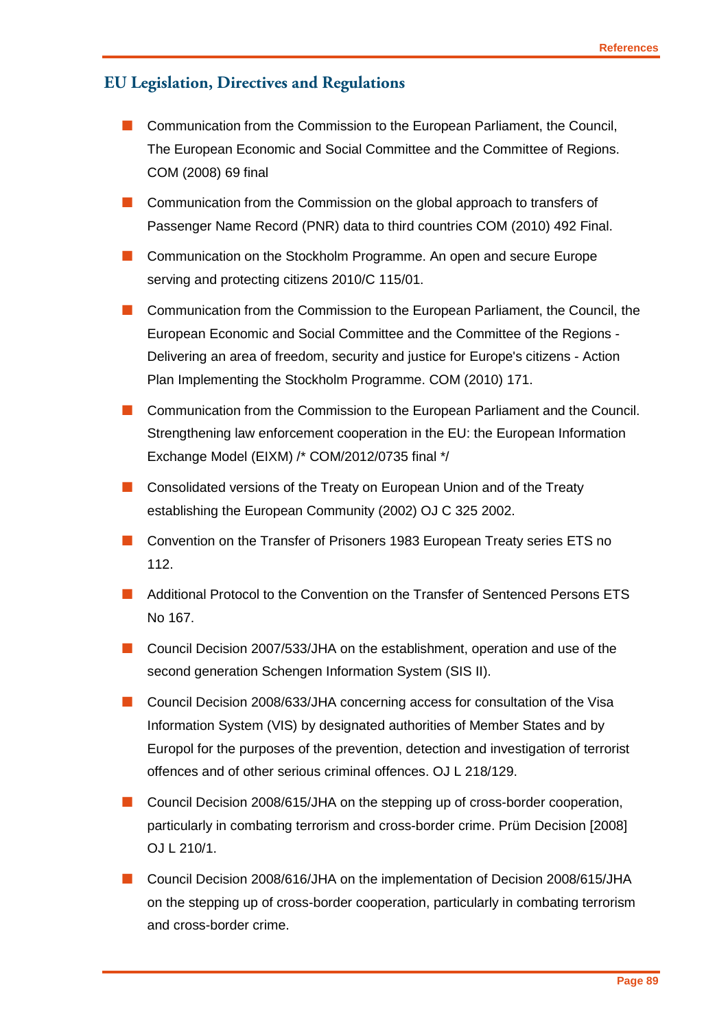## EU Legislation, Directives and Regulations

- Communication from the Commission to the European Parliament, the Council, The European Economic and Social Committee and the Committee of Regions. COM (2008) 69 final
- Communication from the Commission on the global approach to transfers of Passenger Name Record (PNR) data to third countries COM (2010) 492 Final.
- Communication on the Stockholm Programme. An open and secure Europe serving and protecting citizens 2010/C 115/01.
- Communication from the Commission to the European Parliament, the Council, the European Economic and Social Committee and the Committee of the Regions - Delivering an area of freedom, security and justice for Europe's citizens - Action Plan Implementing the Stockholm Programme. COM (2010) 171.
- Communication from the Commission to the European Parliament and the Council. Strengthening law enforcement cooperation in the EU: the European Information Exchange Model (EIXM) /* COM/2012/0735 final */
- Consolidated versions of the Treaty on European Union and of the Treaty establishing the European Community (2002) OJ C 325 2002.
- Convention on the Transfer of Prisoners 1983 European Treaty series ETS no 112.
- Additional Protocol to the Convention on the Transfer of Sentenced Persons ETS No 167.
- Council Decision 2007/533/JHA on the establishment, operation and use of the second generation Schengen Information System (SIS II).
- Council Decision 2008/633/JHA concerning access for consultation of the Visa Information System (VIS) by designated authorities of Member States and by Europol for the purposes of the prevention, detection and investigation of terrorist offences and of other serious criminal offences. OJ L 218/129.
- Council Decision 2008/615/JHA on the stepping up of cross-border cooperation, particularly in combating terrorism and cross-border crime. Prüm Decision [2008] OJ L 210/1.
- Council Decision 2008/616/JHA on the implementation of Decision 2008/615/JHA on the stepping up of cross-border cooperation, particularly in combating terrorism and cross-border crime.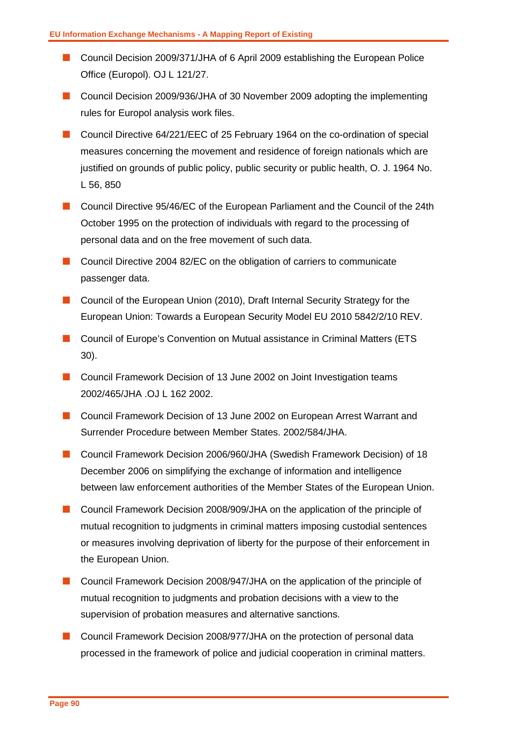- Council Decision 2009/371/JHA of 6 April 2009 establishing the European Police Office (Europol). OJ L 121/27.
- Council Decision 2009/936/JHA of 30 November 2009 adopting the implementing rules for Europol analysis work files.
- Council Directive 64/221/EEC of 25 February 1964 on the co-ordination of special measures concerning the movement and residence of foreign nationals which are justified on grounds of public policy, public security or public health, O. J. 1964 No. L 56, 850
- Council Directive 95/46/EC of the European Parliament and the Council of the 24th October 1995 on the protection of individuals with regard to the processing of personal data and on the free movement of such data.
- Council Directive 2004 82/EC on the obligation of carriers to communicate passenger data.
- Council of the European Union (2010), Draft Internal Security Strategy for the European Union: Towards a European Security Model EU 2010 5842/2/10 REV.
- Council of Europe's Convention on Mutual assistance in Criminal Matters (ETS 30).
- Council Framework Decision of 13 June 2002 on Joint Investigation teams 2002/465/JHA .OJ L 162 2002.
- Council Framework Decision of 13 June 2002 on European Arrest Warrant and Surrender Procedure between Member States. 2002/584/JHA.
- Council Framework Decision 2006/960/JHA (Swedish Framework Decision) of 18 December 2006 on simplifying the exchange of information and intelligence between law enforcement authorities of the Member States of the European Union.
- Council Framework Decision 2008/909/JHA on the application of the principle of mutual recognition to judgments in criminal matters imposing custodial sentences or measures involving deprivation of liberty for the purpose of their enforcement in the European Union.
- Council Framework Decision 2008/947/JHA on the application of the principle of mutual recognition to judgments and probation decisions with a view to the supervision of probation measures and alternative sanctions.
- Council Framework Decision 2008/977/JHA on the protection of personal data processed in the framework of police and judicial cooperation in criminal matters.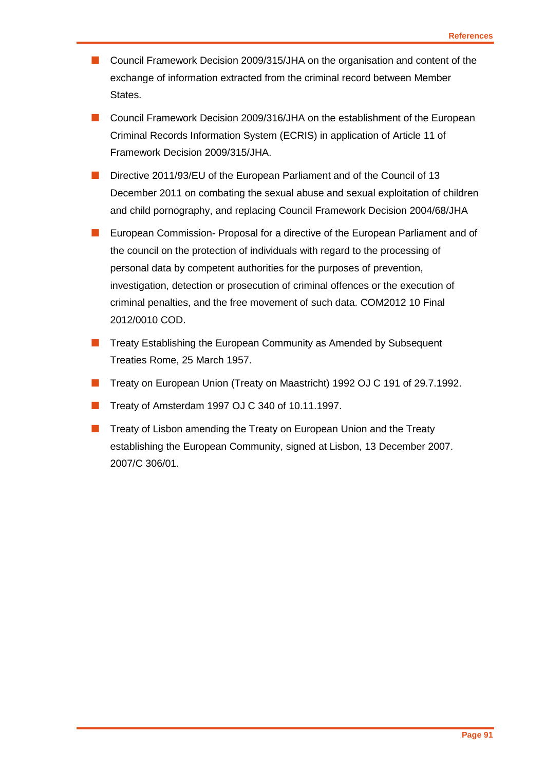- Council Framework Decision 2009/315/JHA on the organisation and content of the exchange of information extracted from the criminal record between Member States.
- Council Framework Decision 2009/316/JHA on the establishment of the European Criminal Records Information System (ECRIS) in application of Article 11 of Framework Decision 2009/315/JHA.
- Directive 2011/93/EU of the European Parliament and of the Council of 13 December 2011 on combating the sexual abuse and sexual exploitation of children and child pornography, and replacing Council Framework Decision 2004/68/JHA
- European Commission- Proposal for a directive of the European Parliament and of the council on the protection of individuals with regard to the processing of personal data by competent authorities for the purposes of prevention, investigation, detection or prosecution of criminal offences or the execution of criminal penalties, and the free movement of such data. COM2012 10 Final 2012/0010 COD.
- Treaty Establishing the European Community as Amended by Subsequent Treaties Rome, 25 March 1957.
- Treaty on European Union (Treaty on Maastricht) 1992 OJ C 191 of 29.7.1992.
- Treaty of Amsterdam 1997 OJ C 340 of 10.11.1997.
- Treaty of Lisbon amending the Treaty on European Union and the Treaty establishing the European Community, signed at Lisbon, 13 December 2007. 2007/C 306/01.